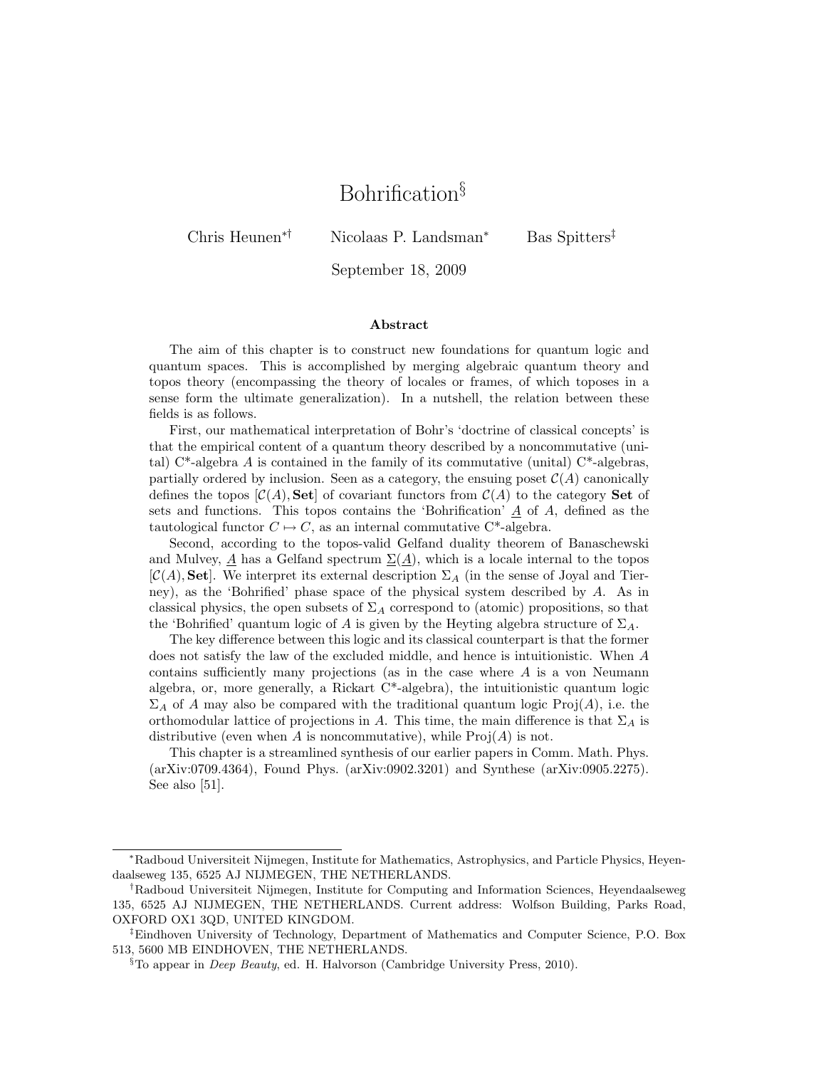# Bohrification[§]

Chris Heunen[*†] Nicolaas P. Landsman[*] Bas Spitters[‡]

September 18, 2009

### Abstract

The aim of this chapter is to construct new foundations for quantum logic and quantum spaces. This is accomplished by merging algebraic quantum theory and topos theory (encompassing the theory of locales or frames, of which toposes in a sense form the ultimate generalization). In a nutshell, the relation between these fields is as follows.

First, our mathematical interpretation of Bohr's 'doctrine of classical concepts' is that the empirical content of a quantum theory described by a noncommutative (unital) C*-algebra $A$ is contained in the family of its commutative (unital) C*-algebras, partially ordered by inclusion. Seen as a category, the ensuing poset $\mathcal{C}(A)$ canonically defines the topos $[\mathcal{C}(A), \mathbf{Set}]$ of covariant functors from $\mathcal{C}(A)$ to the category $\mathbf{Set}$ of sets and functions. This topos contains the 'Bohrification' $\underline{A}$ of $A$, defined as the tautological functor $C \mapsto C$, as an internal commutative C*-algebra.

Second, according to the topos-valid Gelfand duality theorem of Banaschewski and Mulvey, $\underline{A}$ has a Gelfand spectrum $\underline{\Sigma}(\underline{A})$, which is a locale internal to the topos $[\mathcal{C}(A), \mathbf{Set}]$. We interpret its external description $\Sigma_A$ (in the sense of Joyal and Tierney), as the 'Bohrified' phase space of the physical system described by $A$. As in classical physics, the open subsets of $\Sigma_A$ correspond to (atomic) propositions, so that the 'Bohrified' quantum logic of $A$ is given by the Heyting algebra structure of $\Sigma_A$.

The key difference between this logic and its classical counterpart is that the former does not satisfy the law of the excluded middle, and hence is intuitionistic. When $A$ contains sufficiently many projections (as in the case where $A$ is a von Neumann algebra, or, more generally, a Rickart C*-algebra), the intuitionistic quantum logic $\Sigma_A$ of $A$ may also be compared with the traditional quantum logic $\mathrm{Proj}(A)$, i.e. the orthomodular lattice of projections in $A$. This time, the main difference is that $\Sigma_A$ is distributive (even when $A$ is noncommutative), while $\mathrm{Proj}(A)$ is not.

This chapter is a streamlined synthesis of our earlier papers in Comm. Math. Phys. (arXiv:0709.4364), Found Phys. (arXiv:0902.3201) and Synthese (arXiv:0905.2275). See also [51].

---

[*] Radboud Universiteit Nijmegen, Institute for Mathematics, Astrophysics, and Particle Physics, Heyendaalseweg 135, 6525 AJ NIJMEGEN, THE NETHERLANDS.

[†] Radboud Universiteit Nijmegen, Institute for Computing and Information Sciences, Heyendaalseweg 135, 6525 AJ NIJMEGEN, THE NETHERLANDS. Current address: Wolfson Building, Parks Road, OXFORD OX1 3QD, UNITED KINGDOM.

[‡] Eindhoven University of Technology, Department of Mathematics and Computer Science, P.O. Box 513, 5600 MB EINDHOVEN, THE NETHERLANDS.

[§] To appear in *Deep Beauty*, ed. H. Halvorson (Cambridge University Press, 2010).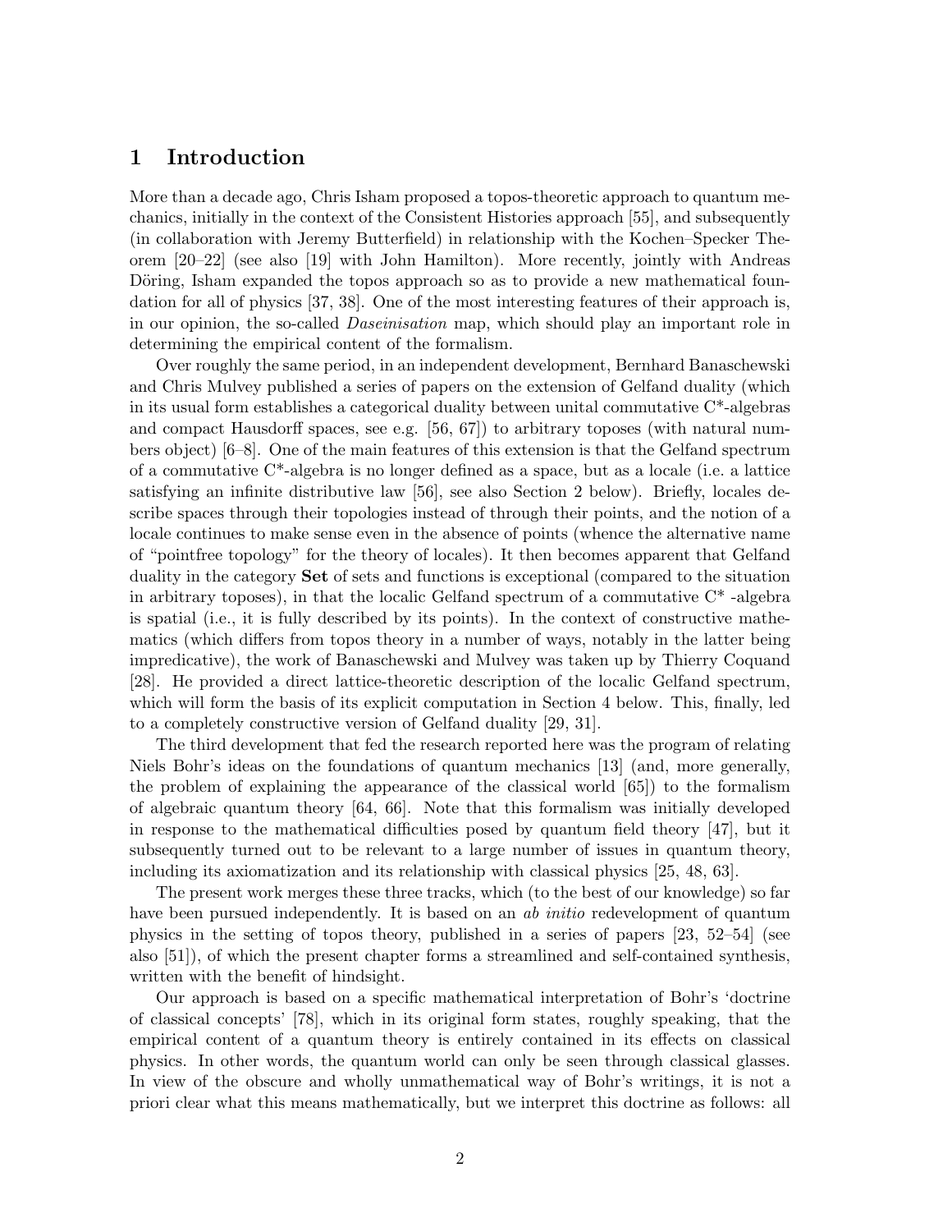# 1 Introduction

More than a decade ago, Chris Isham proposed a topos-theoretic approach to quantum mechanics, initially in the context of the Consistent Histories approach [55], and subsequently (in collaboration with Jeremy Butterfield) in relationship with the Kochen–Specker Theorem [20–22] (see also [19] with John Hamilton). More recently, jointly with Andreas Döring, Isham expanded the topos approach so as to provide a new mathematical foundation for all of physics [37, 38]. One of the most interesting features of their approach is, in our opinion, the so-called *Daseinisation* map, which should play an important role in determining the empirical content of the formalism.

Over roughly the same period, in an independent development, Bernhard Banaschewski and Chris Mulvey published a series of papers on the extension of Gelfand duality (which in its usual form establishes a categorical duality between unital commutative C*-algebras and compact Hausdorff spaces, see e.g. [56, 67]) to arbitrary toposes (with natural numbers object) [6–8]. One of the main features of this extension is that the Gelfand spectrum of a commutative C*-algebra is no longer defined as a space, but as a locale (i.e. a lattice satisfying an infinite distributive law [56], see also Section 2 below). Briefly, locales describe spaces through their topologies instead of through their points, and the notion of a locale continues to make sense even in the absence of points (whence the alternative name of "pointfree topology" for the theory of locales). It then becomes apparent that Gelfand duality in the category **Set** of sets and functions is exceptional (compared to the situation in arbitrary toposes), in that the localic Gelfand spectrum of a commutative C* -algebra is spatial (i.e., it is fully described by its points). In the context of constructive mathematics (which differs from topos theory in a number of ways, notably in the latter being impredicative), the work of Banaschewski and Mulvey was taken up by Thierry Coquand [28]. He provided a direct lattice-theoretic description of the localic Gelfand spectrum, which will form the basis of its explicit computation in Section 4 below. This, finally, led to a completely constructive version of Gelfand duality [29, 31].

The third development that fed the research reported here was the program of relating Niels Bohr's ideas on the foundations of quantum mechanics [13] (and, more generally, the problem of explaining the appearance of the classical world [65]) to the formalism of algebraic quantum theory [64, 66]. Note that this formalism was initially developed in response to the mathematical difficulties posed by quantum field theory [47], but it subsequently turned out to be relevant to a large number of issues in quantum theory, including its axiomatization and its relationship with classical physics [25, 48, 63].

The present work merges these three tracks, which (to the best of our knowledge) so far have been pursued independently. It is based on an *ab initio* redevelopment of quantum physics in the setting of topos theory, published in a series of papers [23, 52–54] (see also [51]), of which the present chapter forms a streamlined and self-contained synthesis, written with the benefit of hindsight.

Our approach is based on a specific mathematical interpretation of Bohr's 'doctrine of classical concepts' [78], which in its original form states, roughly speaking, that the empirical content of a quantum theory is entirely contained in its effects on classical physics. In other words, the quantum world can only be seen through classical glasses. In view of the obscure and wholly unmathematical way of Bohr's writings, it is not a priori clear what this means mathematically, but we interpret this doctrine as follows: all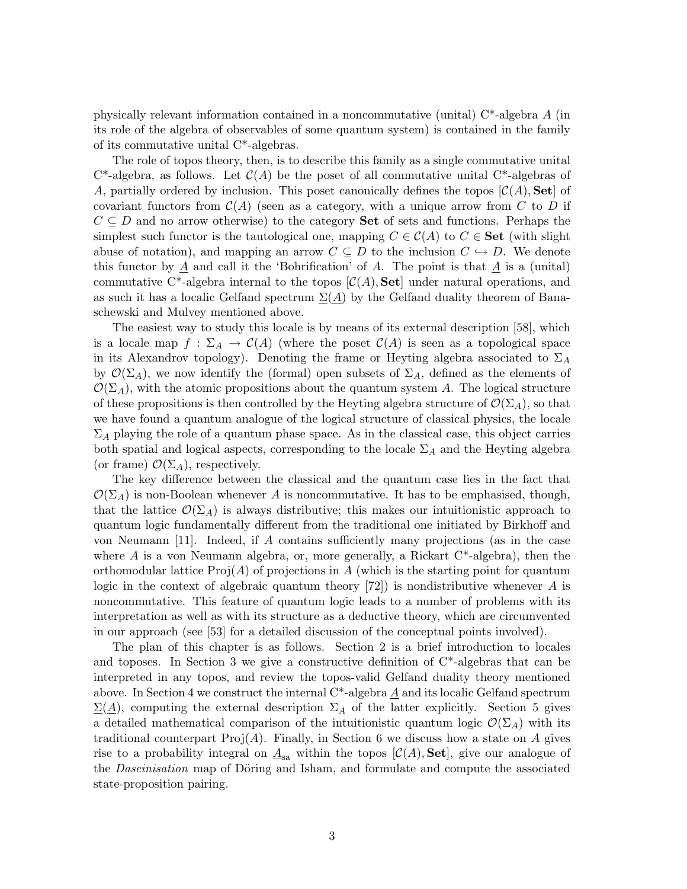physically relevant information contained in a noncommutative (unital) C*-algebra $A$ (in its role of the algebra of observables of some quantum system) is contained in the family of its commutative unital C*-algebras.

The role of topos theory, then, is to describe this family as a single commutative unital C*-algebra, as follows. Let $\mathcal{C}(A)$ be the poset of all commutative unital C*-algebras of $A$, partially ordered by inclusion. This poset canonically defines the topos $[\mathcal{C}(A), \mathbf{Set}]$ of covariant functors from $\mathcal{C}(A)$ (seen as a category, with a unique arrow from $C$ to $D$ if $C \subseteq D$ and no arrow otherwise) to the category **Set** of sets and functions. Perhaps the simplest such functor is the tautological one, mapping $C \in \mathcal{C}(A)$ to $C \in \mathbf{Set}$ (with slight abuse of notation), and mapping an arrow $C \subseteq D$ to the inclusion $C \hookrightarrow D$. We denote this functor by $\underline{A}$ and call it the 'Bohrification' of $A$. The point is that $\underline{A}$ is a (unital) commutative C*-algebra internal to the topos $[\mathcal{C}(A), \mathbf{Set}]$ under natural operations, and as such it has a localic Gelfand spectrum $\underline{\Sigma}(\underline{A})$ by the Gelfand duality theorem of Banaschewski and Mulvey mentioned above.

The easiest way to study this locale is by means of its external description [58], which is a locale map $f : \Sigma_A \to \mathcal{C}(A)$ (where the poset $\mathcal{C}(A)$ is seen as a topological space in its Alexandrov topology). Denoting the frame or Heyting algebra associated to $\Sigma_A$ by $\mathcal{O}(\Sigma_A)$, we now identify the (formal) open subsets of $\Sigma_A$, defined as the elements of $\mathcal{O}(\Sigma_A)$, with the atomic propositions about the quantum system $A$. The logical structure of these propositions is then controlled by the Heyting algebra structure of $\mathcal{O}(\Sigma_A)$, so that we have found a quantum analogue of the logical structure of classical physics, the locale $\Sigma_A$ playing the role of a quantum phase space. As in the classical case, this object carries both spatial and logical aspects, corresponding to the locale $\Sigma_A$ and the Heyting algebra (or frame) $\mathcal{O}(\Sigma_A)$, respectively.

The key difference between the classical and the quantum case lies in the fact that $\mathcal{O}(\Sigma_A)$ is non-Boolean whenever $A$ is noncommutative. It has to be emphasised, though, that the lattice $\mathcal{O}(\Sigma_A)$ is always distributive; this makes our intuitionistic approach to quantum logic fundamentally different from the traditional one initiated by Birkhoff and von Neumann [11]. Indeed, if $A$ contains sufficiently many projections (as in the case where $A$ is a von Neumann algebra, or, more generally, a Rickart C*-algebra), then the orthomodular lattice $\mathrm{Proj}(A)$ of projections in $A$ (which is the starting point for quantum logic in the context of algebraic quantum theory [72]) is nondistributive whenever $A$ is noncommutative. This feature of quantum logic leads to a number of problems with its interpretation as well as with its structure as a deductive theory, which are circumvented in our approach (see [53] for a detailed discussion of the conceptual points involved).

The plan of this chapter is as follows. Section 2 is a brief introduction to locales and toposes. In Section 3 we give a constructive definition of C*-algebras that can be interpreted in any topos, and review the topos-valid Gelfand duality theory mentioned above. In Section 4 we construct the internal C*-algebra $\underline{A}$ and its localic Gelfand spectrum $\underline{\Sigma}(\underline{A})$, computing the external description $\Sigma_A$ of the latter explicitly. Section 5 gives a detailed mathematical comparison of the intuitionistic quantum logic $\mathcal{O}(\Sigma_A)$ with its traditional counterpart $\mathrm{Proj}(A)$. Finally, in Section 6 we discuss how a state on $A$ gives rise to a probability integral on $\underline{A}_{\mathrm{sa}}$ within the topos $[\mathcal{C}(A), \mathbf{Set}]$, give our analogue of the *Daseinisation* map of Döring and Isham, and formulate and compute the associated state-proposition pairing.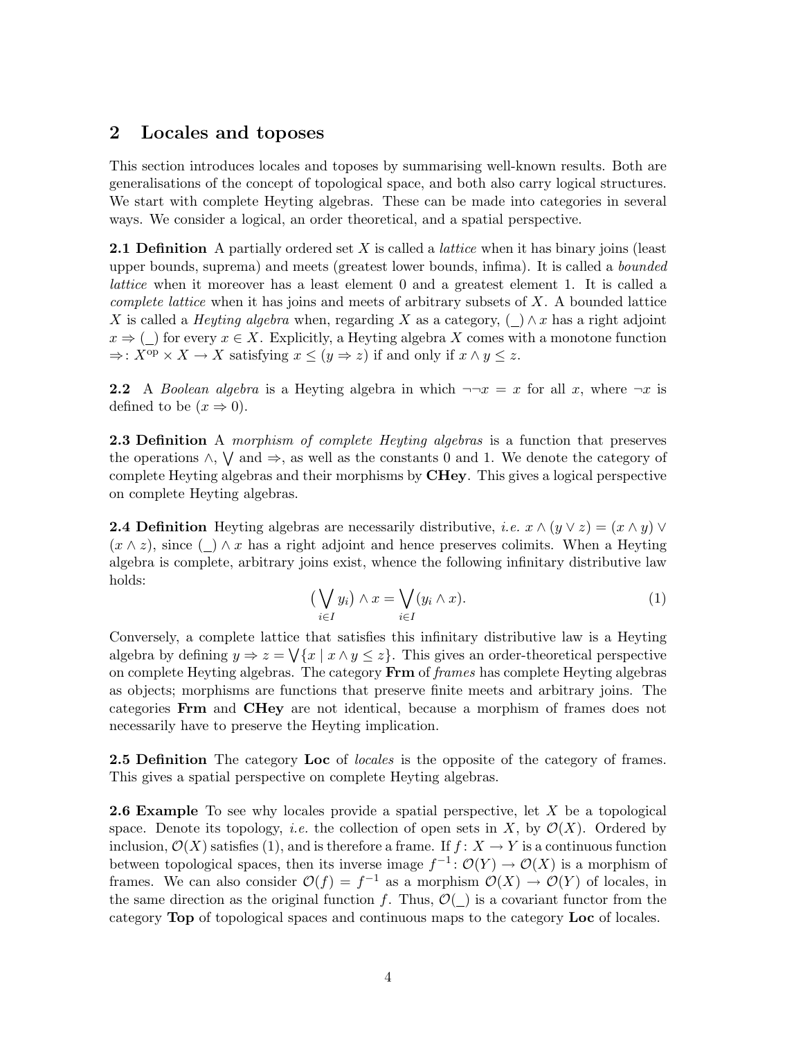## 2 Locales and toposes

This section introduces locales and toposes by summarising well-known results. Both are generalisations of the concept of topological space, and both also carry logical structures. We start with complete Heyting algebras. These can be made into categories in several ways. We consider a logical, an order theoretical, and a spatial perspective.

**2.1 Definition** A partially ordered set $X$ is called a *lattice* when it has binary joins (least upper bounds, suprema) and meets (greatest lower bounds, infima). It is called a *bounded lattice* when it moreover has a least element 0 and a greatest element 1. It is called a *complete lattice* when it has joins and meets of arbitrary subsets of $X$. A bounded lattice $X$ is called a *Heyting algebra* when, regarding $X$ as a category, $(\_) \wedge x$ has a right adjoint $x \Rightarrow (\_)$ for every $x \in X$. Explicitly, a Heyting algebra $X$ comes with a monotone function $\Rightarrow\colon X^{\mathrm{op}} \times X \to X$ satisfying $x \leq (y \Rightarrow z)$ if and only if $x \wedge y \leq z$.

**2.2** A *Boolean algebra* is a Heyting algebra in which $\neg\neg x = x$ for all $x$, where $\neg x$ is defined to be $(x \Rightarrow 0)$.

**2.3 Definition** A *morphism of complete Heyting algebras* is a function that preserves the operations $\wedge$, $\bigvee$ and $\Rightarrow$, as well as the constants 0 and 1. We denote the category of complete Heyting algebras and their morphisms by **CHey**. This gives a logical perspective on complete Heyting algebras.

**2.4 Definition** Heyting algebras are necessarily distributive, *i.e.* $x \wedge (y \vee z) = (x \wedge y) \vee (x \wedge z)$, since $(\_) \wedge x$ has a right adjoint and hence preserves colimits. When a Heyting algebra is complete, arbitrary joins exist, whence the following infinitary distributive law holds:

$$\big(\bigvee_{i \in I} y_i\big) \wedge x = \bigvee_{i \in I} (y_i \wedge x). \tag{1}$$

Conversely, a complete lattice that satisfies this infinitary distributive law is a Heyting algebra by defining $y \Rightarrow z = \bigvee\{x \mid x \wedge y \leq z\}$. This gives an order-theoretical perspective on complete Heyting algebras. The category **Frm** of *frames* has complete Heyting algebras as objects; morphisms are functions that preserve finite meets and arbitrary joins. The categories **Frm** and **CHey** are not identical, because a morphism of frames does not necessarily have to preserve the Heyting implication.

**2.5 Definition** The category **Loc** of *locales* is the opposite of the category of frames. This gives a spatial perspective on complete Heyting algebras.

**2.6 Example** To see why locales provide a spatial perspective, let $X$ be a topological space. Denote its topology, *i.e.* the collection of open sets in $X$, by $\mathcal{O}(X)$. Ordered by inclusion, $\mathcal{O}(X)$ satisfies (1), and is therefore a frame. If $f\colon X \to Y$ is a continuous function between topological spaces, then its inverse image $f^{-1}\colon \mathcal{O}(Y) \to \mathcal{O}(X)$ is a morphism of frames. We can also consider $\mathcal{O}(f) = f^{-1}$ as a morphism $\mathcal{O}(X) \to \mathcal{O}(Y)$ of locales, in the same direction as the original function $f$. Thus, $\mathcal{O}(\_)$ is a covariant functor from the category **Top** of topological spaces and continuous maps to the category **Loc** of locales.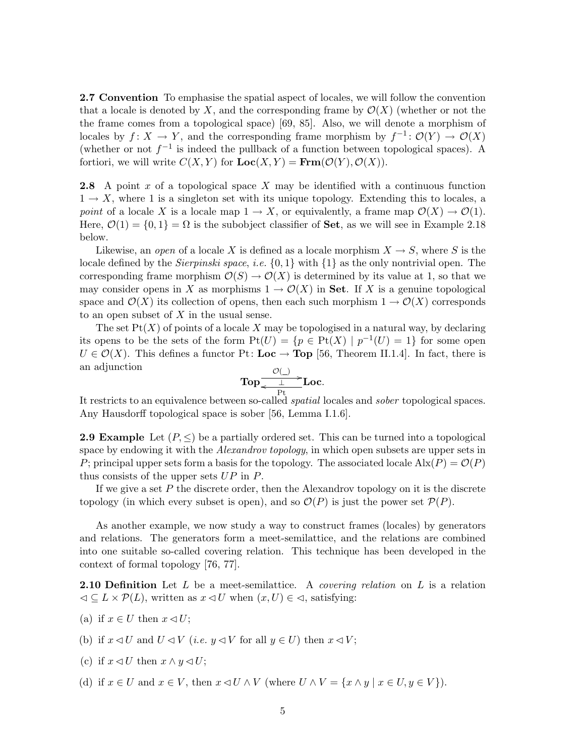**2.7 Convention** To emphasise the spatial aspect of locales, we will follow the convention that a locale is denoted by $X$, and the corresponding frame by $\mathcal{O}(X)$ (whether or not the the frame comes from a topological space) [69, 85]. Also, we will denote a morphism of locales by $f\colon X \to Y$, and the corresponding frame morphism by $f^{-1}\colon \mathcal{O}(Y) \to \mathcal{O}(X)$ (whether or not $f^{-1}$ is indeed the pullback of a function between topological spaces). A fortiori, we will write $C(X,Y)$ for $\mathbf{Loc}(X,Y) = \mathbf{Frm}(\mathcal{O}(Y), \mathcal{O}(X))$.

**2.8** A point $x$ of a topological space $X$ may be identified with a continuous function $1 \to X$, where 1 is a singleton set with its unique topology. Extending this to locales, a *point* of a locale $X$ is a locale map $1 \to X$, or equivalently, a frame map $\mathcal{O}(X) \to \mathcal{O}(1)$. Here, $\mathcal{O}(1) = \{0,1\} = \Omega$ is the subobject classifier of **Set**, as we will see in Example 2.18 below.

Likewise, an *open* of a locale $X$ is defined as a locale morphism $X \to S$, where $S$ is the locale defined by the *Sierpinski space*, *i.e.* $\{0,1\}$ with $\{1\}$ as the only nontrivial open. The corresponding frame morphism $\mathcal{O}(S) \to \mathcal{O}(X)$ is determined by its value at 1, so that we may consider opens in $X$ as morphisms $1 \to \mathcal{O}(X)$ in **Set**. If $X$ is a genuine topological space and $\mathcal{O}(X)$ its collection of opens, then each such morphism $1 \to \mathcal{O}(X)$ corresponds to an open subset of $X$ in the usual sense.

The set $\mathrm{Pt}(X)$ of points of a locale $X$ may be topologised in a natural way, by declaring its opens to be the sets of the form $\mathrm{Pt}(U) = \{p \in \mathrm{Pt}(X) \mid p^{-1}(U) = 1\}$ for some open $U \in \mathcal{O}(X)$. This defines a functor $\mathrm{Pt}\colon \mathbf{Loc} \to \mathbf{Top}$ [56, Theorem II.1.4]. In fact, there is an adjunction

$$\mathbf{Top} \underset{\mathrm{Pt}}{\overset{\mathcal{O}(\_)}{\underset{\bot}{\rightleftarrows}}} \mathbf{Loc}.$$

It restricts to an equivalence between so-called *spatial* locales and *sober* topological spaces. Any Hausdorff topological space is sober [56, Lemma I.1.6].

**2.9 Example** Let $(P, \leq)$ be a partially ordered set. This can be turned into a topological space by endowing it with the *Alexandrov topology*, in which open subsets are upper sets in $P$; principal upper sets form a basis for the topology. The associated locale $\mathrm{Alx}(P) = \mathcal{O}(P)$ thus consists of the upper sets $UP$ in $P$.

If we give a set $P$ the discrete order, then the Alexandrov topology on it is the discrete topology (in which every subset is open), and so $\mathcal{O}(P)$ is just the power set $\mathcal{P}(P)$.

As another example, we now study a way to construct frames (locales) by generators and relations. The generators form a meet-semilattice, and the relations are combined into one suitable so-called covering relation. This technique has been developed in the context of formal topology [76, 77].

**2.10 Definition** Let $L$ be a meet-semilattice. A *covering relation* on $L$ is a relation $\lhd \subseteq L \times \mathcal{P}(L)$, written as $x \lhd U$ when $(x, U) \in \lhd$, satisfying:

(a) if $x \in U$ then $x \lhd U$;

(b) if $x \lhd U$ and $U \lhd V$ (*i.e.* $y \lhd V$ for all $y \in U$) then $x \lhd V$;

(c) if $x \lhd U$ then $x \wedge y \lhd U$;

(d) if $x \in U$ and $x \in V$, then $x \lhd U \wedge V$ (where $U \wedge V = \{x \wedge y \mid x \in U, y \in V\}$).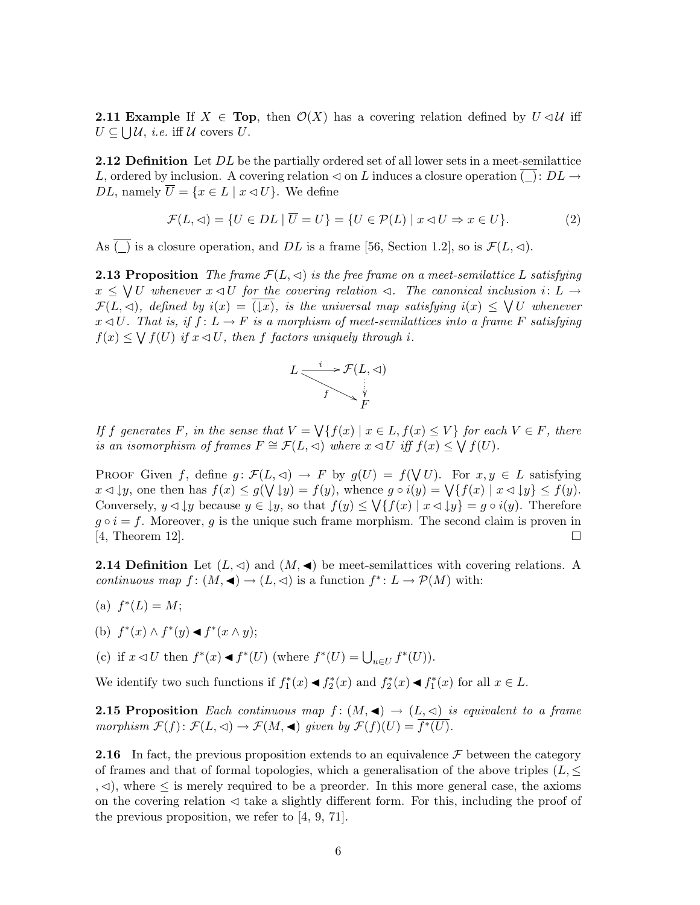**2.11 Example** If $X \in \mathbf{Top}$, then $\mathcal{O}(X)$ has a covering relation defined by $U \lhd \mathcal{U}$ iff $U \subseteq \bigcup \mathcal{U}$, *i.e.* iff $\mathcal{U}$ covers $U$.

**2.12 Definition** Let $DL$ be the partially ordered set of all lower sets in a meet-semilattice $L$, ordered by inclusion. A covering relation $\lhd$ on $L$ induces a closure operation $\overline{(\_)}\colon DL \to DL$, namely $\overline{U} = \{x \in L \mid x \lhd U\}$. We define

$$\mathcal{F}(L, \lhd) = \{U \in DL \mid \overline{U} = U\} = \{U \in \mathcal{P}(L) \mid x \lhd U \Rightarrow x \in U\}. \tag{2}$$

As $\overline{(\_)}$ is a closure operation, and $DL$ is a frame [56, Section 1.2], so is $\mathcal{F}(L, \lhd)$.

**2.13 Proposition** *The frame $\mathcal{F}(L, \lhd)$ is the free frame on a meet-semilattice $L$ satisfying $x \leq \bigvee U$ whenever $x \lhd U$ for the covering relation $\lhd$. The canonical inclusion $i\colon L \to \mathcal{F}(L, \lhd)$, defined by $i(x) = \overline{(\downarrow x)}$, is the universal map satisfying $i(x) \leq \bigvee U$ whenever $x \lhd U$. That is, if $f\colon L \to F$ is a morphism of meet-semilattices into a frame $F$ satisfying $f(x) \leq \bigvee f(U)$ if $x \lhd U$, then $f$ factors uniquely through $i$.*

$$\begin{array}{ccc} L & \xrightarrow{\ i\ } & \mathcal{F}(L, \lhd) \\ & \searrow_{f} & \vdots \\ & & F \end{array}$$

*If $f$ generates $F$, in the sense that $V = \bigvee\{f(x) \mid x \in L, f(x) \leq V\}$ for each $V \in F$, there is an isomorphism of frames $F \cong \mathcal{F}(L, \lhd)$ where $x \lhd U$ iff $f(x) \leq \bigvee f(U)$.*

Proof Given $f$, define $g\colon \mathcal{F}(L, \lhd) \to F$ by $g(U) = f(\bigvee U)$. For $x, y \in L$ satisfying $x \lhd \downarrow y$, one then has $f(x) \leq g(\bigvee \downarrow y) = f(y)$, whence $g \circ i(y) = \bigvee\{f(x) \mid x \lhd \downarrow y\} \leq f(y)$. Conversely, $y \lhd \downarrow y$ because $y \in \downarrow y$, so that $f(y) \leq \bigvee\{f(x) \mid x \lhd \downarrow y\} = g \circ i(y)$. Therefore $g \circ i = f$. Moreover, $g$ is the unique such frame morphism. The second claim is proven in [4, Theorem 12]. □

**2.14 Definition** Let $(L, \lhd)$ and $(M, \blacktriangleleft)$ be meet-semilattices with covering relations. A *continuous map* $f\colon (M, \blacktriangleleft) \to (L, \lhd)$ is a function $f^*\colon L \to \mathcal{P}(M)$ with:

(a) $f^*(L) = M$;

(b) $f^*(x) \wedge f^*(y) \blacktriangleleft f^*(x \wedge y)$;

(c) if $x \lhd U$ then $f^*(x) \blacktriangleleft f^*(U)$ (where $f^*(U) = \bigcup_{u \in U} f^*(U)$).

We identify two such functions if $f_1^*(x) \blacktriangleleft f_2^*(x)$ and $f_2^*(x) \blacktriangleleft f_1^*(x)$ for all $x \in L$.

**2.15 Proposition** *Each continuous map $f\colon (M, \blacktriangleleft) \to (L, \lhd)$ is equivalent to a frame morphism $\mathcal{F}(f)\colon \mathcal{F}(L, \lhd) \to \mathcal{F}(M, \blacktriangleleft)$ given by $\mathcal{F}(f)(U) = \overline{f^*(U)}$.*

**2.16** In fact, the previous proposition extends to an equivalence $\mathcal{F}$ between the category of frames and that of formal topologies, which a generalisation of the above triples $(L, \leq, \lhd)$, where $\leq$ is merely required to be a preorder. In this more general case, the axioms on the covering relation $\lhd$ take a slightly different form. For this, including the proof of the previous proposition, we refer to [4, 9, 71].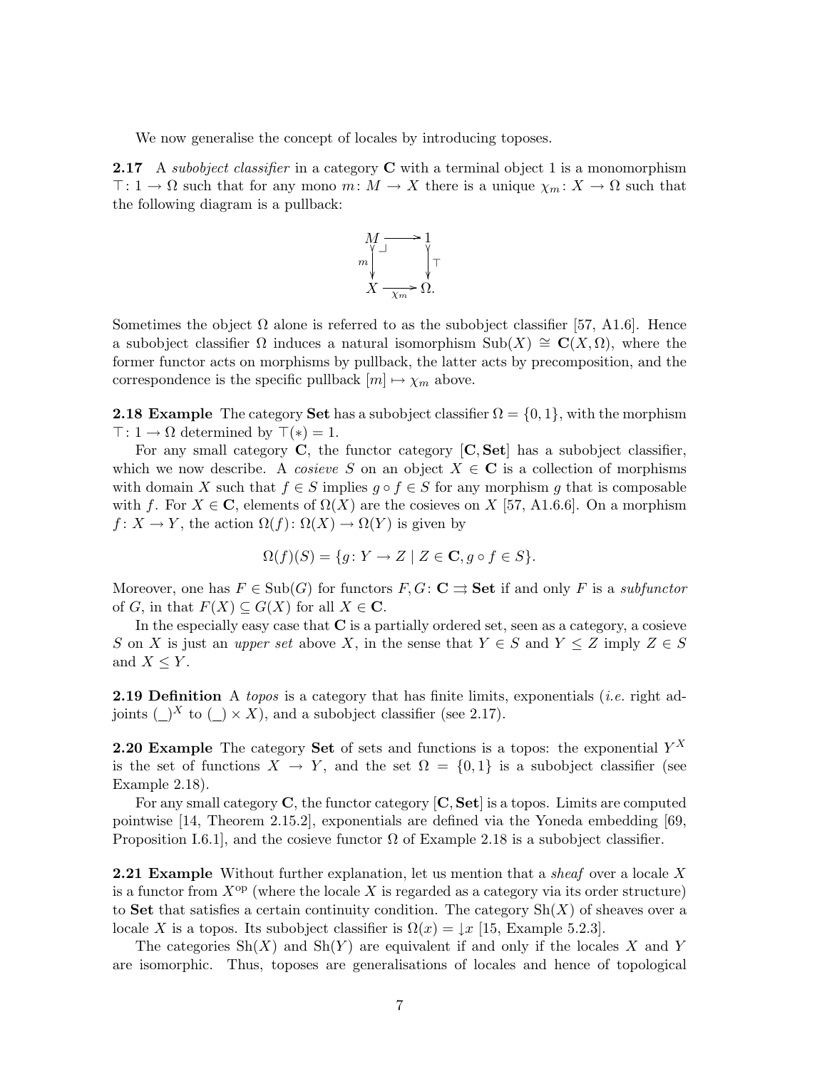We now generalise the concept of locales by introducing toposes.

**2.17** A *subobject classifier* in a category $\mathbf{C}$ with a terminal object 1 is a monomorphism $\top\colon 1 \to \Omega$ such that for any mono $m\colon M \to X$ there is a unique $\chi_m\colon X \to \Omega$ such that the following diagram is a pullback:

$$\begin{array}{ccc} M & \longrightarrow & 1 \\ {\scriptstyle m}\downarrow & \lrcorner & \downarrow{\scriptstyle \top} \\ X & \xrightarrow[\chi_m]{} & \Omega. \end{array}$$

Sometimes the object $\Omega$ alone is referred to as the subobject classifier [57, A1.6]. Hence a subobject classifier $\Omega$ induces a natural isomorphism $\mathrm{Sub}(X) \cong \mathbf{C}(X, \Omega)$, where the former functor acts on morphisms by pullback, the latter acts by precomposition, and the correspondence is the specific pullback $[m] \mapsto \chi_m$ above.

**2.18 Example** The category **Set** has a subobject classifier $\Omega = \{0, 1\}$, with the morphism $\top\colon 1 \to \Omega$ determined by $\top(*) = 1$.

For any small category $\mathbf{C}$, the functor category $[\mathbf{C}, \mathbf{Set}]$ has a subobject classifier, which we now describe. A *cosieve* $S$ on an object $X \in \mathbf{C}$ is a collection of morphisms with domain $X$ such that $f \in S$ implies $g \circ f \in S$ for any morphism $g$ that is composable with $f$. For $X \in \mathbf{C}$, elements of $\Omega(X)$ are the cosieves on $X$ [57, A1.6.6]. On a morphism $f\colon X \to Y$, the action $\Omega(f)\colon \Omega(X) \to \Omega(Y)$ is given by

$$\Omega(f)(S) = \{g\colon Y \to Z \mid Z \in \mathbf{C}, g \circ f \in S\}.$$

Moreover, one has $F \in \mathrm{Sub}(G)$ for functors $F, G\colon \mathbf{C} \rightrightarrows \mathbf{Set}$ if and only $F$ is a *subfunctor* of $G$, in that $F(X) \subseteq G(X)$ for all $X \in \mathbf{C}$.

In the especially easy case that $\mathbf{C}$ is a partially ordered set, seen as a category, a cosieve $S$ on $X$ is just an *upper set* above $X$, in the sense that $Y \in S$ and $Y \leq Z$ imply $Z \in S$ and $X \leq Y$.

**2.19 Definition** A *topos* is a category that has finite limits, exponentials (*i.e.* right adjoints $(\_)^X$ to $(\_) \times X$), and a subobject classifier (see 2.17).

**2.20 Example** The category **Set** of sets and functions is a topos: the exponential $Y^X$ is the set of functions $X \to Y$, and the set $\Omega = \{0, 1\}$ is a subobject classifier (see Example 2.18).

For any small category $\mathbf{C}$, the functor category $[\mathbf{C}, \mathbf{Set}]$ is a topos. Limits are computed pointwise [14, Theorem 2.15.2], exponentials are defined via the Yoneda embedding [69, Proposition I.6.1], and the cosieve functor $\Omega$ of Example 2.18 is a subobject classifier.

**2.21 Example** Without further explanation, let us mention that a *sheaf* over a locale $X$ is a functor from $X^{\mathrm{op}}$ (where the locale $X$ is regarded as a category via its order structure) to **Set** that satisfies a certain continuity condition. The category $\mathrm{Sh}(X)$ of sheaves over a locale $X$ is a topos. Its subobject classifier is $\Omega(x) = \downarrow x$ [15, Example 5.2.3].

The categories $\mathrm{Sh}(X)$ and $\mathrm{Sh}(Y)$ are equivalent if and only if the locales $X$ and $Y$ are isomorphic. Thus, toposes are generalisations of locales and hence of topological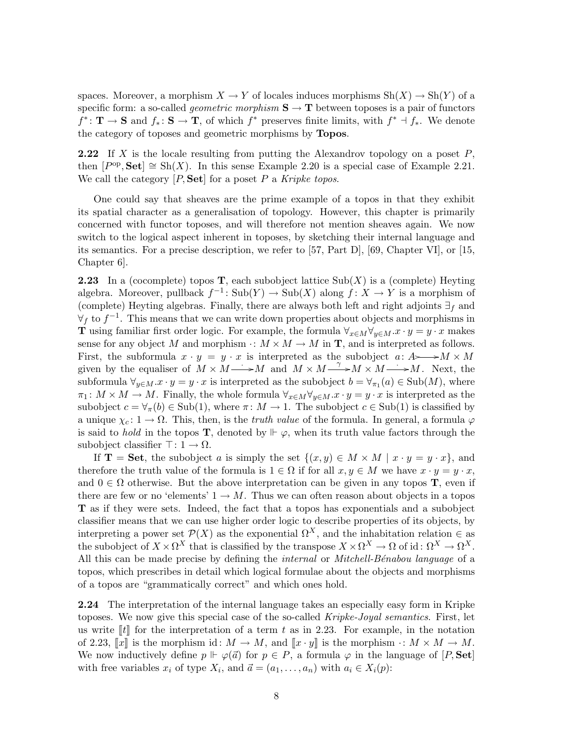spaces. Moreover, a morphism $X \to Y$ of locales induces morphisms $\mathrm{Sh}(X) \to \mathrm{Sh}(Y)$ of a specific form: a so-called *geometric morphism* $\mathbf{S} \to \mathbf{T}$ between toposes is a pair of functors $f^* \colon \mathbf{T} \to \mathbf{S}$ and $f_* \colon \mathbf{S} \to \mathbf{T}$, of which $f^*$ preserves finite limits, with $f^* \dashv f_*$. We denote the category of toposes and geometric morphisms by **Topos**.

**2.22** If $X$ is the locale resulting from putting the Alexandrov topology on a poset $P$, then $[P^{\mathrm{op}}, \mathbf{Set}] \cong \mathrm{Sh}(X)$. In this sense Example 2.20 is a special case of Example 2.21. We call the category $[P, \mathbf{Set}]$ for a poset $P$ a *Kripke topos*.

One could say that sheaves are the prime example of a topos in that they exhibit its spatial character as a generalisation of topology. However, this chapter is primarily concerned with functor toposes, and will therefore not mention sheaves again. We now switch to the logical aspect inherent in toposes, by sketching their internal language and its semantics. For a precise description, we refer to [57, Part D], [69, Chapter VI], or [15, Chapter 6].

**2.23** In a (cocomplete) topos $\mathbf{T}$, each subobject lattice $\mathrm{Sub}(X)$ is a (complete) Heyting algebra. Moreover, pullback $f^{-1} \colon \mathrm{Sub}(Y) \to \mathrm{Sub}(X)$ along $f \colon X \to Y$ is a morphism of (complete) Heyting algebras. Finally, there are always both left and right adjoints $\exists_f$ and $\forall_f$ to $f^{-1}$. This means that we can write down properties about objects and morphisms in $\mathbf{T}$ using familiar first order logic. For example, the formula $\forall_{x \in M} \forall_{y \in M} . x \cdot y = y \cdot x$ makes sense for any object $M$ and morphism $\cdot \colon M \times M \to M$ in $\mathbf{T}$, and is interpreted as follows. First, the subformula $x \cdot y = y \cdot x$ is interpreted as the subobject $a \colon A \rightarrowtail M \times M$ given by the equaliser of $M \times M \xrightarrow{\cdot} M$ and $M \times M \xrightarrow{\gamma} M \times M \xrightarrow{\cdot} M$. Next, the subformula $\forall_{y \in M} . x \cdot y = y \cdot x$ is interpreted as the subobject $b = \forall_{\pi_1}(a) \in \mathrm{Sub}(M)$, where $\pi_1 \colon M \times M \to M$. Finally, the whole formula $\forall_{x \in M} \forall_{y \in M} . x \cdot y = y \cdot x$ is interpreted as the subobject $c = \forall_{\pi}(b) \in \mathrm{Sub}(1)$, where $\pi \colon M \to 1$. The subobject $c \in \mathrm{Sub}(1)$ is classified by a unique $\chi_c \colon 1 \to \Omega$. This, then, is the *truth value* of the formula. In general, a formula $\varphi$ is said to *hold* in the topos $\mathbf{T}$, denoted by $\Vdash \varphi$, when its truth value factors through the subobject classifier $\top \colon 1 \to \Omega$.

If $\mathbf{T} = \mathbf{Set}$, the subobject $a$ is simply the set $\{(x, y) \in M \times M \mid x \cdot y = y \cdot x\}$, and therefore the truth value of the formula is $1 \in \Omega$ if for all $x, y \in M$ we have $x \cdot y = y \cdot x$, and $0 \in \Omega$ otherwise. But the above interpretation can be given in any topos $\mathbf{T}$, even if there are few or no 'elements' $1 \to M$. Thus we can often reason about objects in a topos $\mathbf{T}$ as if they were sets. Indeed, the fact that a topos has exponentials and a subobject classifier means that we can use higher order logic to describe properties of its objects, by interpreting a power set $\mathcal{P}(X)$ as the exponential $\Omega^X$, and the inhabitation relation $\in$ as the subobject of $X \times \Omega^X$ that is classified by the transpose $X \times \Omega^X \to \Omega$ of $\mathrm{id} \colon \Omega^X \to \Omega^X$. All this can be made precise by defining the *internal* or *Mitchell-Bénabou language* of a topos, which prescribes in detail which logical formulae about the objects and morphisms of a topos are "grammatically correct" and which ones hold.

**2.24** The interpretation of the internal language takes an especially easy form in Kripke toposes. We now give this special case of the so-called *Kripke-Joyal semantics*. First, let us write $[\![t]\!]$ for the interpretation of a term $t$ as in 2.23. For example, in the notation of 2.23, $[\![x]\!]$ is the morphism $\mathrm{id} \colon M \to M$, and $[\![x \cdot y]\!]$ is the morphism $\cdot \colon M \times M \to M$. We now inductively define $p \Vdash \varphi(\vec{a})$ for $p \in P$, a formula $\varphi$ in the language of $[P, \mathbf{Set}]$ with free variables $x_i$ of type $X_i$, and $\vec{a} = (a_1, \ldots, a_n)$ with $a_i \in X_i(p)$: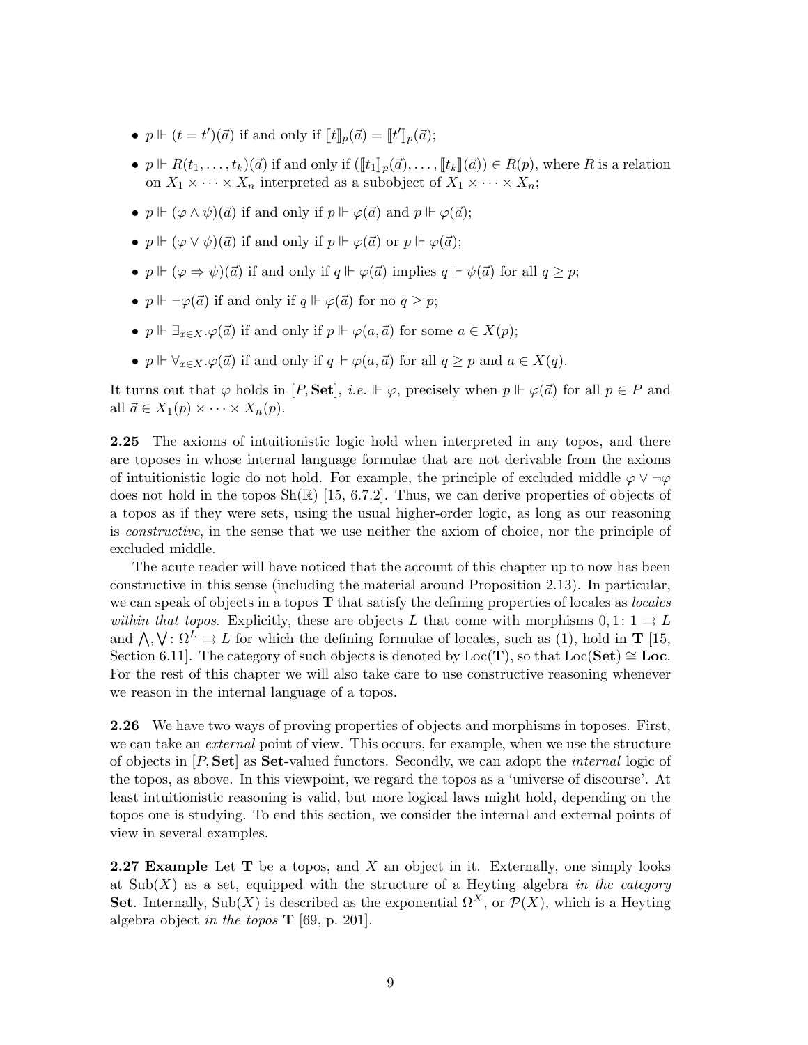- $p \Vdash (t = t')(\vec{a})$ if and only if $[\![t]\!]_p(\vec{a}) = [\![t']\!]_p(\vec{a})$;
- $p \Vdash R(t_1, \ldots, t_k)(\vec{a})$ if and only if $([\![t_1]\!]_p(\vec{a}), \ldots, [\![t_k]\!](\vec{a})) \in R(p)$, where $R$ is a relation on $X_1 \times \cdots \times X_n$ interpreted as a subobject of $X_1 \times \cdots \times X_n$;
- $p \Vdash (\varphi \wedge \psi)(\vec{a})$ if and only if $p \Vdash \varphi(\vec{a})$ and $p \Vdash \varphi(\vec{a})$;
- $p \Vdash (\varphi \vee \psi)(\vec{a})$ if and only if $p \Vdash \varphi(\vec{a})$ or $p \Vdash \varphi(\vec{a})$;
- $p \Vdash (\varphi \Rightarrow \psi)(\vec{a})$ if and only if $q \Vdash \varphi(\vec{a})$ implies $q \Vdash \psi(\vec{a})$ for all $q \geq p$;
- $p \Vdash \neg\varphi(\vec{a})$ if and only if $q \Vdash \varphi(\vec{a})$ for no $q \geq p$;
- $p \Vdash \exists_{x \in X}.\varphi(\vec{a})$ if and only if $p \Vdash \varphi(a, \vec{a})$ for some $a \in X(p)$;
- $p \Vdash \forall_{x \in X}.\varphi(\vec{a})$ if and only if $q \Vdash \varphi(a, \vec{a})$ for all $q \geq p$ and $a \in X(q)$.

It turns out that $\varphi$ holds in $[P, \mathbf{Set}]$, *i.e.* $\Vdash \varphi$, precisely when $p \Vdash \varphi(\vec{a})$ for all $p \in P$ and all $\vec{a} \in X_1(p) \times \cdots \times X_n(p)$.

**2.25** The axioms of intuitionistic logic hold when interpreted in any topos, and there are toposes in whose internal language formulae that are not derivable from the axioms of intuitionistic logic do not hold. For example, the principle of excluded middle $\varphi \vee \neg\varphi$ does not hold in the topos $\mathrm{Sh}(\mathbb{R})$ [15, 6.7.2]. Thus, we can derive properties of objects of a topos as if they were sets, using the usual higher-order logic, as long as our reasoning is *constructive*, in the sense that we use neither the axiom of choice, nor the principle of excluded middle.

The acute reader will have noticed that the account of this chapter up to now has been constructive in this sense (including the material around Proposition 2.13). In particular, we can speak of objects in a topos $\mathbf{T}$ that satisfy the defining properties of locales as *locales within that topos*. Explicitly, these are objects $L$ that come with morphisms $0, 1 \colon 1 \rightrightarrows L$ and $\bigwedge, \bigvee \colon \Omega^L \rightrightarrows L$ for which the defining formulae of locales, such as (1), hold in $\mathbf{T}$ [15, Section 6.11]. The category of such objects is denoted by $\mathrm{Loc}(\mathbf{T})$, so that $\mathrm{Loc}(\mathbf{Set}) \cong \mathbf{Loc}$. For the rest of this chapter we will also take care to use constructive reasoning whenever we reason in the internal language of a topos.

**2.26** We have two ways of proving properties of objects and morphisms in toposes. First, we can take an *external* point of view. This occurs, for example, when we use the structure of objects in $[P, \mathbf{Set}]$ as $\mathbf{Set}$-valued functors. Secondly, we can adopt the *internal* logic of the topos, as above. In this viewpoint, we regard the topos as a 'universe of discourse'. At least intuitionistic reasoning is valid, but more logical laws might hold, depending on the topos one is studying. To end this section, we consider the internal and external points of view in several examples.

**2.27 Example** Let $\mathbf{T}$ be a topos, and $X$ an object in it. Externally, one simply looks at $\mathrm{Sub}(X)$ as a set, equipped with the structure of a Heyting algebra *in the category* $\mathbf{Set}$. Internally, $\mathrm{Sub}(X)$ is described as the exponential $\Omega^X$, or $\mathcal{P}(X)$, which is a Heyting algebra object *in the topos* $\mathbf{T}$ [69, p. 201].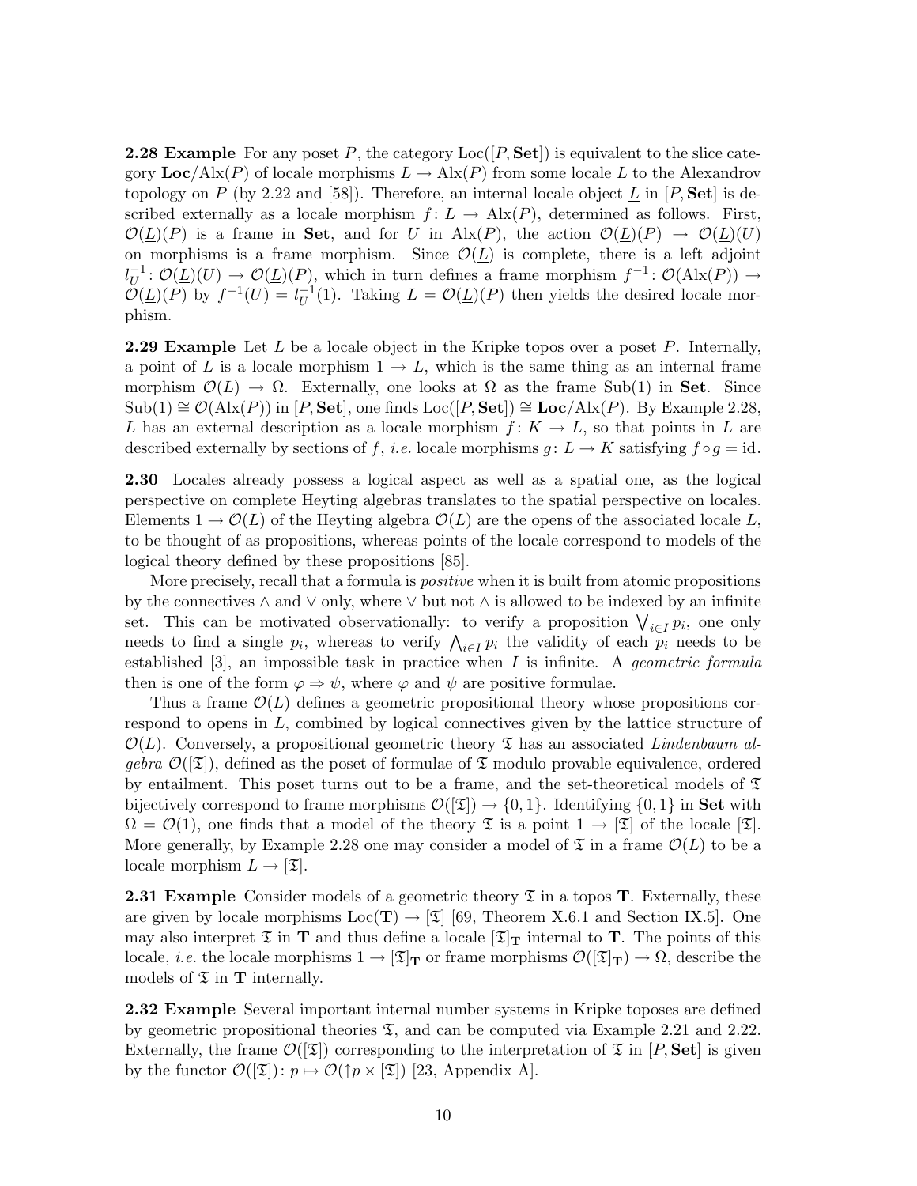**2.28 Example** For any poset $P$, the category $\mathrm{Loc}([P, \mathbf{Set}])$ is equivalent to the slice category $\mathbf{Loc}/\mathrm{Alx}(P)$ of locale morphisms $L \to \mathrm{Alx}(P)$ from some locale $L$ to the Alexandrov topology on $P$ (by 2.22 and [58]). Therefore, an internal locale object $\underline{L}$ in $[P, \mathbf{Set}]$ is described externally as a locale morphism $f\colon L \to \mathrm{Alx}(P)$, determined as follows. First, $\mathcal{O}(\underline{L})(P)$ is a frame in $\mathbf{Set}$, and for $U$ in $\mathrm{Alx}(P)$, the action $\mathcal{O}(\underline{L})(P) \to \mathcal{O}(\underline{L})(U)$ on morphisms is a frame morphism. Since $\mathcal{O}(\underline{L})$ is complete, there is a left adjoint $l_U^{-1}\colon \mathcal{O}(\underline{L})(U) \to \mathcal{O}(\underline{L})(P)$, which in turn defines a frame morphism $f^{-1}\colon \mathcal{O}(\mathrm{Alx}(P)) \to \mathcal{O}(\underline{L})(P)$ by $f^{-1}(U) = l_U^{-1}(1)$. Taking $L = \mathcal{O}(\underline{L})(P)$ then yields the desired locale morphism.

**2.29 Example** Let $L$ be a locale object in the Kripke topos over a poset $P$. Internally, a point of $L$ is a locale morphism $1 \to L$, which is the same thing as an internal frame morphism $\mathcal{O}(L) \to \Omega$. Externally, one looks at $\Omega$ as the frame $\mathrm{Sub}(1)$ in $\mathbf{Set}$. Since $\mathrm{Sub}(1) \cong \mathcal{O}(\mathrm{Alx}(P))$ in $[P, \mathbf{Set}]$, one finds $\mathrm{Loc}([P, \mathbf{Set}]) \cong \mathbf{Loc}/\mathrm{Alx}(P)$. By Example 2.28, $L$ has an external description as a locale morphism $f\colon K \to L$, so that points in $L$ are described externally by sections of $f$, *i.e.* locale morphisms $g\colon L \to K$ satisfying $f \circ g = \mathrm{id}$.

**2.30** Locales already possess a logical aspect as well as a spatial one, as the logical perspective on complete Heyting algebras translates to the spatial perspective on locales. Elements $1 \to \mathcal{O}(L)$ of the Heyting algebra $\mathcal{O}(L)$ are the opens of the associated locale $L$, to be thought of as propositions, whereas points of the locale correspond to models of the logical theory defined by these propositions [85].

More precisely, recall that a formula is *positive* when it is built from atomic propositions by the connectives $\wedge$ and $\vee$ only, where $\vee$ but not $\wedge$ is allowed to be indexed by an infinite set. This can be motivated observationally: to verify a proposition $\bigvee_{i \in I} p_i$, one only needs to find a single $p_i$, whereas to verify $\bigwedge_{i \in I} p_i$ the validity of each $p_i$ needs to be established [3], an impossible task in practice when $I$ is infinite. A *geometric formula* then is one of the form $\varphi \Rightarrow \psi$, where $\varphi$ and $\psi$ are positive formulae.

Thus a frame $\mathcal{O}(L)$ defines a geometric propositional theory whose propositions correspond to opens in $L$, combined by logical connectives given by the lattice structure of $\mathcal{O}(L)$. Conversely, a propositional geometric theory $\mathfrak{T}$ has an associated *Lindenbaum algebra* $\mathcal{O}([\mathfrak{T}])$, defined as the poset of formulae of $\mathfrak{T}$ modulo provable equivalence, ordered by entailment. This poset turns out to be a frame, and the set-theoretical models of $\mathfrak{T}$ bijectively correspond to frame morphisms $\mathcal{O}([\mathfrak{T}]) \to \{0, 1\}$. Identifying $\{0, 1\}$ in $\mathbf{Set}$ with $\Omega = \mathcal{O}(1)$, one finds that a model of the theory $\mathfrak{T}$ is a point $1 \to [\mathfrak{T}]$ of the locale $[\mathfrak{T}]$. More generally, by Example 2.28 one may consider a model of $\mathfrak{T}$ in a frame $\mathcal{O}(L)$ to be a locale morphism $L \to [\mathfrak{T}]$.

**2.31 Example** Consider models of a geometric theory $\mathfrak{T}$ in a topos $\mathbf{T}$. Externally, these are given by locale morphisms $\mathrm{Loc}(\mathbf{T}) \to [\mathfrak{T}]$ [69, Theorem X.6.1 and Section IX.5]. One may also interpret $\mathfrak{T}$ in $\mathbf{T}$ and thus define a locale $[\mathfrak{T}]_{\mathbf{T}}$ internal to $\mathbf{T}$. The points of this locale, *i.e.* the locale morphisms $1 \to [\mathfrak{T}]_{\mathbf{T}}$ or frame morphisms $\mathcal{O}([\mathfrak{T}]_{\mathbf{T}}) \to \Omega$, describe the models of $\mathfrak{T}$ in $\mathbf{T}$ internally.

**2.32 Example** Several important internal number systems in Kripke toposes are defined by geometric propositional theories $\mathfrak{T}$, and can be computed via Example 2.21 and 2.22. Externally, the frame $\mathcal{O}([\mathfrak{T}])$ corresponding to the interpretation of $\mathfrak{T}$ in $[P, \mathbf{Set}]$ is given by the functor $\mathcal{O}([\mathfrak{T}])\colon p \mapsto \mathcal{O}(\uparrow p \times [\mathfrak{T}])$ [23, Appendix A].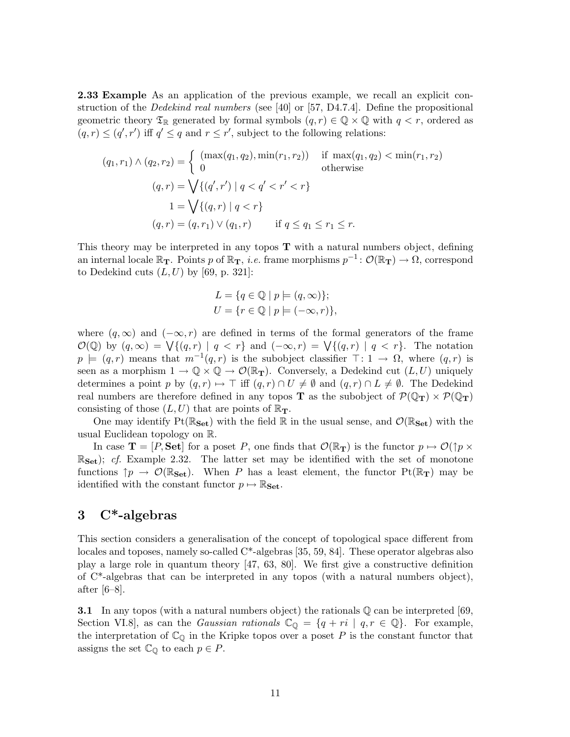**2.33 Example** As an application of the previous example, we recall an explicit construction of the *Dedekind real numbers* (see [40] or [57, D4.7.4]. Define the propositional geometric theory $\mathfrak{T}_{\mathbb{R}}$ generated by formal symbols $(q, r) \in \mathbb{Q} \times \mathbb{Q}$ with $q < r$, ordered as $(q, r) \leq (q', r')$ iff $q' \leq q$ and $r \leq r'$, subject to the following relations:

$$
\begin{aligned}
(q_1, r_1) \wedge (q_2, r_2) &= \begin{cases} (\max(q_1, q_2), \min(r_1, r_2)) & \text{if } \max(q_1, q_2) < \min(r_1, r_2) \\ 0 & \text{otherwise} \end{cases} \\
(q, r) &= \bigvee \{(q', r') \mid q < q' < r' < r\} \\
1 &= \bigvee \{(q, r) \mid q < r\} \\
(q, r) &= (q, r_1) \vee (q_1, r) \qquad \text{if } q \leq q_1 \leq r_1 \leq r.
\end{aligned}
$$

This theory may be interpreted in any topos $\mathbf{T}$ with a natural numbers object, defining an internal locale $\mathbb{R}_{\mathbf{T}}$. Points $p$ of $\mathbb{R}_{\mathbf{T}}$, *i.e.* frame morphisms $p^{-1} \colon \mathcal{O}(\mathbb{R}_{\mathbf{T}}) \to \Omega$, correspond to Dedekind cuts $(L, U)$ by [69, p. 321]:

$$
\begin{aligned}
L &= \{q \in \mathbb{Q} \mid p \models (q, \infty)\}; \\
U &= \{r \in \mathbb{Q} \mid p \models (-\infty, r)\},
\end{aligned}
$$

where $(q, \infty)$ and $(-\infty, r)$ are defined in terms of the formal generators of the frame $\mathcal{O}(\mathbb{Q})$ by $(q, \infty) = \bigvee \{(q, r) \mid q < r\}$ and $(-\infty, r) = \bigvee \{(q, r) \mid q < r\}$. The notation $p \models (q, r)$ means that $m^{-1}(q, r)$ is the subobject classifier $\top \colon 1 \to \Omega$, where $(q, r)$ is seen as a morphism $1 \to \mathbb{Q} \times \mathbb{Q} \to \mathcal{O}(\mathbb{R}_{\mathbf{T}})$. Conversely, a Dedekind cut $(L, U)$ uniquely determines a point $p$ by $(q, r) \mapsto \top$ iff $(q, r) \cap U \neq \emptyset$ and $(q, r) \cap L \neq \emptyset$. The Dedekind real numbers are therefore defined in any topos $\mathbf{T}$ as the subobject of $\mathcal{P}(\mathbb{Q}_{\mathbf{T}}) \times \mathcal{P}(\mathbb{Q}_{\mathbf{T}})$ consisting of those $(L, U)$ that are points of $\mathbb{R}_{\mathbf{T}}$.

One may identify $\mathrm{Pt}(\mathbb{R}_{\mathbf{Set}})$ with the field $\mathbb{R}$ in the usual sense, and $\mathcal{O}(\mathbb{R}_{\mathbf{Set}})$ with the usual Euclidean topology on $\mathbb{R}$.

In case $\mathbf{T} = [P, \mathbf{Set}]$ for a poset $P$, one finds that $\mathcal{O}(\mathbb{R}_{\mathbf{T}})$ is the functor $p \mapsto \mathcal{O}(\uparrow p \times \mathbb{R}_{\mathbf{Set}})$; *cf.* Example 2.32. The latter set may be identified with the set of monotone functions $\uparrow p \to \mathcal{O}(\mathbb{R}_{\mathbf{Set}})$. When $P$ has a least element, the functor $\mathrm{Pt}(\mathbb{R}_{\mathbf{T}})$ may be identified with the constant functor $p \mapsto \mathbb{R}_{\mathbf{Set}}$.

## 3 C*-algebras

This section considers a generalisation of the concept of topological space different from locales and toposes, namely so-called C*-algebras [35, 59, 84]. These operator algebras also play a large role in quantum theory [47, 63, 80]. We first give a constructive definition of C*-algebras that can be interpreted in any topos (with a natural numbers object), after [6–8].

**3.1** In any topos (with a natural numbers object) the rationals $\mathbb{Q}$ can be interpreted [69, Section VI.8], as can the *Gaussian rationals* $\mathbb{C}_{\mathbb{Q}} = \{q + ri \mid q, r \in \mathbb{Q}\}$. For example, the interpretation of $\mathbb{C}_{\mathbb{Q}}$ in the Kripke topos over a poset $P$ is the constant functor that assigns the set $\mathbb{C}_{\mathbb{Q}}$ to each $p \in P$.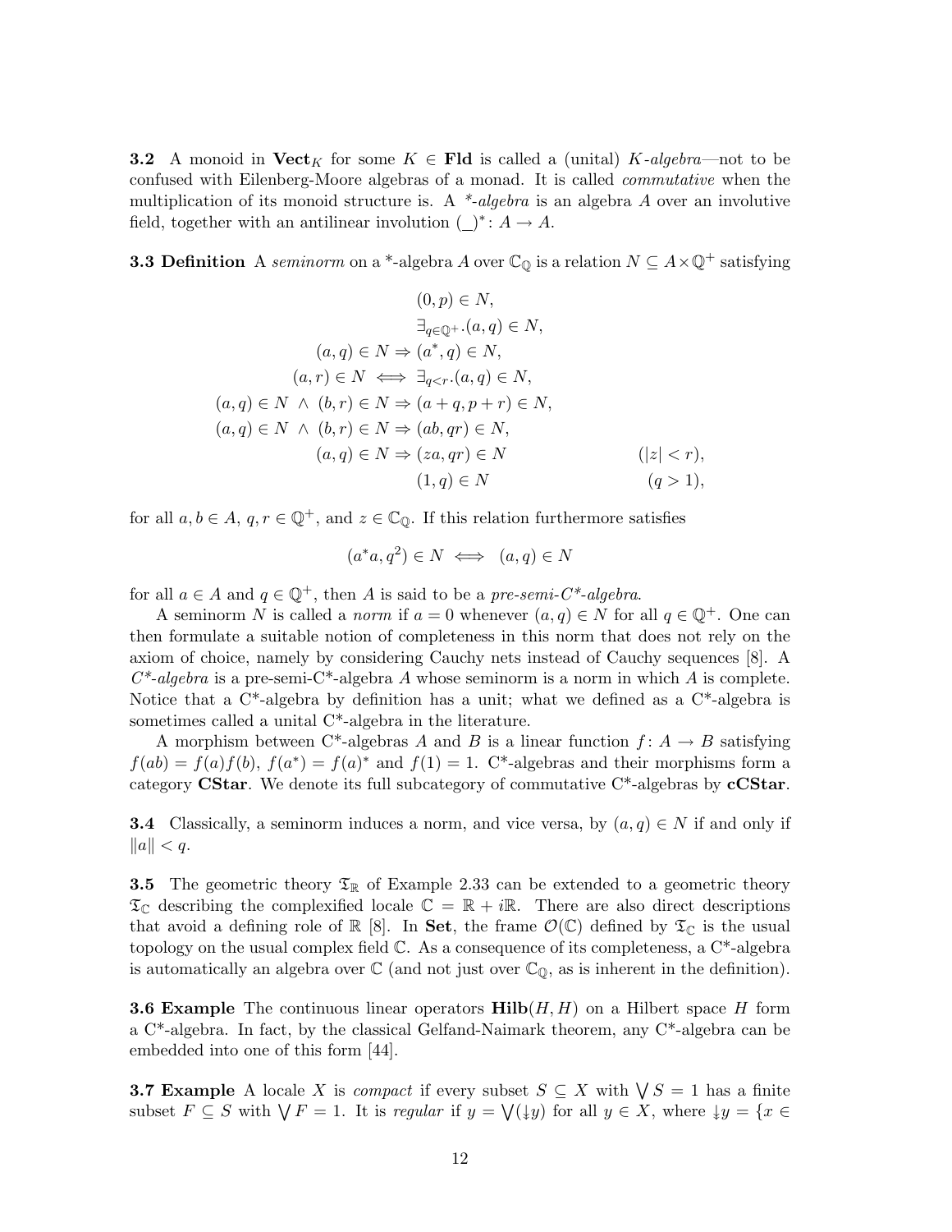**3.2** A monoid in $\mathbf{Vect}_K$ for some $K \in \mathbf{Fld}$ is called a (unital) $K$*-algebra*—not to be confused with Eilenberg-Moore algebras of a monad. It is called *commutative* when the multiplication of its monoid structure is. A *\*-algebra* is an algebra $A$ over an involutive field, together with an antilinear involution $(\_)^* \colon A \to A$.

**3.3 Definition** A *seminorm* on a \*-algebra $A$ over $\mathbb{C}_\mathbb{Q}$ is a relation $N \subseteq A \times \mathbb{Q}^+$ satisfying

$$
\begin{aligned}
&(0,p) \in N, \\
&\exists_{q \in \mathbb{Q}^+}.(a,q) \in N, \\
(a,q) \in N \Rightarrow\ &(a^*, q) \in N, \\
(a,r) \in N \iff\ &\exists_{q<r}.(a,q) \in N, \\
(a,q) \in N \ \wedge\ (b,r) \in N \Rightarrow\ &(a+q, p+r) \in N, \\
(a,q) \in N \ \wedge\ (b,r) \in N \Rightarrow\ &(ab, qr) \in N, \\
(a,q) \in N \Rightarrow\ &(za, qr) \in N \qquad\qquad (|z| < r), \\
&(1,q) \in N \qquad\qquad\quad (q > 1),
\end{aligned}
$$

for all $a, b \in A$, $q, r \in \mathbb{Q}^+$, and $z \in \mathbb{C}_\mathbb{Q}$. If this relation furthermore satisfies

$$(a^*a, q^2) \in N \iff (a,q) \in N$$

for all $a \in A$ and $q \in \mathbb{Q}^+$, then $A$ is said to be a *pre-semi-C\*-algebra*.

A seminorm $N$ is called a *norm* if $a = 0$ whenever $(a,q) \in N$ for all $q \in \mathbb{Q}^+$. One can then formulate a suitable notion of completeness in this norm that does not rely on the axiom of choice, namely by considering Cauchy nets instead of Cauchy sequences [8]. A *C\*-algebra* is a pre-semi-C\*-algebra $A$ whose seminorm is a norm in which $A$ is complete. Notice that a C\*-algebra by definition has a unit; what we defined as a C\*-algebra is sometimes called a unital C\*-algebra in the literature.

A morphism between C\*-algebras $A$ and $B$ is a linear function $f \colon A \to B$ satisfying $f(ab) = f(a)f(b)$, $f(a^*) = f(a)^*$ and $f(1) = 1$. C\*-algebras and their morphisms form a category $\mathbf{CStar}$. We denote its full subcategory of commutative C\*-algebras by $\mathbf{cCStar}$.

**3.4** Classically, a seminorm induces a norm, and vice versa, by $(a,q) \in N$ if and only if $\|a\| < q$.

**3.5** The geometric theory $\mathfrak{T}_\mathbb{R}$ of Example 2.33 can be extended to a geometric theory $\mathfrak{T}_\mathbb{C}$ describing the complexified locale $\mathbb{C} = \mathbb{R} + i\mathbb{R}$. There are also direct descriptions that avoid a defining role of $\mathbb{R}$ [8]. In $\mathbf{Set}$, the frame $\mathcal{O}(\mathbb{C})$ defined by $\mathfrak{T}_\mathbb{C}$ is the usual topology on the usual complex field $\mathbb{C}$. As a consequence of its completeness, a C\*-algebra is automatically an algebra over $\mathbb{C}$ (and not just over $\mathbb{C}_\mathbb{Q}$, as is inherent in the definition).

**3.6 Example** The continuous linear operators $\mathbf{Hilb}(H,H)$ on a Hilbert space $H$ form a C\*-algebra. In fact, by the classical Gelfand-Naimark theorem, any C\*-algebra can be embedded into one of this form [44].

**3.7 Example** A locale $X$ is *compact* if every subset $S \subseteq X$ with $\bigvee S = 1$ has a finite subset $F \subseteq S$ with $\bigvee F = 1$. It is *regular* if $y = \bigvee(\twoheaddownarrow y)$ for all $y \in X$, where $\twoheaddownarrow y = \{x \in$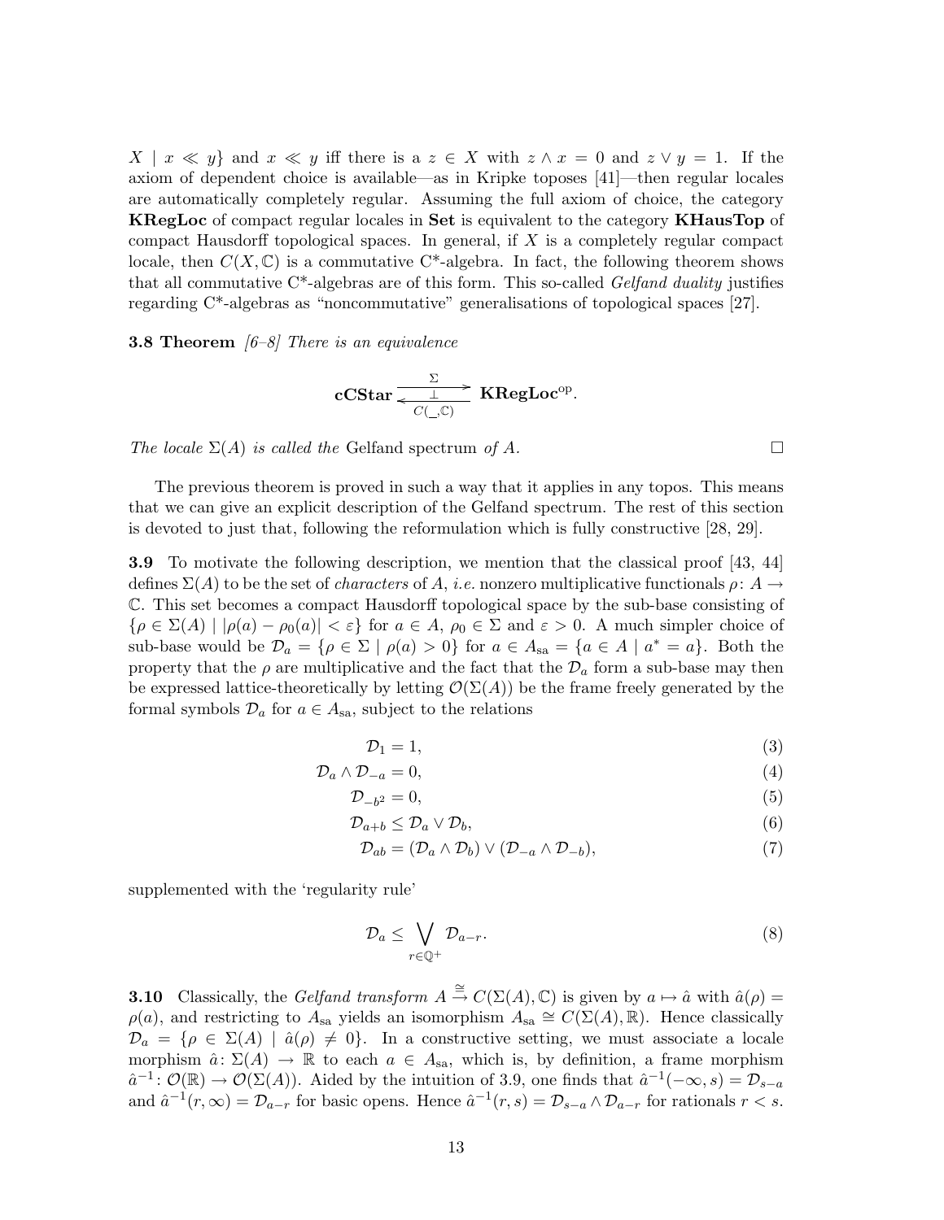$X \mid x \ll y\}$ and $x \ll y$ iff there is a $z \in X$ with $z \wedge x = 0$ and $z \vee y = 1$. If the axiom of dependent choice is available—as in Kripke toposes [41]—then regular locales are automatically completely regular. Assuming the full axiom of choice, the category **KRegLoc** of compact regular locales in **Set** is equivalent to the category **KHausTop** of compact Hausdorff topological spaces. In general, if $X$ is a completely regular compact locale, then $C(X, \mathbb{C})$ is a commutative C*-algebra. In fact, the following theorem shows that all commutative C*-algebras are of this form. This so-called *Gelfand duality* justifies regarding C*-algebras as "noncommutative" generalisations of topological spaces [27].

**3.8 Theorem** *[6–8] There is an equivalence*

$$\mathbf{cCStar} \underset{C(\_,\mathbb{C})}{\overset{\Sigma}{\underset{\perp}{\rightleftarrows}}} \mathbf{KRegLoc}^{\mathrm{op}}.$$

*The locale $\Sigma(A)$ is called the* Gelfand spectrum *of $A$.* □

The previous theorem is proved in such a way that it applies in any topos. This means that we can give an explicit description of the Gelfand spectrum. The rest of this section is devoted to just that, following the reformulation which is fully constructive [28, 29].

**3.9** To motivate the following description, we mention that the classical proof [43, 44] defines $\Sigma(A)$ to be the set of *characters* of $A$, *i.e.* nonzero multiplicative functionals $\rho \colon A \to \mathbb{C}$. This set becomes a compact Hausdorff topological space by the sub-base consisting of $\{\rho \in \Sigma(A) \mid |\rho(a) - \rho_0(a)| < \varepsilon\}$ for $a \in A$, $\rho_0 \in \Sigma$ and $\varepsilon > 0$. A much simpler choice of sub-base would be $\mathcal{D}_a = \{\rho \in \Sigma \mid \rho(a) > 0\}$ for $a \in A_{\mathrm{sa}} = \{a \in A \mid a^* = a\}$. Both the property that the $\rho$ are multiplicative and the fact that the $\mathcal{D}_a$ form a sub-base may then be expressed lattice-theoretically by letting $\mathcal{O}(\Sigma(A))$ be the frame freely generated by the formal symbols $\mathcal{D}_a$ for $a \in A_{\mathrm{sa}}$, subject to the relations

$$\mathcal{D}_1 = 1, \tag{3}$$

$$\mathcal{D}_a \wedge \mathcal{D}_{-a} = 0, \tag{4}$$

$$\mathcal{D}_{-b^2} = 0, \tag{5}$$

$$\mathcal{D}_{a+b} \leq \mathcal{D}_a \vee \mathcal{D}_b, \tag{6}$$

$$\mathcal{D}_{ab} = (\mathcal{D}_a \wedge \mathcal{D}_b) \vee (\mathcal{D}_{-a} \wedge \mathcal{D}_{-b}), \tag{7}$$

supplemented with the 'regularity rule'

$$\mathcal{D}_a \leq \bigvee_{r \in \mathbb{Q}^+} \mathcal{D}_{a-r}. \tag{8}$$

**3.10** Classically, the *Gelfand transform* $A \xrightarrow{\cong} C(\Sigma(A), \mathbb{C})$ is given by $a \mapsto \hat{a}$ with $\hat{a}(\rho) = \rho(a)$, and restricting to $A_{\mathrm{sa}}$ yields an isomorphism $A_{\mathrm{sa}} \cong C(\Sigma(A), \mathbb{R})$. Hence classically $\mathcal{D}_a = \{\rho \in \Sigma(A) \mid \hat{a}(\rho) \neq 0\}$. In a constructive setting, we must associate a locale morphism $\hat{a} \colon \Sigma(A) \to \mathbb{R}$ to each $a \in A_{\mathrm{sa}}$, which is, by definition, a frame morphism $\hat{a}^{-1} \colon \mathcal{O}(\mathbb{R}) \to \mathcal{O}(\Sigma(A))$. Aided by the intuition of 3.9, one finds that $\hat{a}^{-1}(-\infty, s) = \mathcal{D}_{s-a}$ and $\hat{a}^{-1}(r, \infty) = \mathcal{D}_{a-r}$ for basic opens. Hence $\hat{a}^{-1}(r, s) = \mathcal{D}_{s-a} \wedge \mathcal{D}_{a-r}$ for rationals $r < s$.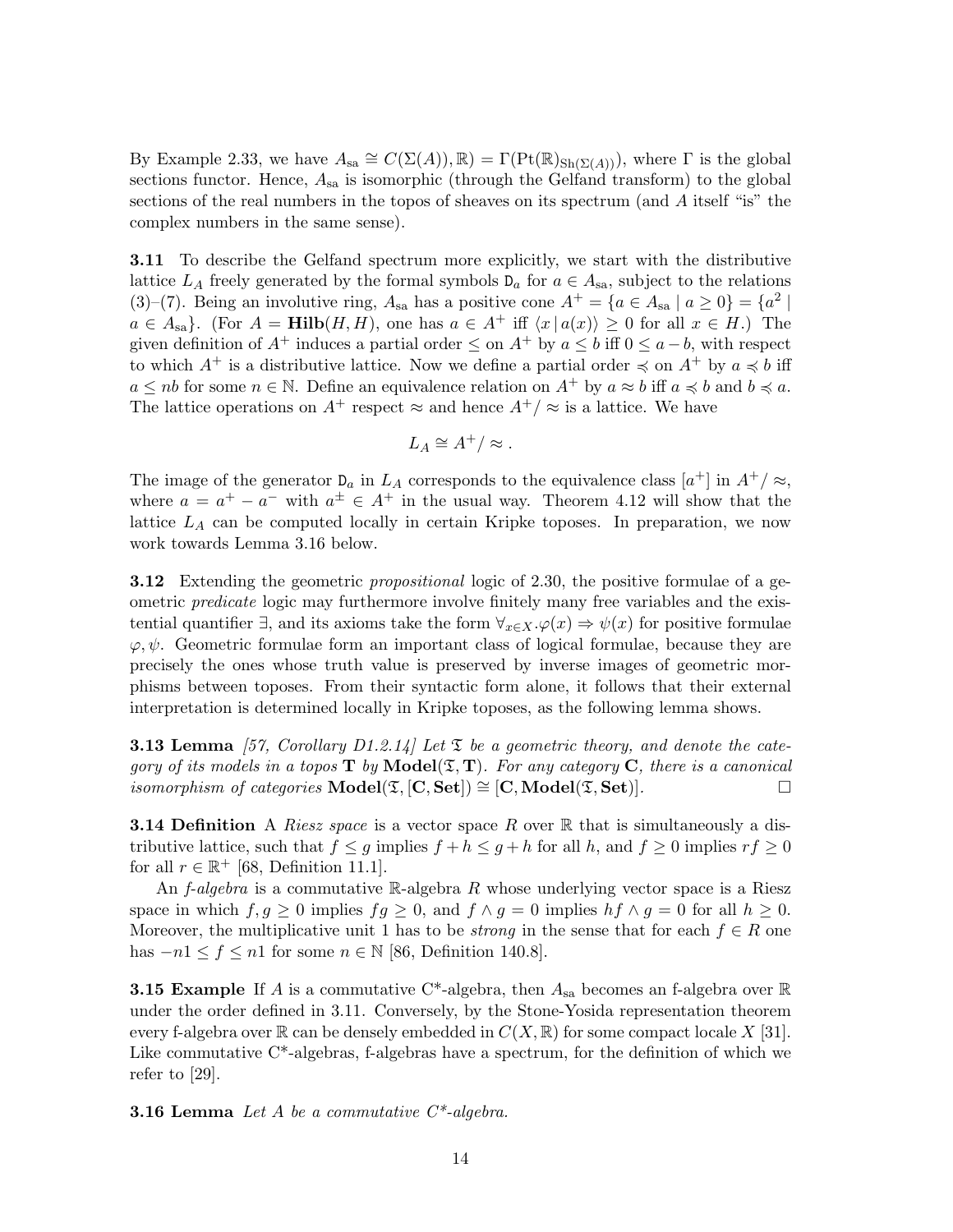By Example 2.33, we have $A_{\mathrm{sa}} \cong C(\Sigma(A)), \mathbb{R}) = \Gamma(\mathrm{Pt}(\mathbb{R})_{\mathrm{Sh}(\Sigma(A))})$, where $\Gamma$ is the global sections functor. Hence, $A_{\mathrm{sa}}$ is isomorphic (through the Gelfand transform) to the global sections of the real numbers in the topos of sheaves on its spectrum (and $A$ itself "is" the complex numbers in the same sense).

**3.11** To describe the Gelfand spectrum more explicitly, we start with the distributive lattice $L_A$ freely generated by the formal symbols $\mathtt{D}_a$ for $a \in A_{\mathrm{sa}}$, subject to the relations (3)–(7). Being an involutive ring, $A_{\mathrm{sa}}$ has a positive cone $A^+ = \{a \in A_{\mathrm{sa}} \mid a \geq 0\} = \{a^2 \mid a \in A_{\mathrm{sa}}\}$. (For $A = \mathbf{Hilb}(H, H)$, one has $a \in A^+$ iff $\langle x \,|\, a(x) \rangle \geq 0$ for all $x \in H$.) The given definition of $A^+$ induces a partial order $\leq$ on $A^+$ by $a \leq b$ iff $0 \leq a - b$, with respect to which $A^+$ is a distributive lattice. Now we define a partial order $\preccurlyeq$ on $A^+$ by $a \preccurlyeq b$ iff $a \leq nb$ for some $n \in \mathbb{N}$. Define an equivalence relation on $A^+$ by $a \approx b$ iff $a \preccurlyeq b$ and $b \preccurlyeq a$. The lattice operations on $A^+$ respect $\approx$ and hence $A^+/\approx$ is a lattice. We have

$$L_A \cong A^+/\approx .$$

The image of the generator $\mathtt{D}_a$ in $L_A$ corresponds to the equivalence class $[a^+]$ in $A^+/\approx$, where $a = a^+ - a^-$ with $a^{\pm} \in A^+$ in the usual way. Theorem 4.12 will show that the lattice $L_A$ can be computed locally in certain Kripke toposes. In preparation, we now work towards Lemma 3.16 below.

**3.12** Extending the geometric *propositional* logic of 2.30, the positive formulae of a geometric *predicate* logic may furthermore involve finitely many free variables and the existential quantifier $\exists$, and its axioms take the form $\forall_{x \in X}.\varphi(x) \Rightarrow \psi(x)$ for positive formulae $\varphi, \psi$. Geometric formulae form an important class of logical formulae, because they are precisely the ones whose truth value is preserved by inverse images of geometric morphisms between toposes. From their syntactic form alone, it follows that their external interpretation is determined locally in Kripke toposes, as the following lemma shows.

**3.13 Lemma** *[57, Corollary D1.2.14] Let $\mathfrak{T}$ be a geometric theory, and denote the category of its models in a topos $\mathbf{T}$ by $\mathbf{Model}(\mathfrak{T}, \mathbf{T})$. For any category $\mathbf{C}$, there is a canonical isomorphism of categories $\mathbf{Model}(\mathfrak{T}, [\mathbf{C}, \mathbf{Set}]) \cong [\mathbf{C}, \mathbf{Model}(\mathfrak{T}, \mathbf{Set})]$.* □

**3.14 Definition** A *Riesz space* is a vector space $R$ over $\mathbb{R}$ that is simultaneously a distributive lattice, such that $f \leq g$ implies $f + h \leq g + h$ for all $h$, and $f \geq 0$ implies $rf \geq 0$ for all $r \in \mathbb{R}^+$ [68, Definition 11.1].

An *f-algebra* is a commutative $\mathbb{R}$-algebra $R$ whose underlying vector space is a Riesz space in which $f, g \geq 0$ implies $fg \geq 0$, and $f \wedge g = 0$ implies $hf \wedge g = 0$ for all $h \geq 0$. Moreover, the multiplicative unit 1 has to be *strong* in the sense that for each $f \in R$ one has $-n1 \leq f \leq n1$ for some $n \in \mathbb{N}$ [86, Definition 140.8].

**3.15 Example** If $A$ is a commutative C*-algebra, then $A_{\mathrm{sa}}$ becomes an f-algebra over $\mathbb{R}$ under the order defined in 3.11. Conversely, by the Stone-Yosida representation theorem every f-algebra over $\mathbb{R}$ can be densely embedded in $C(X, \mathbb{R})$ for some compact locale $X$ [31]. Like commutative C*-algebras, f-algebras have a spectrum, for the definition of which we refer to [29].

**3.16 Lemma** *Let $A$ be a commutative C\*-algebra.*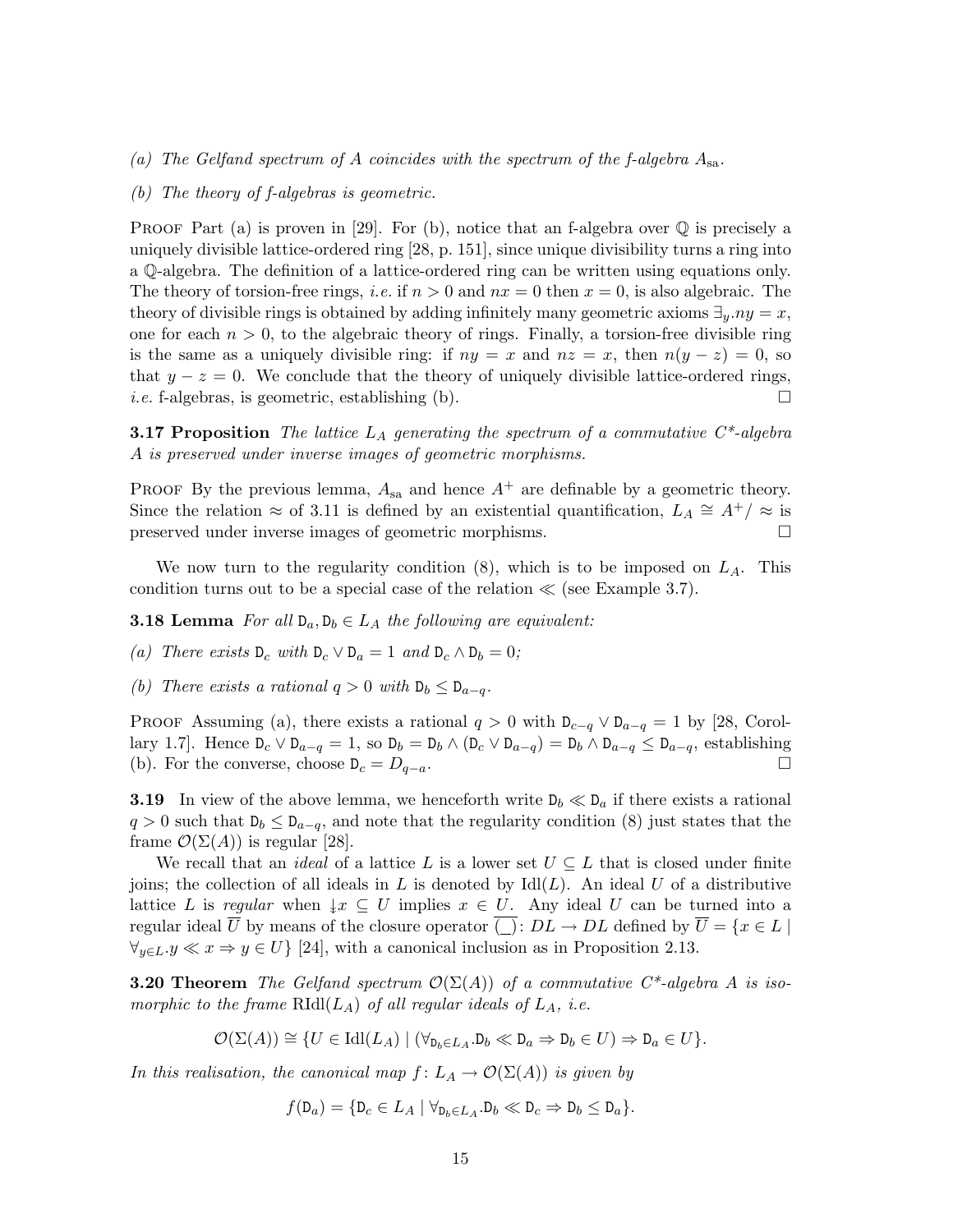*(a) The Gelfand spectrum of $A$ coincides with the spectrum of the f-algebra $A_{\mathrm{sa}}$.*

*(b) The theory of f-algebras is geometric.*

Proof Part (a) is proven in [29]. For (b), notice that an f-algebra over $\mathbb{Q}$ is precisely a uniquely divisible lattice-ordered ring [28, p. 151], since unique divisibility turns a ring into a $\mathbb{Q}$-algebra. The definition of a lattice-ordered ring can be written using equations only. The theory of torsion-free rings, *i.e.* if $n > 0$ and $nx = 0$ then $x = 0$, is also algebraic. The theory of divisible rings is obtained by adding infinitely many geometric axioms $\exists_y . ny = x$, one for each $n > 0$, to the algebraic theory of rings. Finally, a torsion-free divisible ring is the same as a uniquely divisible ring: if $ny = x$ and $nz = x$, then $n(y - z) = 0$, so that $y - z = 0$. We conclude that the theory of uniquely divisible lattice-ordered rings, *i.e.* f-algebras, is geometric, establishing (b). □

**3.17 Proposition** *The lattice $L_A$ generating the spectrum of a commutative C\*-algebra $A$ is preserved under inverse images of geometric morphisms.*

Proof By the previous lemma, $A_{\mathrm{sa}}$ and hence $A^+$ are definable by a geometric theory. Since the relation $\approx$ of 3.11 is defined by an existential quantification, $L_A \cong A^+/\approx$ is preserved under inverse images of geometric morphisms. □

We now turn to the regularity condition (8), which is to be imposed on $L_A$. This condition turns out to be a special case of the relation $\ll$ (see Example 3.7).

**3.18 Lemma** *For all $\mathtt{D}_a, \mathtt{D}_b \in L_A$ the following are equivalent:*

*(a) There exists $\mathtt{D}_c$ with $\mathtt{D}_c \vee \mathtt{D}_a = 1$ and $\mathtt{D}_c \wedge \mathtt{D}_b = 0$;*

*(b) There exists a rational $q > 0$ with $\mathtt{D}_b \leq \mathtt{D}_{a-q}$.*

Proof Assuming (a), there exists a rational $q > 0$ with $\mathtt{D}_{c-q} \vee \mathtt{D}_{a-q} = 1$ by [28, Corollary 1.7]. Hence $\mathtt{D}_c \vee \mathtt{D}_{a-q} = 1$, so $\mathtt{D}_b = \mathtt{D}_b \wedge (\mathtt{D}_c \vee \mathtt{D}_{a-q}) = \mathtt{D}_b \wedge \mathtt{D}_{a-q} \leq \mathtt{D}_{a-q}$, establishing (b). For the converse, choose $\mathtt{D}_c = D_{q-a}$. □

**3.19** In view of the above lemma, we henceforth write $\mathtt{D}_b \ll \mathtt{D}_a$ if there exists a rational $q > 0$ such that $\mathtt{D}_b \leq \mathtt{D}_{a-q}$, and note that the regularity condition (8) just states that the frame $\mathcal{O}(\Sigma(A))$ is regular [28].

We recall that an *ideal* of a lattice $L$ is a lower set $U \subseteq L$ that is closed under finite joins; the collection of all ideals in $L$ is denoted by $\mathrm{Idl}(L)$. An ideal $U$ of a distributive lattice $L$ is *regular* when $\downarrow\!\!\!\!\downarrow x \subseteq U$ implies $x \in U$. Any ideal $U$ can be turned into a regular ideal $\overline{U}$ by means of the closure operator $\overline{(\_)}\colon DL \to DL$ defined by $\overline{U} = \{x \in L \mid \forall_{y \in L} . y \ll x \Rightarrow y \in U\}$ [24], with a canonical inclusion as in Proposition 2.13.

**3.20 Theorem** *The Gelfand spectrum $\mathcal{O}(\Sigma(A))$ of a commutative C\*-algebra $A$ is isomorphic to the frame $\mathrm{RIdl}(L_A)$ of all regular ideals of $L_A$, i.e.*

$$\mathcal{O}(\Sigma(A)) \cong \{U \in \mathrm{Idl}(L_A) \mid (\forall_{\mathtt{D}_b \in L_A} . \mathtt{D}_b \ll \mathtt{D}_a \Rightarrow \mathtt{D}_b \in U) \Rightarrow \mathtt{D}_a \in U\}.$$

*In this realisation, the canonical map $f\colon L_A \to \mathcal{O}(\Sigma(A))$ is given by*

$$f(\mathtt{D}_a) = \{\mathtt{D}_c \in L_A \mid \forall_{\mathtt{D}_b \in L_A} . \mathtt{D}_b \ll \mathtt{D}_c \Rightarrow \mathtt{D}_b \leq \mathtt{D}_a\}.$$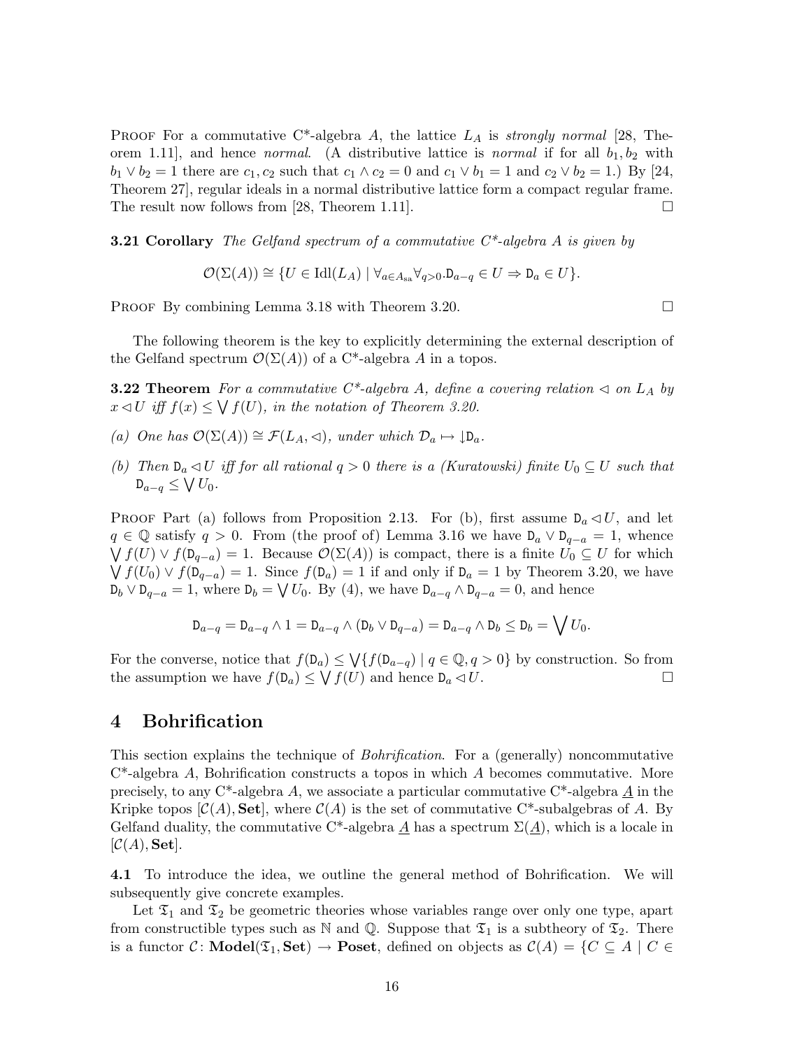Proof For a commutative C*-algebra $A$, the lattice $L_A$ is *strongly normal* [28, Theorem 1.11], and hence *normal*. (A distributive lattice is *normal* if for all $b_1, b_2$ with $b_1 \vee b_2 = 1$ there are $c_1, c_2$ such that $c_1 \wedge c_2 = 0$ and $c_1 \vee b_1 = 1$ and $c_2 \vee b_2 = 1$.) By [24, Theorem 27], regular ideals in a normal distributive lattice form a compact regular frame. The result now follows from [28, Theorem 1.11]. □

**3.21 Corollary** *The Gelfand spectrum of a commutative C\*-algebra $A$ is given by*

$$\mathcal{O}(\Sigma(A)) \cong \{U \in \mathrm{Idl}(L_A) \mid \forall_{a \in A_{\mathrm{sa}}} \forall_{q>0}. \mathtt{D}_{a-q} \in U \Rightarrow \mathtt{D}_a \in U\}.$$

Proof By combining Lemma 3.18 with Theorem 3.20. □

The following theorem is the key to explicitly determining the external description of the Gelfand spectrum $\mathcal{O}(\Sigma(A))$ of a C*-algebra $A$ in a topos.

**3.22 Theorem** *For a commutative C\*-algebra $A$, define a covering relation $\lhd$ on $L_A$ by $x \lhd U$ iff $f(x) \leq \bigvee f(U)$, in the notation of Theorem 3.20.*

*(a) One has $\mathcal{O}(\Sigma(A)) \cong \mathcal{F}(L_A, \lhd)$, under which $\mathcal{D}_a \mapsto \downarrow\mathtt{D}_a$.*

*(b) Then $\mathtt{D}_a \lhd U$ iff for all rational $q > 0$ there is a (Kuratowski) finite $U_0 \subseteq U$ such that $\mathtt{D}_{a-q} \leq \bigvee U_0$.*

Proof Part (a) follows from Proposition 2.13. For (b), first assume $\mathtt{D}_a \lhd U$, and let $q \in \mathbb{Q}$ satisfy $q > 0$. From (the proof of) Lemma 3.16 we have $\mathtt{D}_a \vee \mathtt{D}_{q-a} = 1$, whence $\bigvee f(U) \vee f(\mathtt{D}_{q-a}) = 1$. Because $\mathcal{O}(\Sigma(A))$ is compact, there is a finite $U_0 \subseteq U$ for which $\bigvee f(U_0) \vee f(\mathtt{D}_{q-a}) = 1$. Since $f(\mathtt{D}_a) = 1$ if and only if $\mathtt{D}_a = 1$ by Theorem 3.20, we have $\mathtt{D}_b \vee \mathtt{D}_{q-a} = 1$, where $\mathtt{D}_b = \bigvee U_0$. By (4), we have $\mathtt{D}_{a-q} \wedge \mathtt{D}_{q-a} = 0$, and hence

$$\mathtt{D}_{a-q} = \mathtt{D}_{a-q} \wedge 1 = \mathtt{D}_{a-q} \wedge (\mathtt{D}_b \vee \mathtt{D}_{q-a}) = \mathtt{D}_{a-q} \wedge \mathtt{D}_b \leq \mathtt{D}_b = \bigvee U_0.$$

For the converse, notice that $f(\mathtt{D}_a) \leq \bigvee\{f(\mathtt{D}_{a-q}) \mid q \in \mathbb{Q}, q > 0\}$ by construction. So from the assumption we have $f(\mathtt{D}_a) \leq \bigvee f(U)$ and hence $\mathtt{D}_a \lhd U$. □

# 4 Bohrification

This section explains the technique of *Bohrification*. For a (generally) noncommutative C*-algebra $A$, Bohrification constructs a topos in which $A$ becomes commutative. More precisely, to any C*-algebra $A$, we associate a particular commutative C*-algebra $\underline{A}$ in the Kripke topos $[\mathcal{C}(A), \mathbf{Set}]$, where $\mathcal{C}(A)$ is the set of commutative C*-subalgebras of $A$. By Gelfand duality, the commutative C*-algebra $\underline{A}$ has a spectrum $\Sigma(\underline{A})$, which is a locale in $[\mathcal{C}(A), \mathbf{Set}]$.

**4.1** To introduce the idea, we outline the general method of Bohrification. We will subsequently give concrete examples.

Let $\mathfrak{T}_1$ and $\mathfrak{T}_2$ be geometric theories whose variables range over only one type, apart from constructible types such as $\mathbb{N}$ and $\mathbb{Q}$. Suppose that $\mathfrak{T}_1$ is a subtheory of $\mathfrak{T}_2$. There is a functor $\mathcal{C}\colon \mathbf{Model}(\mathfrak{T}_1, \mathbf{Set}) \to \mathbf{Poset}$, defined on objects as $\mathcal{C}(A) = \{C \subseteq A \mid C \in$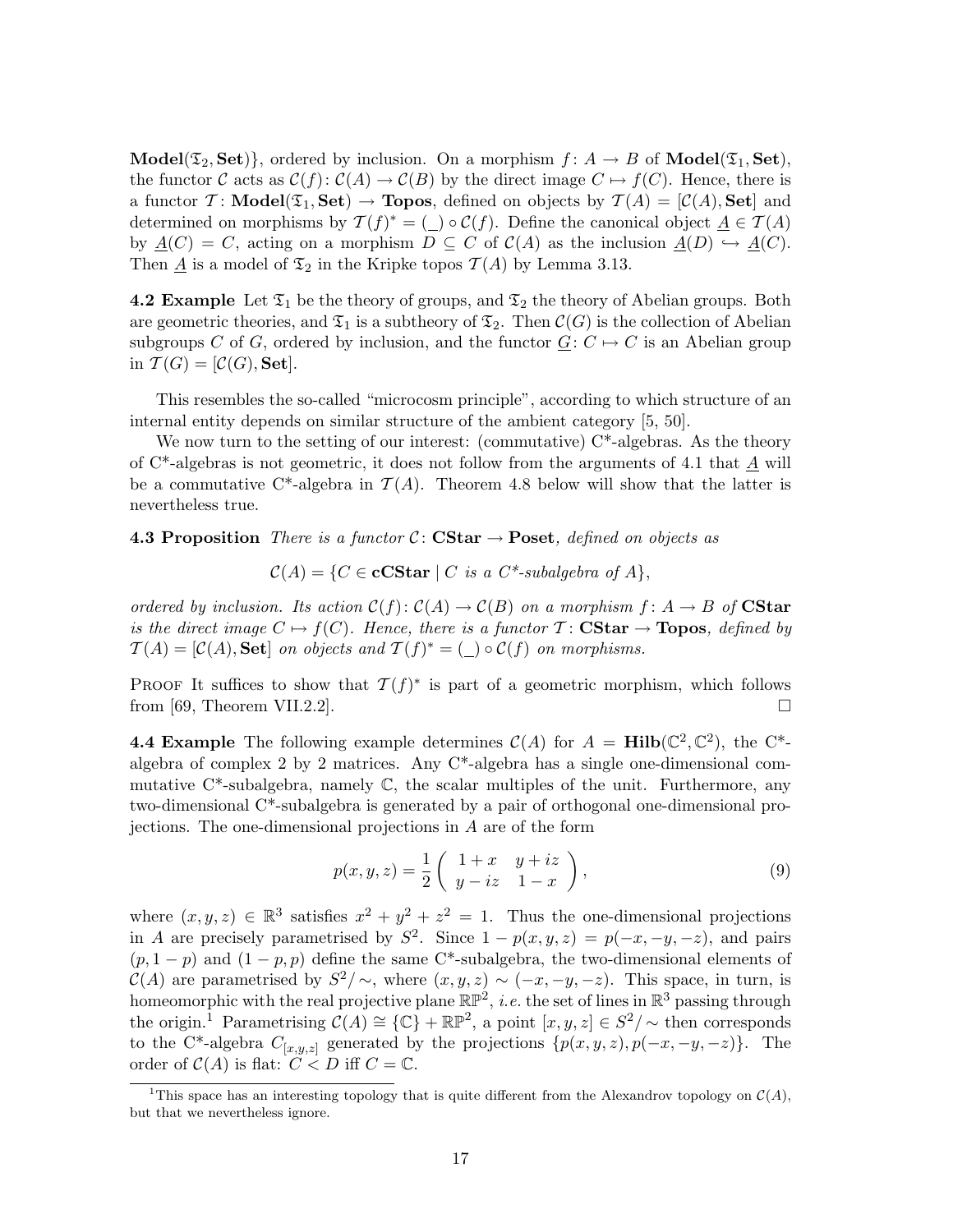**Model**$(\mathfrak{T}_2, \mathbf{Set})\}$, ordered by inclusion. On a morphism $f\colon A \to B$ of **Model**$(\mathfrak{T}_1, \mathbf{Set})$, the functor $\mathcal{C}$ acts as $\mathcal{C}(f)\colon \mathcal{C}(A) \to \mathcal{C}(B)$ by the direct image $C \mapsto f(C)$. Hence, there is a functor $\mathcal{T}\colon \mathbf{Model}(\mathfrak{T}_1, \mathbf{Set}) \to \mathbf{Topos}$, defined on objects by $\mathcal{T}(A) = [\mathcal{C}(A), \mathbf{Set}]$ and determined on morphisms by $\mathcal{T}(f)^* = (\_) \circ \mathcal{C}(f)$. Define the canonical object $\underline{A} \in \mathcal{T}(A)$ by $\underline{A}(C) = C$, acting on a morphism $D \subseteq C$ of $\mathcal{C}(A)$ as the inclusion $\underline{A}(D) \hookrightarrow \underline{A}(C)$. Then $\underline{A}$ is a model of $\mathfrak{T}_2$ in the Kripke topos $\mathcal{T}(A)$ by Lemma 3.13.

**4.2 Example** Let $\mathfrak{T}_1$ be the theory of groups, and $\mathfrak{T}_2$ the theory of Abelian groups. Both are geometric theories, and $\mathfrak{T}_1$ is a subtheory of $\mathfrak{T}_2$. Then $\mathcal{C}(G)$ is the collection of Abelian subgroups $C$ of $G$, ordered by inclusion, and the functor $\underline{G}\colon C \mapsto C$ is an Abelian group in $\mathcal{T}(G) = [\mathcal{C}(G), \mathbf{Set}]$.

This resembles the so-called "microcosm principle", according to which structure of an internal entity depends on similar structure of the ambient category [5, 50].

We now turn to the setting of our interest: (commutative) C*-algebras. As the theory of C*-algebras is not geometric, it does not follow from the arguments of 4.1 that $\underline{A}$ will be a commutative C*-algebra in $\mathcal{T}(A)$. Theorem 4.8 below will show that the latter is nevertheless true.

**4.3 Proposition** *There is a functor $\mathcal{C}\colon \mathbf{CStar} \to \mathbf{Poset}$, defined on objects as*

$$\mathcal{C}(A) = \{C \in \mathbf{cCStar} \mid C \text{ is a C*-subalgebra of } A\},$$

*ordered by inclusion. Its action $\mathcal{C}(f)\colon \mathcal{C}(A) \to \mathcal{C}(B)$ on a morphism $f\colon A \to B$ of* **CStar** *is the direct image $C \mapsto f(C)$. Hence, there is a functor $\mathcal{T}\colon \mathbf{CStar} \to \mathbf{Topos}$, defined by $\mathcal{T}(A) = [\mathcal{C}(A), \mathbf{Set}]$ on objects and $\mathcal{T}(f)^* = (\_) \circ \mathcal{C}(f)$ on morphisms.*

Proof It suffices to show that $\mathcal{T}(f)^*$ is part of a geometric morphism, which follows from [69, Theorem VII.2.2]. $\square$

**4.4 Example** The following example determines $\mathcal{C}(A)$ for $A = \mathbf{Hilb}(\mathbb{C}^2, \mathbb{C}^2)$, the C*-algebra of complex 2 by 2 matrices. Any C*-algebra has a single one-dimensional commutative C*-subalgebra, namely $\mathbb{C}$, the scalar multiples of the unit. Furthermore, any two-dimensional C*-subalgebra is generated by a pair of orthogonal one-dimensional projections. The one-dimensional projections in $A$ are of the form

$$p(x, y, z) = \frac{1}{2}\begin{pmatrix} 1 + x & y + iz \\ y - iz & 1 - x \end{pmatrix}, \tag{9}$$

where $(x, y, z) \in \mathbb{R}^3$ satisfies $x^2 + y^2 + z^2 = 1$. Thus the one-dimensional projections in $A$ are precisely parametrised by $S^2$. Since $1 - p(x, y, z) = p(-x, -y, -z)$, and pairs $(p, 1 - p)$ and $(1 - p, p)$ define the same C*-subalgebra, the two-dimensional elements of $\mathcal{C}(A)$ are parametrised by $S^2/\sim$, where $(x, y, z) \sim (-x, -y, -z)$. This space, in turn, is homeomorphic with the real projective plane $\mathbb{RP}^2$, *i.e.* the set of lines in $\mathbb{R}^3$ passing through the origin.[1] Parametrising $\mathcal{C}(A) \cong \{\mathbb{C}\} + \mathbb{RP}^2$, a point $[x, y, z] \in S^2/\sim$ then corresponds to the C*-algebra $C_{[x,y,z]}$ generated by the projections $\{p(x, y, z), p(-x, -y, -z)\}$. The order of $\mathcal{C}(A)$ is flat: $C < D$ iff $C = \mathbb{C}$.

[1] This space has an interesting topology that is quite different from the Alexandrov topology on $\mathcal{C}(A)$, but that we nevertheless ignore.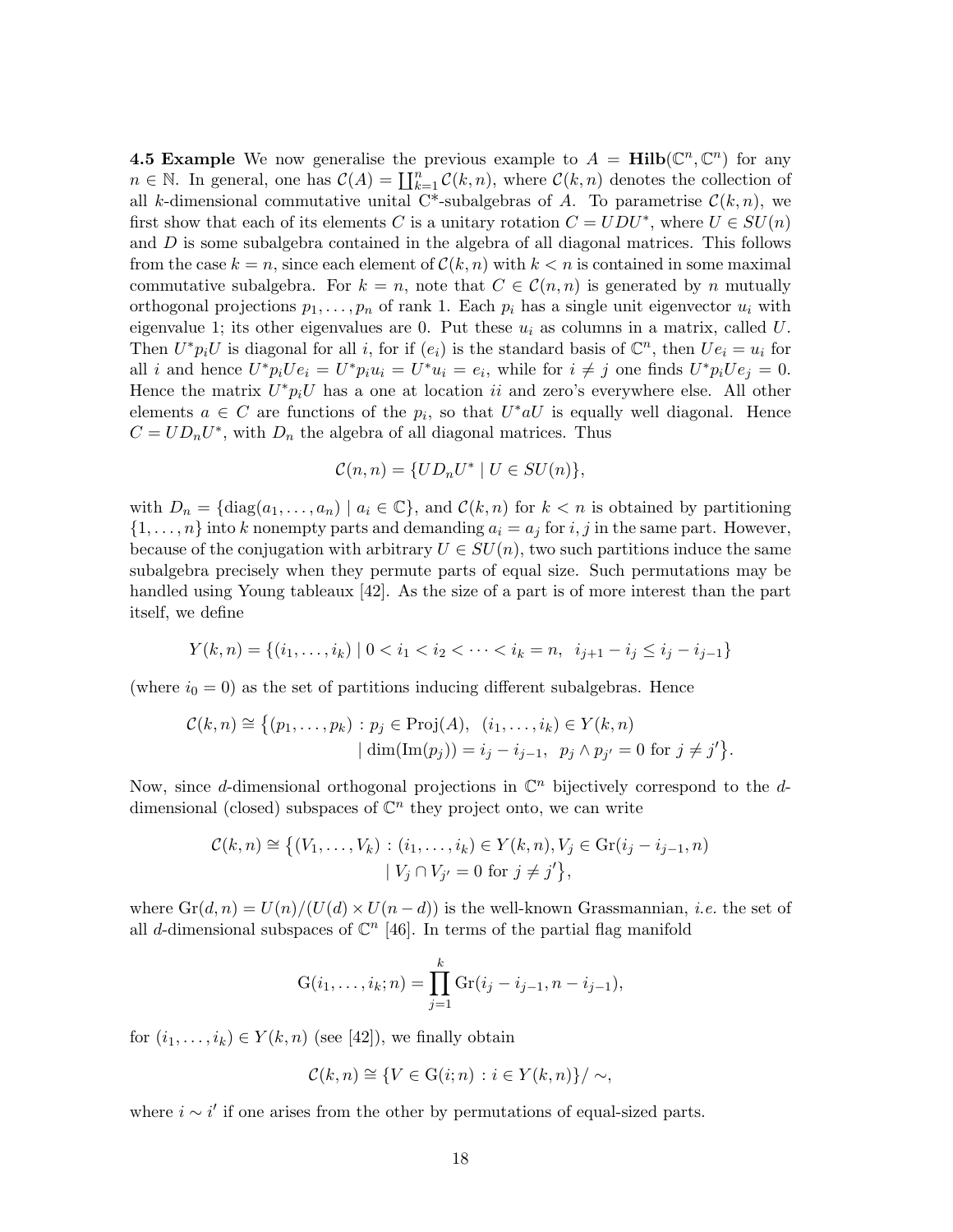**4.5 Example** We now generalise the previous example to $A = \mathbf{Hilb}(\mathbb{C}^n, \mathbb{C}^n)$ for any $n \in \mathbb{N}$. In general, one has $\mathcal{C}(A) = \coprod_{k=1}^n \mathcal{C}(k,n)$, where $\mathcal{C}(k,n)$ denotes the collection of all $k$-dimensional commutative unital C*-subalgebras of $A$. To parametrise $\mathcal{C}(k,n)$, we first show that each of its elements $C$ is a unitary rotation $C = UDU^*$, where $U \in SU(n)$ and $D$ is some subalgebra contained in the algebra of all diagonal matrices. This follows from the case $k = n$, since each element of $\mathcal{C}(k,n)$ with $k < n$ is contained in some maximal commutative subalgebra. For $k = n$, note that $C \in \mathcal{C}(n,n)$ is generated by $n$ mutually orthogonal projections $p_1, \ldots, p_n$ of rank 1. Each $p_i$ has a single unit eigenvector $u_i$ with eigenvalue 1; its other eigenvalues are 0. Put these $u_i$ as columns in a matrix, called $U$. Then $U^* p_i U$ is diagonal for all $i$, for if $(e_i)$ is the standard basis of $\mathbb{C}^n$, then $Ue_i = u_i$ for all $i$ and hence $U^* p_i U e_i = U^* p_i u_i = U^* u_i = e_i$, while for $i \neq j$ one finds $U^* p_i U e_j = 0$. Hence the matrix $U^* p_i U$ has a one at location $ii$ and zero's everywhere else. All other elements $a \in C$ are functions of the $p_i$, so that $U^* a U$ is equally well diagonal. Hence $C = U D_n U^*$, with $D_n$ the algebra of all diagonal matrices. Thus

$$\mathcal{C}(n,n) = \{U D_n U^* \mid U \in SU(n)\},$$

with $D_n = \{\mathrm{diag}(a_1, \ldots, a_n) \mid a_i \in \mathbb{C}\}$, and $\mathcal{C}(k,n)$ for $k < n$ is obtained by partitioning $\{1, \ldots, n\}$ into $k$ nonempty parts and demanding $a_i = a_j$ for $i, j$ in the same part. However, because of the conjugation with arbitrary $U \in SU(n)$, two such partitions induce the same subalgebra precisely when they permute parts of equal size. Such permutations may be handled using Young tableaux [42]. As the size of a part is of more interest than the part itself, we define

$$Y(k,n) = \{(i_1, \ldots, i_k) \mid 0 < i_1 < i_2 < \cdots < i_k = n, \;\; i_{j+1} - i_j \leq i_j - i_{j-1}\}$$

(where $i_0 = 0$) as the set of partitions inducing different subalgebras. Hence

$$\begin{aligned}\mathcal{C}(k,n) \cong \big\{(p_1, \ldots, p_k) : p_j \in \mathrm{Proj}(A), \;\; (i_1, \ldots, i_k) \in Y(k,n) \\ \mid \dim(\mathrm{Im}(p_j)) = i_j - i_{j-1}, \;\; p_j \wedge p_{j'} = 0 \text{ for } j \neq j'\big\}.\end{aligned}$$

Now, since $d$-dimensional orthogonal projections in $\mathbb{C}^n$ bijectively correspond to the $d$-dimensional (closed) subspaces of $\mathbb{C}^n$ they project onto, we can write

$$\begin{aligned}\mathcal{C}(k,n) \cong \big\{(V_1, \ldots, V_k) : (i_1, \ldots, i_k) \in Y(k,n), V_j \in \mathrm{Gr}(i_j - i_{j-1}, n) \\ \mid V_j \cap V_{j'} = 0 \text{ for } j \neq j'\big\},\end{aligned}$$

where $\mathrm{Gr}(d,n) = U(n)/(U(d) \times U(n-d))$ is the well-known Grassmannian, *i.e.* the set of all $d$-dimensional subspaces of $\mathbb{C}^n$ [46]. In terms of the partial flag manifold

$$\mathrm{G}(i_1, \ldots, i_k; n) = \prod_{j=1}^k \mathrm{Gr}(i_j - i_{j-1}, n - i_{j-1}),$$

for $(i_1, \ldots, i_k) \in Y(k,n)$ (see [42]), we finally obtain

$$\mathcal{C}(k,n) \cong \{V \in \mathrm{G}(i;n) : i \in Y(k,n)\}/\sim,$$

where $i \sim i'$ if one arises from the other by permutations of equal-sized parts.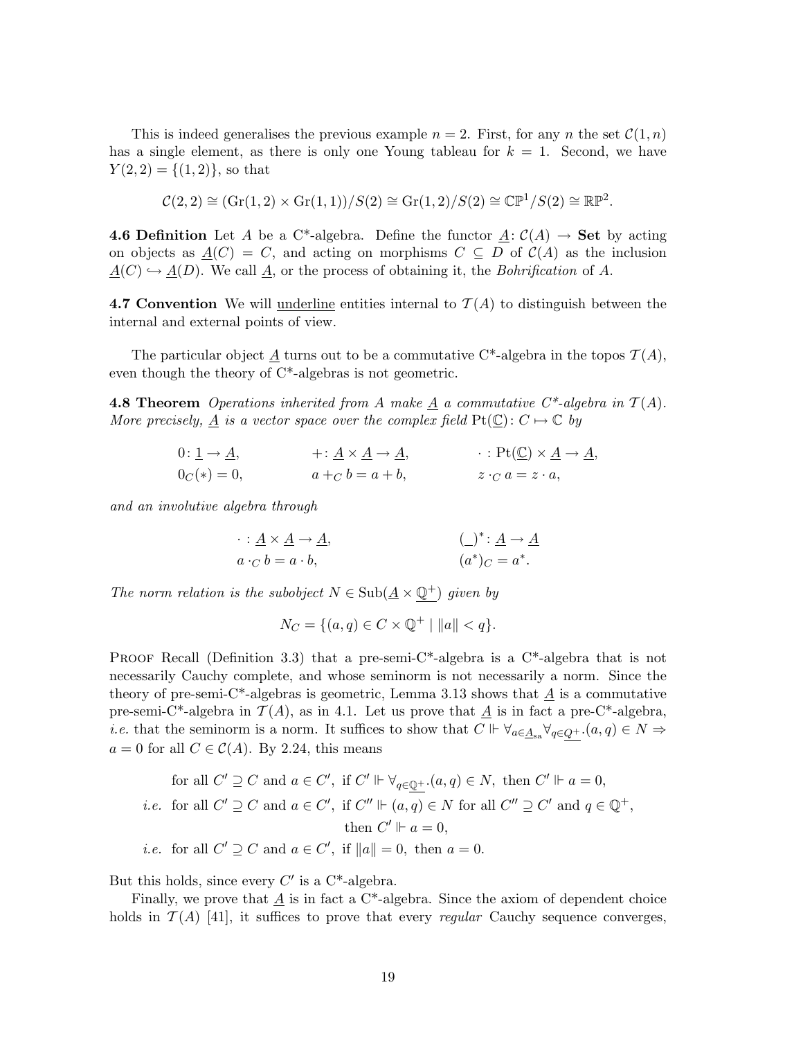This is indeed generalises the previous example $n = 2$. First, for any $n$ the set $\mathcal{C}(1, n)$ has a single element, as there is only one Young tableau for $k = 1$. Second, we have $Y(2, 2) = \{(1, 2)\}$, so that

$$\mathcal{C}(2,2) \cong (\mathrm{Gr}(1,2) \times \mathrm{Gr}(1,1))/S(2) \cong \mathrm{Gr}(1,2)/S(2) \cong \mathbb{CP}^1/S(2) \cong \mathbb{RP}^2.$$

**4.6 Definition** Let $A$ be a C*-algebra. Define the functor $\underline{A}\colon \mathcal{C}(A) \to \mathbf{Set}$ by acting on objects as $\underline{A}(C) = C$, and acting on morphisms $C \subseteq D$ of $\mathcal{C}(A)$ as the inclusion $\underline{A}(C) \hookrightarrow \underline{A}(D)$. We call $\underline{A}$, or the process of obtaining it, the *Bohrification* of $A$.

**4.7 Convention** We will underline entities internal to $\mathcal{T}(A)$ to distinguish between the internal and external points of view.

The particular object $\underline{A}$ turns out to be a commutative C*-algebra in the topos $\mathcal{T}(A)$, even though the theory of C*-algebras is not geometric.

**4.8 Theorem** *Operations inherited from $A$ make $\underline{A}$ a commutative C\*-algebra in $\mathcal{T}(A)$. More precisely, $\underline{A}$ is a vector space over the complex field $\mathrm{Pt}(\underline{\mathbb{C}})\colon C \mapsto \mathbb{C}$ by*

$$\begin{aligned} &0\colon \underline{1} \to \underline{A}, && +\colon \underline{A} \times \underline{A} \to \underline{A}, && \cdot\colon \mathrm{Pt}(\underline{\mathbb{C}}) \times \underline{A} \to \underline{A}, \\ &0_C(*) = 0, && a +_C b = a + b, && z \cdot_C a = z \cdot a, \end{aligned}$$

*and an involutive algebra through*

$$\begin{aligned} &\cdot\colon \underline{A} \times \underline{A} \to \underline{A}, && (\_)^*\colon \underline{A} \to \underline{A} \\ &a \cdot_C b = a \cdot b, && (a^*)_C = a^*. \end{aligned}$$

*The norm relation is the subobject $N \in \mathrm{Sub}(\underline{A} \times \underline{\mathbb{Q}^+})$ given by*

$$N_C = \{(a, q) \in C \times \mathbb{Q}^+ \mid \|a\| < q\}.$$

Proof Recall (Definition 3.3) that a pre-semi-C*-algebra is a C*-algebra that is not necessarily Cauchy complete, and whose seminorm is not necessarily a norm. Since the theory of pre-semi-C*-algebras is geometric, Lemma 3.13 shows that $\underline{A}$ is a commutative pre-semi-C*-algebra in $\mathcal{T}(A)$, as in 4.1. Let us prove that $\underline{A}$ is in fact a pre-C*-algebra, *i.e.* that the seminorm is a norm. It suffices to show that $C \Vdash \forall_{a \in \underline{A}_{\mathrm{sa}}} \forall_{q \in \underline{Q^+}}.(a, q) \in N \Rightarrow a = 0$ for all $C \in \mathcal{C}(A)$. By 2.24, this means

$$\begin{aligned} &\text{for all } C' \supseteq C \text{ and } a \in C', \text{ if } C' \Vdash \forall_{q \in \underline{\mathbb{Q}^+}}.(a, q) \in N, \text{ then } C' \Vdash a = 0, \\ \textit{i.e. } &\text{for all } C' \supseteq C \text{ and } a \in C', \text{ if } C'' \Vdash (a, q) \in N \text{ for all } C'' \supseteq C' \text{ and } q \in \mathbb{Q}^+, \\ &\qquad\qquad \text{then } C' \Vdash a = 0, \\ \textit{i.e. } &\text{for all } C' \supseteq C \text{ and } a \in C', \text{ if } \|a\| = 0, \text{ then } a = 0. \end{aligned}$$

But this holds, since every $C'$ is a C*-algebra.

Finally, we prove that $\underline{A}$ is in fact a C*-algebra. Since the axiom of dependent choice holds in $\mathcal{T}(A)$ [41], it suffices to prove that every *regular* Cauchy sequence converges,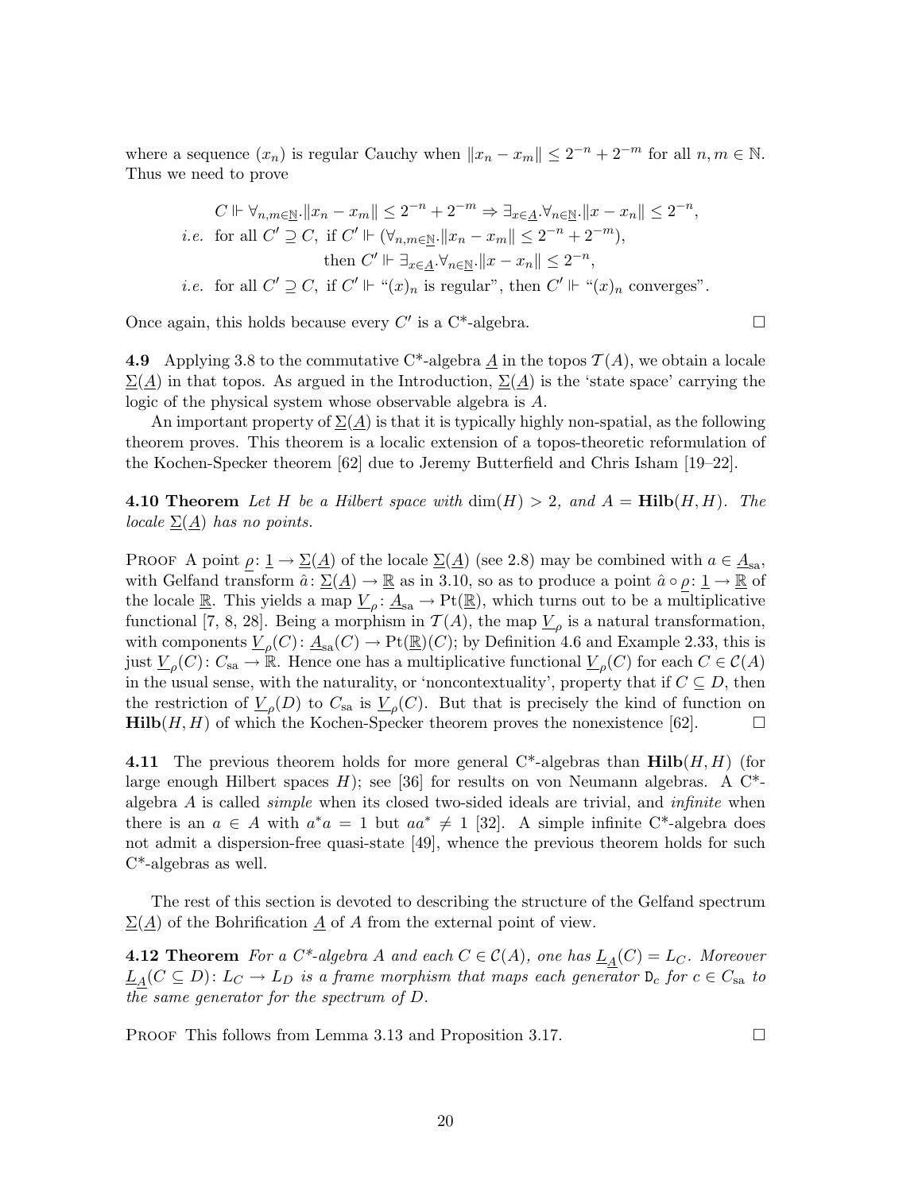where a sequence $(x_n)$ is regular Cauchy when $\|x_n - x_m\| \leq 2^{-n} + 2^{-m}$ for all $n, m \in \mathbb{N}$. Thus we need to prove

$$
\begin{aligned}
&C \Vdash \forall_{n,m\in\underline{\mathbb{N}}}.\|x_n - x_m\| \leq 2^{-n} + 2^{-m} \Rightarrow \exists_{x\in\underline{A}}.\forall_{n\in\underline{\mathbb{N}}}.\|x - x_n\| \leq 2^{-n},\\
\textit{i.e.}\ \ &\text{for all } C' \supseteq C,\ \text{if } C' \Vdash (\forall_{n,m\in\underline{\mathbb{N}}}.\|x_n - x_m\| \leq 2^{-n} + 2^{-m}),\\
&\qquad\qquad\qquad \text{then } C' \Vdash \exists_{x\in\underline{A}}.\forall_{n\in\underline{\mathbb{N}}}.\|x - x_n\| \leq 2^{-n},\\
\textit{i.e.}\ \ &\text{for all } C' \supseteq C,\ \text{if } C' \Vdash \text{“}(x)_n \text{ is regular”},\ \text{then } C' \Vdash \text{“}(x)_n \text{ converges”}.
\end{aligned}
$$

Once again, this holds because every $C'$ is a C\*-algebra. □

**4.9** Applying 3.8 to the commutative C\*-algebra $\underline{A}$ in the topos $\mathcal{T}(A)$, we obtain a locale $\underline{\Sigma}(\underline{A})$ in that topos. As argued in the Introduction, $\underline{\Sigma}(\underline{A})$ is the 'state space' carrying the logic of the physical system whose observable algebra is $A$.

An important property of $\underline{\Sigma}(\underline{A})$ is that it is typically highly non-spatial, as the following theorem proves. This theorem is a localic extension of a topos-theoretic reformulation of the Kochen-Specker theorem [62] due to Jeremy Butterfield and Chris Isham [19–22].

**4.10 Theorem** *Let $H$ be a Hilbert space with $\dim(H) > 2$, and $A = \mathbf{Hilb}(H, H)$. The locale $\underline{\Sigma}(\underline{A})$ has no points.*

Proof A point $\underline{\rho}\colon \underline{1} \to \underline{\Sigma}(\underline{A})$ of the locale $\underline{\Sigma}(\underline{A})$ (see 2.8) may be combined with $a \in \underline{A}_{\mathrm{sa}}$, with Gelfand transform $\hat{a}\colon \underline{\Sigma}(\underline{A}) \to \underline{\mathbb{R}}$ as in 3.10, so as to produce a point $\hat{a} \circ \underline{\rho}\colon \underline{1} \to \underline{\mathbb{R}}$ of the locale $\underline{\mathbb{R}}$. This yields a map $\underline{V}_\rho\colon \underline{A}_{\mathrm{sa}} \to \mathrm{Pt}(\underline{\mathbb{R}})$, which turns out to be a multiplicative functional [7, 8, 28]. Being a morphism in $\mathcal{T}(A)$, the map $\underline{V}_\rho$ is a natural transformation, with components $\underline{V}_\rho(C)\colon \underline{A}_{\mathrm{sa}}(C) \to \mathrm{Pt}(\underline{\mathbb{R}})(C)$; by Definition 4.6 and Example 2.33, this is just $\underline{V}_\rho(C)\colon C_{\mathrm{sa}} \to \mathbb{R}$. Hence one has a multiplicative functional $\underline{V}_\rho(C)$ for each $C \in \mathcal{C}(A)$ in the usual sense, with the naturality, or 'noncontextuality', property that if $C \subseteq D$, then the restriction of $\underline{V}_\rho(D)$ to $C_{\mathrm{sa}}$ is $\underline{V}_\rho(C)$. But that is precisely the kind of function on $\mathbf{Hilb}(H, H)$ of which the Kochen-Specker theorem proves the nonexistence [62]. □

**4.11** The previous theorem holds for more general C\*-algebras than $\mathbf{Hilb}(H, H)$ (for large enough Hilbert spaces $H$); see [36] for results on von Neumann algebras. A C\*-algebra $A$ is called *simple* when its closed two-sided ideals are trivial, and *infinite* when there is an $a \in A$ with $a^*a = 1$ but $aa^* \neq 1$ [32]. A simple infinite C\*-algebra does not admit a dispersion-free quasi-state [49], whence the previous theorem holds for such C\*-algebras as well.

The rest of this section is devoted to describing the structure of the Gelfand spectrum $\underline{\Sigma}(\underline{A})$ of the Bohrification $\underline{A}$ of $A$ from the external point of view.

**4.12 Theorem** *For a C\*-algebra $A$ and each $C \in \mathcal{C}(A)$, one has $\underline{L}_{\underline{A}}(C) = L_C$. Moreover $\underline{L}_{\underline{A}}(C \subseteq D)\colon L_C \to L_D$ is a frame morphism that maps each generator $\mathtt{D}_c$ for $c \in C_{\mathrm{sa}}$ to the same generator for the spectrum of $D$.*

Proof This follows from Lemma 3.13 and Proposition 3.17. □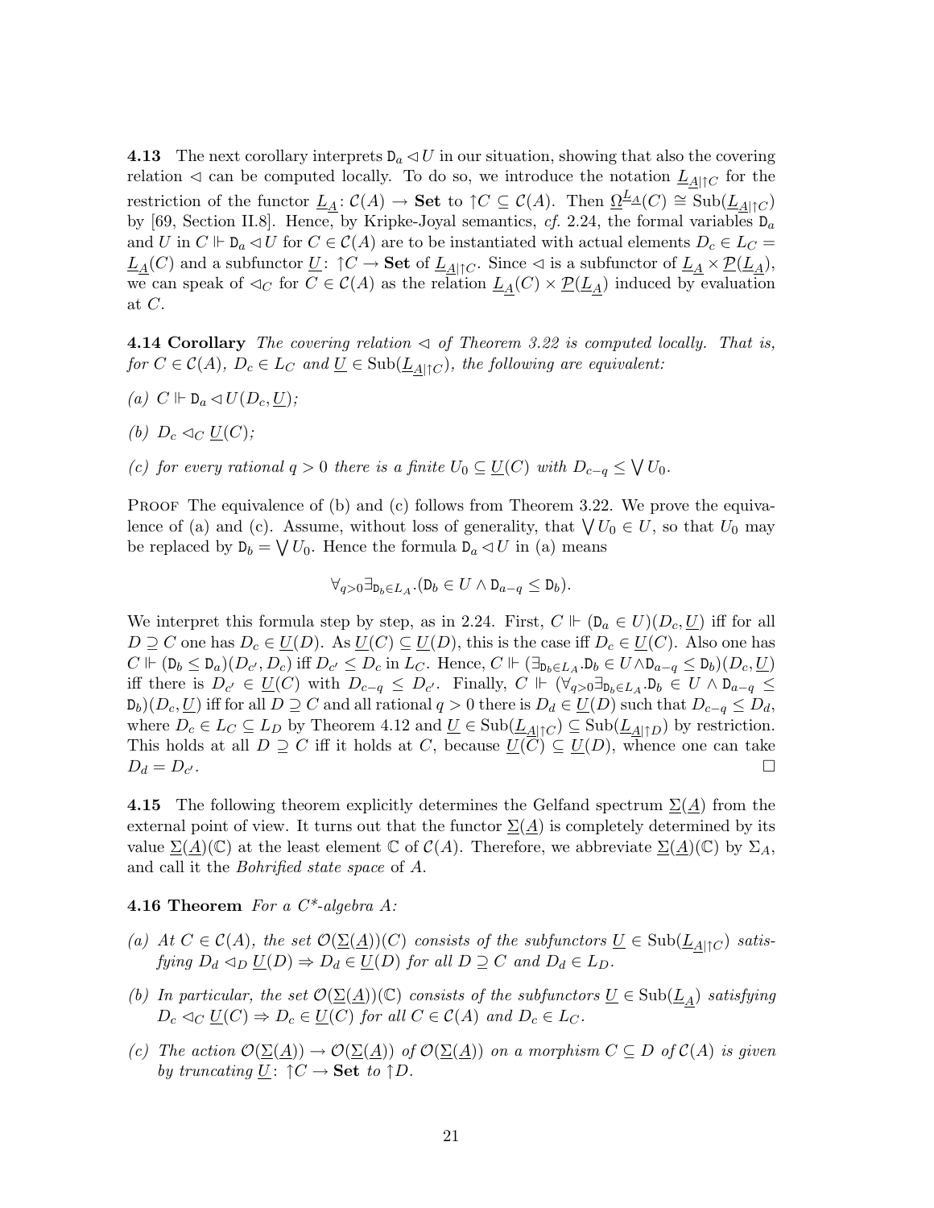**4.13** The next corollary interprets $\mathtt{D}_a \lhd U$ in our situation, showing that also the covering relation $\lhd$ can be computed locally. To do so, we introduce the notation $\underline{L}_{\underline{A}|\uparrow C}$ for the restriction of the functor $\underline{L}_{\underline{A}} \colon \mathcal{C}(A) \to \mathbf{Set}$ to $\uparrow C \subseteq \mathcal{C}(A)$. Then $\underline{\Omega}^{\underline{L}_{\underline{A}}}(C) \cong \mathrm{Sub}(\underline{L}_{\underline{A}|\uparrow C})$ by [69, Section II.8]. Hence, by Kripke-Joyal semantics, *cf.* 2.24, the formal variables $\mathtt{D}_a$ and $U$ in $C \Vdash \mathtt{D}_a \lhd U$ for $C \in \mathcal{C}(A)$ are to be instantiated with actual elements $D_c \in L_C = \underline{L}_{\underline{A}}(C)$ and a subfunctor $\underline{U} \colon \uparrow C \to \mathbf{Set}$ of $\underline{L}_{\underline{A}|\uparrow C}$. Since $\lhd$ is a subfunctor of $\underline{L}_{\underline{A}} \times \underline{\mathcal{P}}(\underline{L}_{\underline{A}})$, we can speak of $\lhd_C$ for $C \in \mathcal{C}(A)$ as the relation $\underline{L}_{\underline{A}}(C) \times \underline{\mathcal{P}}(\underline{L}_{\underline{A}})$ induced by evaluation at $C$.

**4.14 Corollary** *The covering relation $\lhd$ of Theorem 3.22 is computed locally. That is, for $C \in \mathcal{C}(A)$, $D_c \in L_C$ and $\underline{U} \in \mathrm{Sub}(\underline{L}_{\underline{A}|\uparrow C})$, the following are equivalent:*

*(a) $C \Vdash \mathtt{D}_a \lhd U(D_c, \underline{U})$;*

*(b) $D_c \lhd_C \underline{U}(C)$;*

*(c) for every rational $q > 0$ there is a finite $U_0 \subseteq \underline{U}(C)$ with $D_{c-q} \leq \bigvee U_0$.*

Proof The equivalence of (b) and (c) follows from Theorem 3.22. We prove the equivalence of (a) and (c). Assume, without loss of generality, that $\bigvee U_0 \in U$, so that $U_0$ may be replaced by $\mathtt{D}_b = \bigvee U_0$. Hence the formula $\mathtt{D}_a \lhd U$ in (a) means

$$\forall_{q>0} \exists_{\mathtt{D}_b \in L_A}.(\mathtt{D}_b \in U \wedge \mathtt{D}_{a-q} \leq \mathtt{D}_b).$$

We interpret this formula step by step, as in 2.24. First, $C \Vdash (\mathtt{D}_a \in U)(D_c, \underline{U})$ iff for all $D \supseteq C$ one has $D_c \in \underline{U}(D)$. As $\underline{U}(C) \subseteq \underline{U}(D)$, this is the case iff $D_c \in \underline{U}(C)$. Also one has $C \Vdash (\mathtt{D}_b \leq \mathtt{D}_a)(D_{c'}, D_c)$ iff $D_{c'} \leq D_c$ in $L_C$. Hence, $C \Vdash (\exists_{\mathtt{D}_b \in L_A}.\mathtt{D}_b \in U \wedge \mathtt{D}_{a-q} \leq \mathtt{D}_b)(D_c, \underline{U})$ iff there is $D_{c'} \in \underline{U}(C)$ with $D_{c-q} \leq D_{c'}$. Finally, $C \Vdash (\forall_{q>0} \exists_{\mathtt{D}_b \in L_A}.\mathtt{D}_b \in U \wedge \mathtt{D}_{a-q} \leq \mathtt{D}_b)(D_c, \underline{U})$ iff for all $D \supseteq C$ and all rational $q > 0$ there is $D_d \in \underline{U}(D)$ such that $D_{c-q} \leq D_d$, where $D_c \in L_C \subseteq L_D$ by Theorem 4.12 and $\underline{U} \in \mathrm{Sub}(\underline{L}_{\underline{A}|\uparrow C}) \subseteq \mathrm{Sub}(\underline{L}_{\underline{A}|\uparrow D})$ by restriction. This holds at all $D \supseteq C$ iff it holds at $C$, because $\underline{U}(C) \subseteq \underline{U}(D)$, whence one can take $D_d = D_{c'}$. $\square$

**4.15** The following theorem explicitly determines the Gelfand spectrum $\underline{\Sigma}(\underline{A})$ from the external point of view. It turns out that the functor $\underline{\Sigma}(\underline{A})$ is completely determined by its value $\underline{\Sigma}(\underline{A})(\mathbb{C})$ at the least element $\mathbb{C}$ of $\mathcal{C}(A)$. Therefore, we abbreviate $\underline{\Sigma}(\underline{A})(\mathbb{C})$ by $\Sigma_A$, and call it the *Bohrified state space* of $A$.

**4.16 Theorem** *For a C\*-algebra A:*

*(a) At $C \in \mathcal{C}(A)$, the set $\mathcal{O}(\underline{\Sigma}(\underline{A}))(C)$ consists of the subfunctors $\underline{U} \in \mathrm{Sub}(\underline{L}_{\underline{A}|\uparrow C})$ satisfying $D_d \lhd_D \underline{U}(D) \Rightarrow D_d \in \underline{U}(D)$ for all $D \supseteq C$ and $D_d \in L_D$.*

*(b) In particular, the set $\mathcal{O}(\underline{\Sigma}(\underline{A}))(\mathbb{C})$ consists of the subfunctors $\underline{U} \in \mathrm{Sub}(\underline{L}_{\underline{A}})$ satisfying $D_c \lhd_C \underline{U}(C) \Rightarrow D_c \in \underline{U}(C)$ for all $C \in \mathcal{C}(A)$ and $D_c \in L_C$.*

*(c) The action $\mathcal{O}(\underline{\Sigma}(\underline{A})) \to \mathcal{O}(\underline{\Sigma}(\underline{A}))$ of $\mathcal{O}(\underline{\Sigma}(\underline{A}))$ on a morphism $C \subseteq D$ of $\mathcal{C}(A)$ is given by truncating $\underline{U} \colon \uparrow C \to \mathbf{Set}$ to $\uparrow D$.*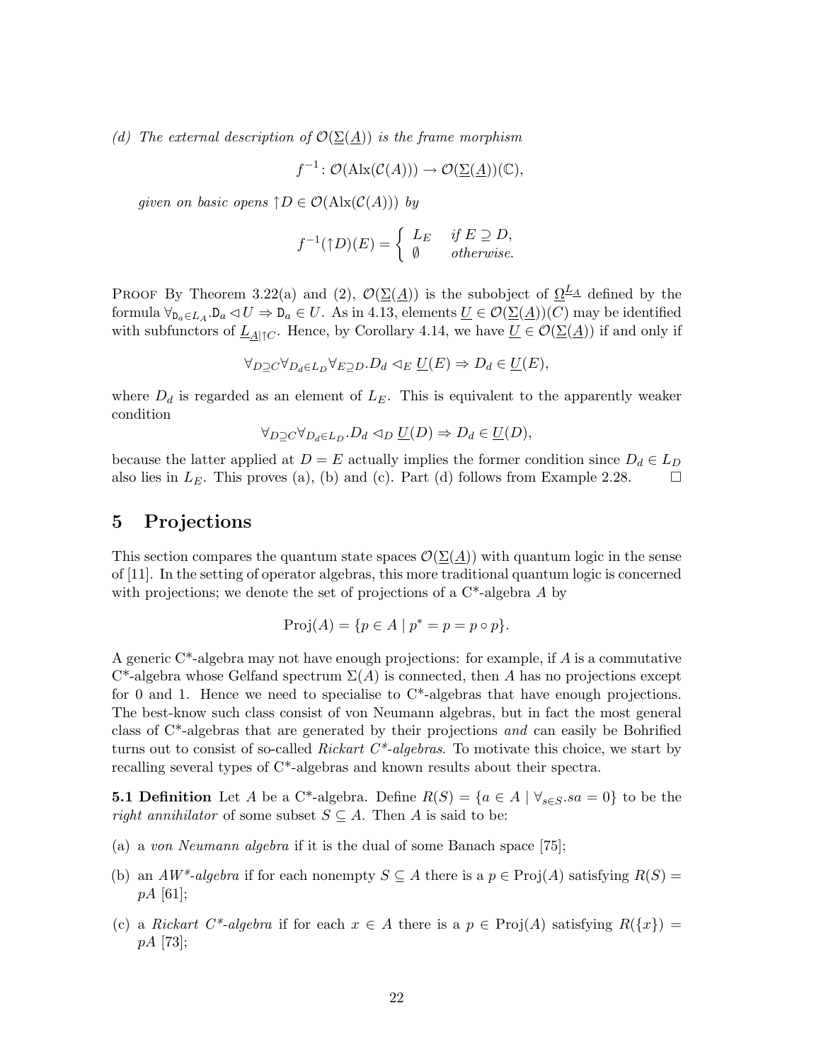*(d) The external description of $\mathcal{O}(\underline{\Sigma}(\underline{A}))$ is the frame morphism*

$$f^{-1}\colon \mathcal{O}(\mathrm{Alx}(\mathcal{C}(A))) \to \mathcal{O}(\underline{\Sigma}(\underline{A}))(\mathbb{C}),$$

*given on basic opens $\uparrow D \in \mathcal{O}(\mathrm{Alx}(\mathcal{C}(A)))$ by*

$$f^{-1}(\uparrow D)(E) = \begin{cases} L_E & \text{if } E \supseteq D, \\ \emptyset & \text{otherwise.} \end{cases}$$

Proof By Theorem 3.22(a) and (2), $\mathcal{O}(\underline{\Sigma}(\underline{A}))$ is the subobject of $\underline{\Omega}^{\underline{L}_A}$ defined by the formula $\forall_{\mathtt{D}_a \in L_A}.\mathtt{D}_a \lhd U \Rightarrow \mathtt{D}_a \in U$. As in 4.13, elements $\underline{U} \in \mathcal{O}(\underline{\Sigma}(\underline{A}))(C)$ may be identified with subfunctors of $\underline{L}_{\underline{A}|\uparrow C}$. Hence, by Corollary 4.14, we have $\underline{U} \in \mathcal{O}(\underline{\Sigma}(\underline{A}))$ if and only if

$$\forall_{D \supseteq C} \forall_{D_d \in L_D} \forall_{E \supseteq D}. D_d \lhd_E \underline{U}(E) \Rightarrow D_d \in \underline{U}(E),$$

where $D_d$ is regarded as an element of $L_E$. This is equivalent to the apparently weaker condition

$$\forall_{D \supseteq C} \forall_{D_d \in L_D}. D_d \lhd_D \underline{U}(D) \Rightarrow D_d \in \underline{U}(D),$$

because the latter applied at $D = E$ actually implies the former condition since $D_d \in L_D$ also lies in $L_E$. This proves (a), (b) and (c). Part (d) follows from Example 2.28. $\square$

# 5 Projections

This section compares the quantum state spaces $\mathcal{O}(\underline{\Sigma}(\underline{A}))$ with quantum logic in the sense of [11]. In the setting of operator algebras, this more traditional quantum logic is concerned with projections; we denote the set of projections of a C*-algebra $A$ by

$$\mathrm{Proj}(A) = \{p \in A \mid p^* = p = p \circ p\}.$$

A generic C*-algebra may not have enough projections: for example, if $A$ is a commutative C*-algebra whose Gelfand spectrum $\Sigma(A)$ is connected, then $A$ has no projections except for 0 and 1. Hence we need to specialise to C*-algebras that have enough projections. The best-know such class consist of von Neumann algebras, but in fact the most general class of C*-algebras that are generated by their projections *and* can easily be Bohrified turns out to consist of so-called *Rickart C\*-algebras*. To motivate this choice, we start by recalling several types of C*-algebras and known results about their spectra.

**5.1 Definition** Let $A$ be a C*-algebra. Define $R(S) = \{a \in A \mid \forall_{s \in S}. sa = 0\}$ to be the *right annihilator* of some subset $S \subseteq A$. Then $A$ is said to be:

(a) a *von Neumann algebra* if it is the dual of some Banach space [75];

(b) an *AW\*-algebra* if for each nonempty $S \subseteq A$ there is a $p \in \mathrm{Proj}(A)$ satisfying $R(S) = pA$ [61];

(c) a *Rickart C\*-algebra* if for each $x \in A$ there is a $p \in \mathrm{Proj}(A)$ satisfying $R(\{x\}) = pA$ [73];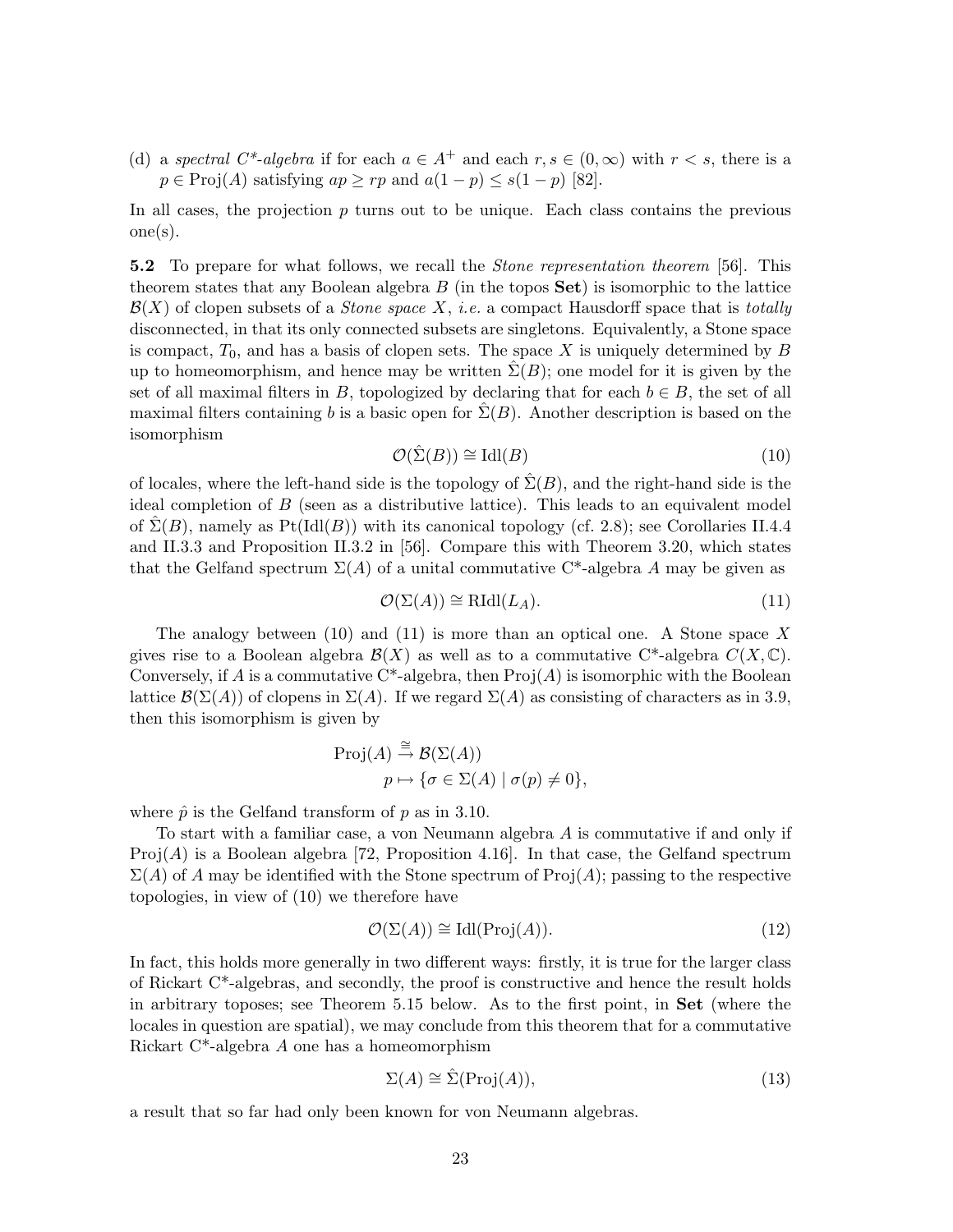(d) a *spectral C\*-algebra* if for each $a \in A^+$ and each $r, s \in (0, \infty)$ with $r < s$, there is a $p \in \text{Proj}(A)$ satisfying $ap \geq rp$ and $a(1-p) \leq s(1-p)$ [82].

In all cases, the projection $p$ turns out to be unique. Each class contains the previous one(s).

**5.2** To prepare for what follows, we recall the *Stone representation theorem* [56]. This theorem states that any Boolean algebra $B$ (in the topos **Set**) is isomorphic to the lattice $\mathcal{B}(X)$ of clopen subsets of a *Stone space* $X$, *i.e.* a compact Hausdorff space that is *totally* disconnected, in that its only connected subsets are singletons. Equivalently, a Stone space is compact, $T_0$, and has a basis of clopen sets. The space $X$ is uniquely determined by $B$ up to homeomorphism, and hence may be written $\hat{\Sigma}(B)$; one model for it is given by the set of all maximal filters in $B$, topologized by declaring that for each $b \in B$, the set of all maximal filters containing $b$ is a basic open for $\hat{\Sigma}(B)$. Another description is based on the isomorphism

$$\mathcal{O}(\hat{\Sigma}(B)) \cong \text{Idl}(B) \tag{10}$$

of locales, where the left-hand side is the topology of $\hat{\Sigma}(B)$, and the right-hand side is the ideal completion of $B$ (seen as a distributive lattice). This leads to an equivalent model of $\hat{\Sigma}(B)$, namely as $\text{Pt}(\text{Idl}(B))$ with its canonical topology (cf. 2.8); see Corollaries II.4.4 and II.3.3 and Proposition II.3.2 in [56]. Compare this with Theorem 3.20, which states that the Gelfand spectrum $\Sigma(A)$ of a unital commutative C\*-algebra $A$ may be given as

$$\mathcal{O}(\Sigma(A)) \cong \text{RIdl}(L_A). \tag{11}$$

The analogy between (10) and (11) is more than an optical one. A Stone space $X$ gives rise to a Boolean algebra $\mathcal{B}(X)$ as well as to a commutative C\*-algebra $C(X, \mathbb{C})$. Conversely, if $A$ is a commutative C\*-algebra, then $\text{Proj}(A)$ is isomorphic with the Boolean lattice $\mathcal{B}(\Sigma(A))$ of clopens in $\Sigma(A)$. If we regard $\Sigma(A)$ as consisting of characters as in 3.9, then this isomorphism is given by

$$\begin{aligned} \text{Proj}(A) &\stackrel{\cong}{\to} \mathcal{B}(\Sigma(A)) \\ p &\mapsto \{\sigma \in \Sigma(A) \mid \sigma(p) \neq 0\}, \end{aligned}$$

where $\hat{p}$ is the Gelfand transform of $p$ as in 3.10.

To start with a familiar case, a von Neumann algebra $A$ is commutative if and only if $\text{Proj}(A)$ is a Boolean algebra [72, Proposition 4.16]. In that case, the Gelfand spectrum $\Sigma(A)$ of $A$ may be identified with the Stone spectrum of $\text{Proj}(A)$; passing to the respective topologies, in view of (10) we therefore have

$$\mathcal{O}(\Sigma(A)) \cong \text{Idl}(\text{Proj}(A)). \tag{12}$$

In fact, this holds more generally in two different ways: firstly, it is true for the larger class of Rickart C\*-algebras, and secondly, the proof is constructive and hence the result holds in arbitrary toposes; see Theorem 5.15 below. As to the first point, in **Set** (where the locales in question are spatial), we may conclude from this theorem that for a commutative Rickart C\*-algebra $A$ one has a homeomorphism

$$\Sigma(A) \cong \hat{\Sigma}(\text{Proj}(A)), \tag{13}$$

a result that so far had only been known for von Neumann algebras.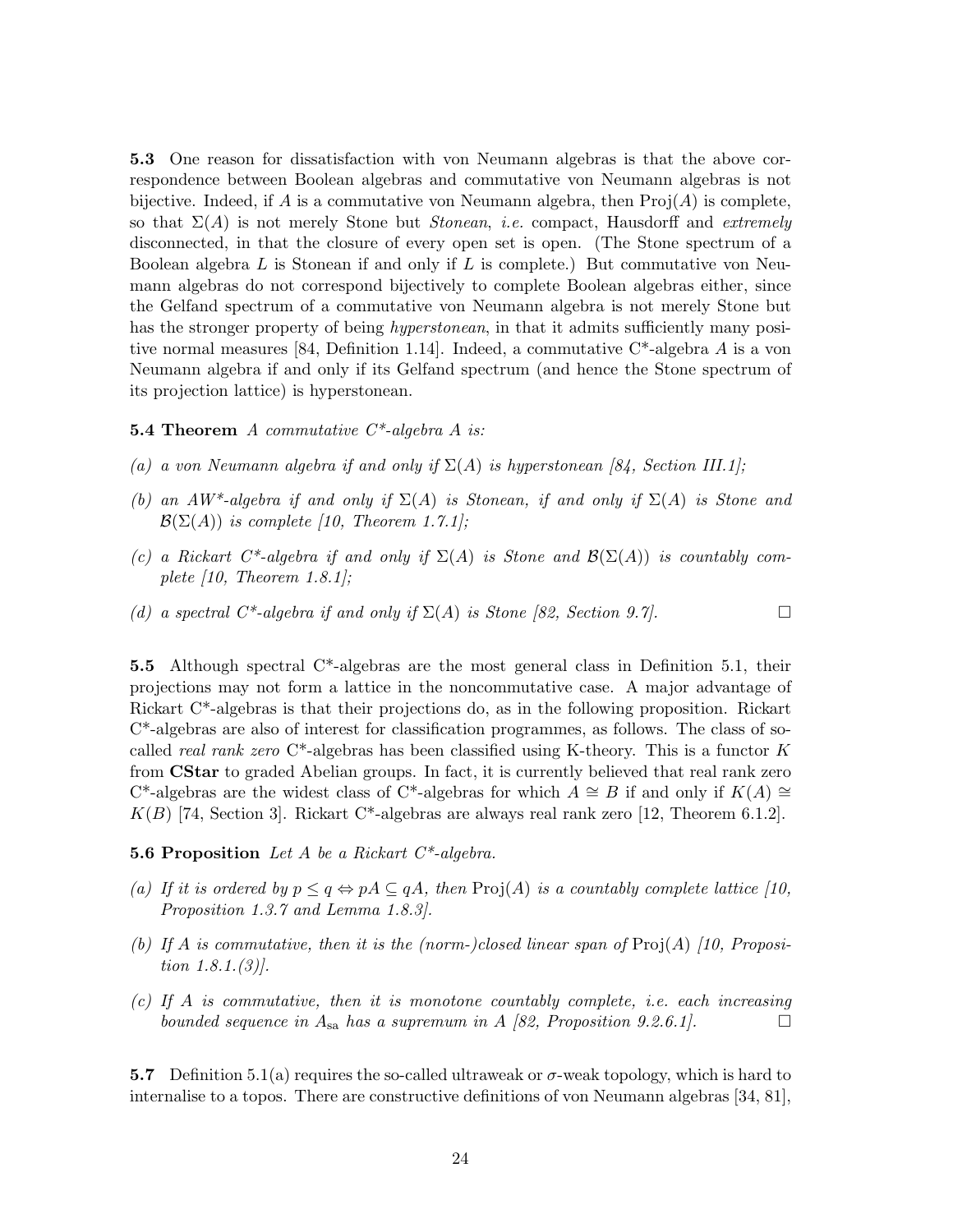**5.3** One reason for dissatisfaction with von Neumann algebras is that the above correspondence between Boolean algebras and commutative von Neumann algebras is not bijective. Indeed, if $A$ is a commutative von Neumann algebra, then $\mathrm{Proj}(A)$ is complete, so that $\Sigma(A)$ is not merely Stone but *Stonean*, *i.e.* compact, Hausdorff and *extremely* disconnected, in that the closure of every open set is open. (The Stone spectrum of a Boolean algebra $L$ is Stonean if and only if $L$ is complete.) But commutative von Neumann algebras do not correspond bijectively to complete Boolean algebras either, since the Gelfand spectrum of a commutative von Neumann algebra is not merely Stone but has the stronger property of being *hyperstonean*, in that it admits sufficiently many positive normal measures [84, Definition 1.14]. Indeed, a commutative C*-algebra $A$ is a von Neumann algebra if and only if its Gelfand spectrum (and hence the Stone spectrum of its projection lattice) is hyperstonean.

**5.4 Theorem** *A commutative C*-algebra $A$ is:*

*(a) a von Neumann algebra if and only if $\Sigma(A)$ is hyperstonean [84, Section III.1];*

*(b) an AW*-algebra if and only if $\Sigma(A)$ is Stonean, if and only if $\Sigma(A)$ is Stone and $\mathcal{B}(\Sigma(A))$ is complete [10, Theorem 1.7.1];*

*(c) a Rickart C*-algebra if and only if $\Sigma(A)$ is Stone and $\mathcal{B}(\Sigma(A))$ is countably complete [10, Theorem 1.8.1];*

*(d) a spectral C*-algebra if and only if $\Sigma(A)$ is Stone [82, Section 9.7].* □

**5.5** Although spectral C*-algebras are the most general class in Definition 5.1, their projections may not form a lattice in the noncommutative case. A major advantage of Rickart C*-algebras is that their projections do, as in the following proposition. Rickart C*-algebras are also of interest for classification programmes, as follows. The class of so-called *real rank zero* C*-algebras has been classified using K-theory. This is a functor $K$ from **CStar** to graded Abelian groups. In fact, it is currently believed that real rank zero C*-algebras are the widest class of C*-algebras for which $A \cong B$ if and only if $K(A) \cong K(B)$ [74, Section 3]. Rickart C*-algebras are always real rank zero [12, Theorem 6.1.2].

**5.6 Proposition** *Let $A$ be a Rickart C*-algebra.*

*(a) If it is ordered by $p \leq q \Leftrightarrow pA \subseteq qA$, then $\mathrm{Proj}(A)$ is a countably complete lattice [10, Proposition 1.3.7 and Lemma 1.8.3].*

*(b) If $A$ is commutative, then it is the (norm-)closed linear span of $\mathrm{Proj}(A)$ [10, Proposition 1.8.1.(3)].*

*(c) If $A$ is commutative, then it is monotone countably complete, i.e. each increasing bounded sequence in $A_{\mathrm{sa}}$ has a supremum in $A$ [82, Proposition 9.2.6.1].* □

**5.7** Definition 5.1(a) requires the so-called ultraweak or $\sigma$-weak topology, which is hard to internalise to a topos. There are constructive definitions of von Neumann algebras [34, 81],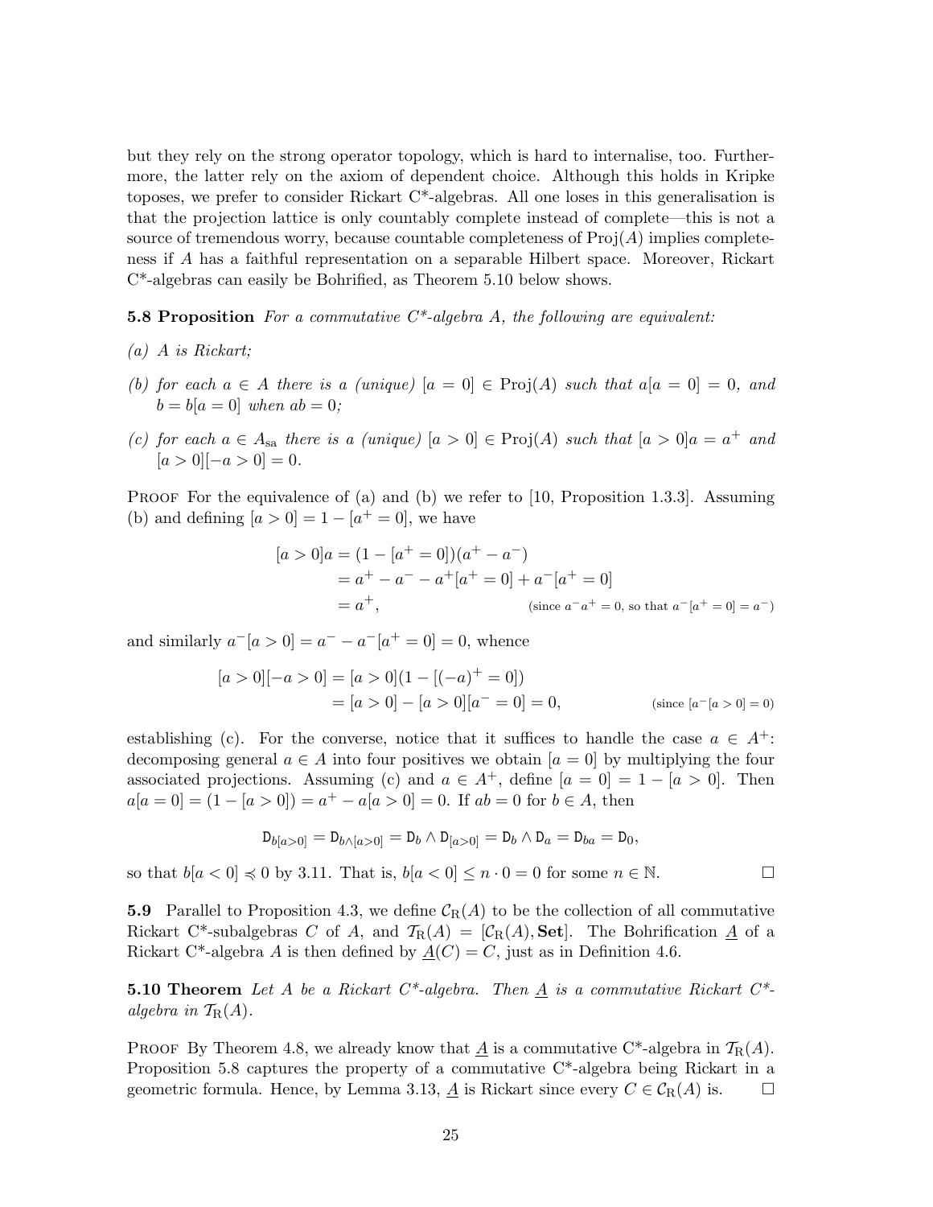but they rely on the strong operator topology, which is hard to internalise, too. Furthermore, the latter rely on the axiom of dependent choice. Although this holds in Kripke toposes, we prefer to consider Rickart C*-algebras. All one loses in this generalisation is that the projection lattice is only countably complete instead of complete—this is not a source of tremendous worry, because countable completeness of $\mathrm{Proj}(A)$ implies completeness if $A$ has a faithful representation on a separable Hilbert space. Moreover, Rickart C*-algebras can easily be Bohrified, as Theorem 5.10 below shows.

**5.8 Proposition** *For a commutative C\*-algebra $A$, the following are equivalent:*

*(a) $A$ is Rickart;*

*(b) for each $a \in A$ there is a (unique) $[a = 0] \in \mathrm{Proj}(A)$ such that $a[a = 0] = 0$, and $b = b[a = 0]$ when $ab = 0$;*

*(c) for each $a \in A_{\mathrm{sa}}$ there is a (unique) $[a > 0] \in \mathrm{Proj}(A)$ such that $[a > 0]a = a^+$ and $[a > 0][-a > 0] = 0$.*

Proof For the equivalence of (a) and (b) we refer to [10, Proposition 1.3.3]. Assuming (b) and defining $[a > 0] = 1 - [a^+ = 0]$, we have

$$\begin{aligned}
[a > 0]a &= (1 - [a^+ = 0])(a^+ - a^-) \\
&= a^+ - a^- - a^+[a^+ = 0] + a^-[a^+ = 0] \\
&= a^+, \qquad \text{(since } a^-a^+ = 0\text{, so that } a^-[a^+ = 0] = a^-\text{)}
\end{aligned}$$

and similarly $a^-[a > 0] = a^- - a^-[a^+ = 0] = 0$, whence

$$\begin{aligned}
[a > 0][-a > 0] &= [a > 0](1 - [(-a)^+ = 0]) \\
&= [a > 0] - [a > 0][a^- = 0] = 0, \qquad \text{(since } [a^-[a > 0] = 0)
\end{aligned}$$

establishing (c). For the converse, notice that it suffices to handle the case $a \in A^+$: decomposing general $a \in A$ into four positives we obtain $[a = 0]$ by multiplying the four associated projections. Assuming (c) and $a \in A^+$, define $[a = 0] = 1 - [a > 0]$. Then $a[a = 0] = (1 - [a > 0]) = a^+ - a[a > 0] = 0$. If $ab = 0$ for $b \in A$, then

$$\mathtt{D}_{b[a>0]} = \mathtt{D}_{b \wedge [a>0]} = \mathtt{D}_b \wedge \mathtt{D}_{[a>0]} = \mathtt{D}_b \wedge \mathtt{D}_a = \mathtt{D}_{ba} = \mathtt{D}_0,$$

so that $b[a < 0] \preccurlyeq 0$ by 3.11. That is, $b[a < 0] \leq n \cdot 0 = 0$ for some $n \in \mathbb{N}$. □

**5.9** Parallel to Proposition 4.3, we define $\mathcal{C}_{\mathrm{R}}(A)$ to be the collection of all commutative Rickart C*-subalgebras $C$ of $A$, and $\mathcal{T}_{\mathrm{R}}(A) = [\mathcal{C}_{\mathrm{R}}(A), \mathbf{Set}]$. The Bohrification $\underline{A}$ of a Rickart C*-algebra $A$ is then defined by $\underline{A}(C) = C$, just as in Definition 4.6.

**5.10 Theorem** *Let $A$ be a Rickart C\*-algebra. Then $\underline{A}$ is a commutative Rickart C\*-algebra in $\mathcal{T}_{\mathrm{R}}(A)$.*

Proof By Theorem 4.8, we already know that $\underline{A}$ is a commutative C*-algebra in $\mathcal{T}_{\mathrm{R}}(A)$. Proposition 5.8 captures the property of a commutative C*-algebra being Rickart in a geometric formula. Hence, by Lemma 3.13, $\underline{A}$ is Rickart since every $C \in \mathcal{C}_{\mathrm{R}}(A)$ is. □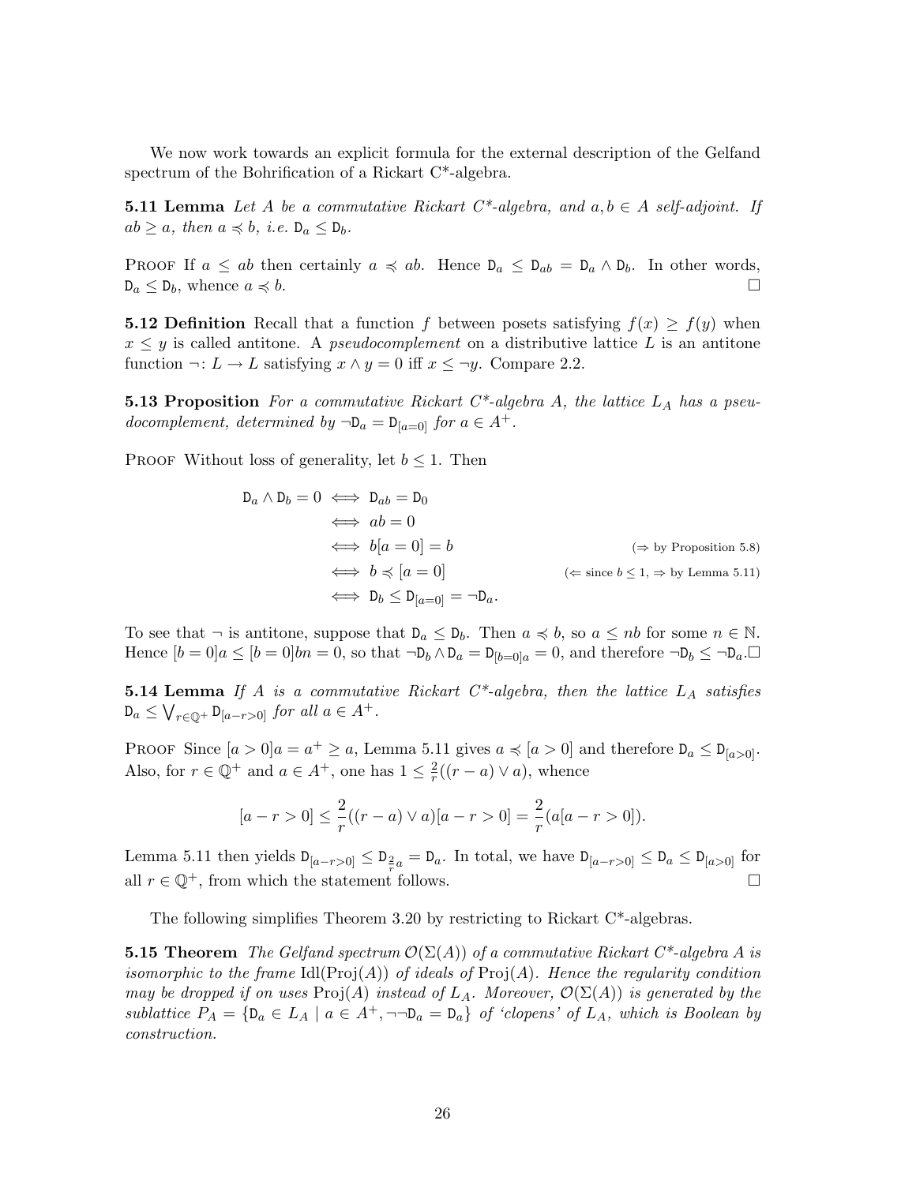We now work towards an explicit formula for the external description of the Gelfand spectrum of the Bohrification of a Rickart C*-algebra.

**5.11 Lemma** *Let $A$ be a commutative Rickart C*-algebra, and $a, b \in A$ self-adjoint. If $ab \geq a$, then $a \preccurlyeq b$, i.e. $\mathtt{D}_a \leq \mathtt{D}_b$.*

Proof If $a \leq ab$ then certainly $a \preccurlyeq ab$. Hence $\mathtt{D}_a \leq \mathtt{D}_{ab} = \mathtt{D}_a \wedge \mathtt{D}_b$. In other words, $\mathtt{D}_a \leq \mathtt{D}_b$, whence $a \preccurlyeq b$. □

**5.12 Definition** Recall that a function $f$ between posets satisfying $f(x) \geq f(y)$ when $x \leq y$ is called antitone. A *pseudocomplement* on a distributive lattice $L$ is an antitone function $\neg \colon L \to L$ satisfying $x \wedge y = 0$ iff $x \leq \neg y$. Compare 2.2.

**5.13 Proposition** *For a commutative Rickart C*-algebra $A$, the lattice $L_A$ has a pseudocomplement, determined by $\neg \mathtt{D}_a = \mathtt{D}_{[a=0]}$ for $a \in A^+$.*

Proof Without loss of generality, let $b \leq 1$. Then

$$\begin{aligned}
\mathtt{D}_a \wedge \mathtt{D}_b = 0 &\iff \mathtt{D}_{ab} = \mathtt{D}_0 \\
&\iff ab = 0 \\
&\iff b[a=0] = b && \text{($\Rightarrow$ by Proposition 5.8)} \\
&\iff b \preccurlyeq [a=0] && \text{($\Leftarrow$ since $b \leq 1$, $\Rightarrow$ by Lemma 5.11)} \\
&\iff \mathtt{D}_b \leq \mathtt{D}_{[a=0]} = \neg \mathtt{D}_a.
\end{aligned}$$

To see that $\neg$ is antitone, suppose that $\mathtt{D}_a \leq \mathtt{D}_b$. Then $a \preccurlyeq b$, so $a \leq nb$ for some $n \in \mathbb{N}$. Hence $[b=0]a \leq [b=0]bn = 0$, so that $\neg \mathtt{D}_b \wedge \mathtt{D}_a = \mathtt{D}_{[b=0]a} = 0$, and therefore $\neg \mathtt{D}_b \leq \neg \mathtt{D}_a$. □

**5.14 Lemma** *If $A$ is a commutative Rickart C*-algebra, then the lattice $L_A$ satisfies $\mathtt{D}_a \leq \bigvee_{r \in \mathbb{Q}^+} \mathtt{D}_{[a-r>0]}$ for all $a \in A^+$.*

Proof Since $[a>0]a = a^+ \geq a$, Lemma 5.11 gives $a \preccurlyeq [a>0]$ and therefore $\mathtt{D}_a \leq \mathtt{D}_{[a>0]}$. Also, for $r \in \mathbb{Q}^+$ and $a \in A^+$, one has $1 \leq \frac{2}{r}((r-a) \vee a)$, whence

$$[a-r>0] \leq \frac{2}{r}((r-a) \vee a)[a-r>0] = \frac{2}{r}(a[a-r>0]).$$

Lemma 5.11 then yields $\mathtt{D}_{[a-r>0]} \leq \mathtt{D}_{\frac{2}{r}a} = \mathtt{D}_a$. In total, we have $\mathtt{D}_{[a-r>0]} \leq \mathtt{D}_a \leq \mathtt{D}_{[a>0]}$ for all $r \in \mathbb{Q}^+$, from which the statement follows. □

The following simplifies Theorem 3.20 by restricting to Rickart C*-algebras.

**5.15 Theorem** *The Gelfand spectrum $\mathcal{O}(\Sigma(A))$ of a commutative Rickart C*-algebra $A$ is isomorphic to the frame $\mathrm{Idl}(\mathrm{Proj}(A))$ of ideals of $\mathrm{Proj}(A)$. Hence the regularity condition may be dropped if on uses $\mathrm{Proj}(A)$ instead of $L_A$. Moreover, $\mathcal{O}(\Sigma(A))$ is generated by the sublattice $P_A = \{\mathtt{D}_a \in L_A \mid a \in A^+, \neg\neg \mathtt{D}_a = \mathtt{D}_a\}$ of 'clopens' of $L_A$, which is Boolean by construction.*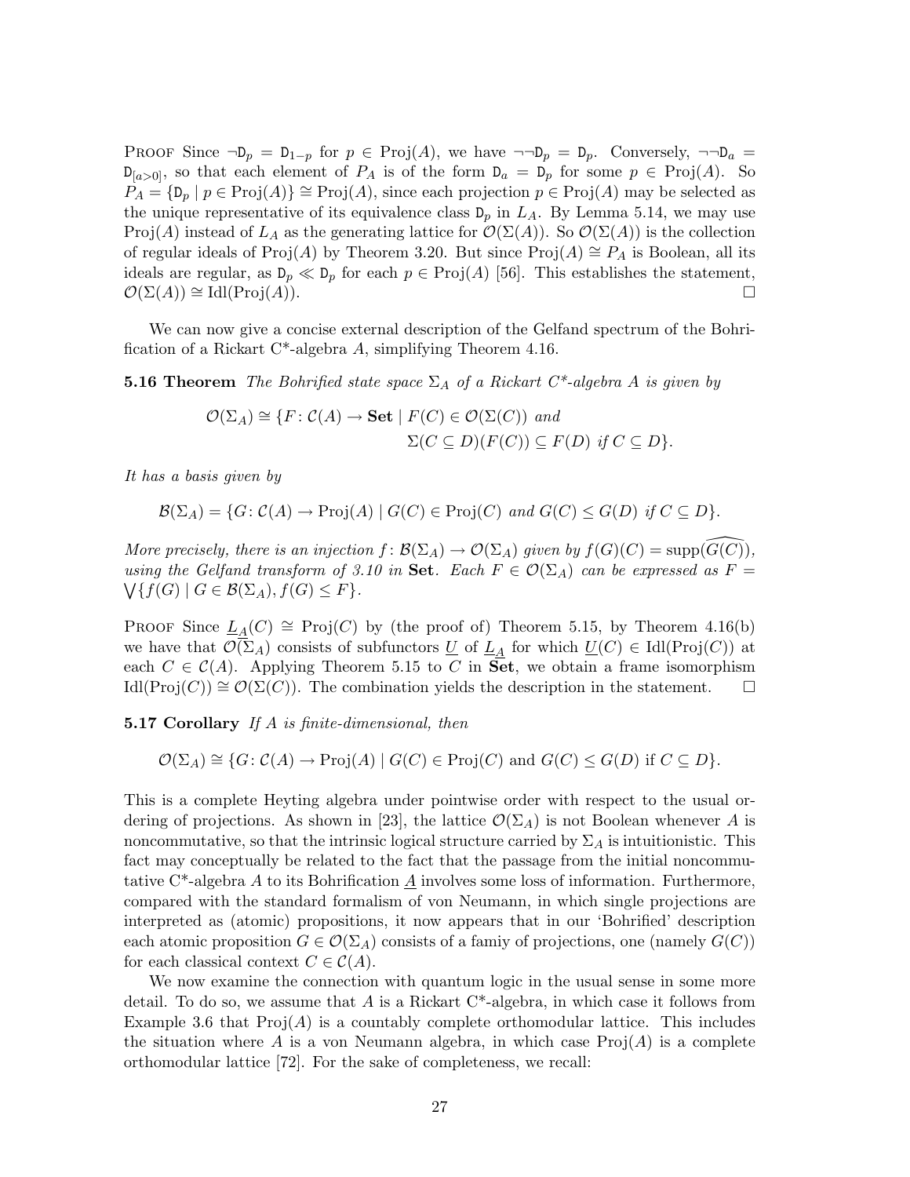PROOF Since $\neg\mathtt{D}_p = \mathtt{D}_{1-p}$ for $p \in \mathrm{Proj}(A)$, we have $\neg\neg\mathtt{D}_p = \mathtt{D}_p$. Conversely, $\neg\neg\mathtt{D}_a = \mathtt{D}_{[a>0]}$, so that each element of $P_A$ is of the form $\mathtt{D}_a = \mathtt{D}_p$ for some $p \in \mathrm{Proj}(A)$. So $P_A = \{\mathtt{D}_p \mid p \in \mathrm{Proj}(A)\} \cong \mathrm{Proj}(A)$, since each projection $p \in \mathrm{Proj}(A)$ may be selected as the unique representative of its equivalence class $\mathtt{D}_p$ in $L_A$. By Lemma 5.14, we may use $\mathrm{Proj}(A)$ instead of $L_A$ as the generating lattice for $\mathcal{O}(\Sigma(A))$. So $\mathcal{O}(\Sigma(A))$ is the collection of regular ideals of $\mathrm{Proj}(A)$ by Theorem 3.20. But since $\mathrm{Proj}(A) \cong P_A$ is Boolean, all its ideals are regular, as $\mathtt{D}_p \ll \mathtt{D}_p$ for each $p \in \mathrm{Proj}(A)$ [56]. This establishes the statement, $\mathcal{O}(\Sigma(A)) \cong \mathrm{Idl}(\mathrm{Proj}(A))$. □

We can now give a concise external description of the Gelfand spectrum of the Bohrification of a Rickart C*-algebra $A$, simplifying Theorem 4.16.

**5.16 Theorem** *The Bohrified state space $\Sigma_A$ of a Rickart C\*-algebra $A$ is given by*

$$\begin{aligned}\mathcal{O}(\Sigma_A) \cong \{F\colon \mathcal{C}(A) \to \mathbf{Set} \mid\ & F(C) \in \mathcal{O}(\Sigma(C)) \text{ and} \\ & \Sigma(C \subseteq D)(F(C)) \subseteq F(D) \text{ if } C \subseteq D\}.\end{aligned}$$

*It has a basis given by*

$$\mathcal{B}(\Sigma_A) = \{G\colon \mathcal{C}(A) \to \mathrm{Proj}(A) \mid G(C) \in \mathrm{Proj}(C) \text{ and } G(C) \leq G(D) \text{ if } C \subseteq D\}.$$

*More precisely, there is an injection $f\colon \mathcal{B}(\Sigma_A) \to \mathcal{O}(\Sigma_A)$ given by $f(G)(C) = \mathrm{supp}(\widehat{G(C)})$, using the Gelfand transform of 3.10 in* **Set**. *Each $F \in \mathcal{O}(\Sigma_A)$ can be expressed as $F = \bigvee\{f(G) \mid G \in \mathcal{B}(\Sigma_A), f(G) \leq F\}$.*

PROOF Since $\underline{L_A}(C) \cong \mathrm{Proj}(C)$ by (the proof of) Theorem 5.15, by Theorem 4.16(b) we have that $\mathcal{O}(\underline{\Sigma}_A)$ consists of subfunctors $\underline{U}$ of $\underline{L_A}$ for which $\underline{U}(C) \in \mathrm{Idl}(\mathrm{Proj}(C))$ at each $C \in \mathcal{C}(A)$. Applying Theorem 5.15 to $C$ in **Set**, we obtain a frame isomorphism $\mathrm{Idl}(\mathrm{Proj}(C)) \cong \mathcal{O}(\Sigma(C))$. The combination yields the description in the statement. □

**5.17 Corollary** *If $A$ is finite-dimensional, then*

$$\mathcal{O}(\Sigma_A) \cong \{G\colon \mathcal{C}(A) \to \mathrm{Proj}(A) \mid G(C) \in \mathrm{Proj}(C) \text{ and } G(C) \leq G(D) \text{ if } C \subseteq D\}.$$

This is a complete Heyting algebra under pointwise order with respect to the usual ordering of projections. As shown in [23], the lattice $\mathcal{O}(\Sigma_A)$ is not Boolean whenever $A$ is noncommutative, so that the intrinsic logical structure carried by $\Sigma_A$ is intuitionistic. This fact may conceptually be related to the fact that the passage from the initial noncommutative C*-algebra $A$ to its Bohrification $\underline{A}$ involves some loss of information. Furthermore, compared with the standard formalism of von Neumann, in which single projections are interpreted as (atomic) propositions, it now appears that in our 'Bohrified' description each atomic proposition $G \in \mathcal{O}(\Sigma_A)$ consists of a famiy of projections, one (namely $G(C)$) for each classical context $C \in \mathcal{C}(A)$.

We now examine the connection with quantum logic in the usual sense in some more detail. To do so, we assume that $A$ is a Rickart C*-algebra, in which case it follows from Example 3.6 that $\mathrm{Proj}(A)$ is a countably complete orthomodular lattice. This includes the situation where $A$ is a von Neumann algebra, in which case $\mathrm{Proj}(A)$ is a complete orthomodular lattice [72]. For the sake of completeness, we recall: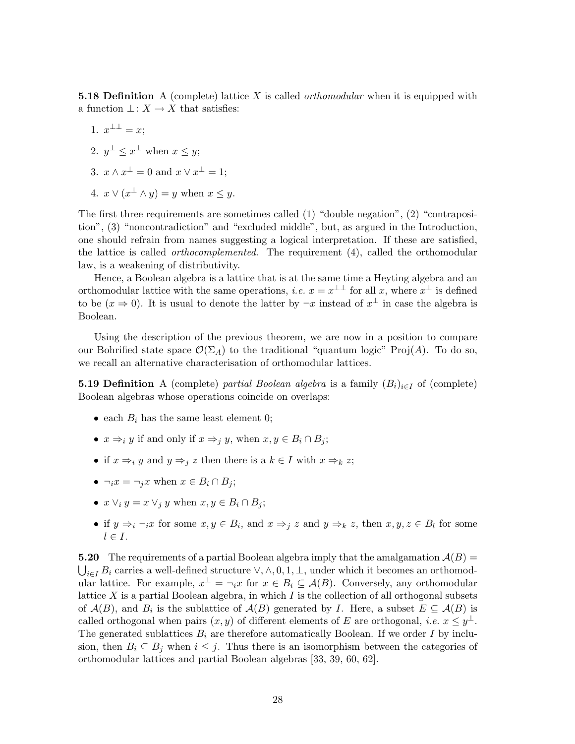**5.18 Definition** A (complete) lattice $X$ is called *orthomodular* when it is equipped with a function $\perp: X \to X$ that satisfies:

1. $x^{\perp\perp} = x$;
2. $y^{\perp} \leq x^{\perp}$ when $x \leq y$;
3. $x \wedge x^{\perp} = 0$ and $x \vee x^{\perp} = 1$;
4. $x \vee (x^{\perp} \wedge y) = y$ when $x \leq y$.

The first three requirements are sometimes called (1) "double negation", (2) "contraposition", (3) "noncontradiction" and "excluded middle", but, as argued in the Introduction, one should refrain from names suggesting a logical interpretation. If these are satisfied, the lattice is called *orthocomplemented*. The requirement (4), called the orthomodular law, is a weakening of distributivity.

Hence, a Boolean algebra is a lattice that is at the same time a Heyting algebra and an orthomodular lattice with the same operations, *i.e.* $x = x^{\perp\perp}$ for all $x$, where $x^{\perp}$ is defined to be $(x \Rightarrow 0)$. It is usual to denote the latter by $\neg x$ instead of $x^{\perp}$ in case the algebra is Boolean.

Using the description of the previous theorem, we are now in a position to compare our Bohrified state space $\mathcal{O}(\Sigma_A)$ to the traditional "quantum logic" $\mathrm{Proj}(A)$. To do so, we recall an alternative characterisation of orthomodular lattices.

**5.19 Definition** A (complete) *partial Boolean algebra* is a family $(B_i)_{i \in I}$ of (complete) Boolean algebras whose operations coincide on overlaps:

- each $B_i$ has the same least element 0;
- $x \Rightarrow_i y$ if and only if $x \Rightarrow_j y$, when $x, y \in B_i \cap B_j$;
- if $x \Rightarrow_i y$ and $y \Rightarrow_j z$ then there is a $k \in I$ with $x \Rightarrow_k z$;
- $\neg_i x = \neg_j x$ when $x \in B_i \cap B_j$;
- $x \vee_i y = x \vee_j y$ when $x, y \in B_i \cap B_j$;
- if $y \Rightarrow_i \neg_i x$ for some $x, y \in B_i$, and $x \Rightarrow_j z$ and $y \Rightarrow_k z$, then $x, y, z \in B_l$ for some $l \in I$.

**5.20** The requirements of a partial Boolean algebra imply that the amalgamation $\mathcal{A}(B) = \bigcup_{i \in I} B_i$ carries a well-defined structure $\vee, \wedge, 0, 1, \perp$, under which it becomes an orthomodular lattice. For example, $x^{\perp} = \neg_i x$ for $x \in B_i \subseteq \mathcal{A}(B)$. Conversely, any orthomodular lattice $X$ is a partial Boolean algebra, in which $I$ is the collection of all orthogonal subsets of $\mathcal{A}(B)$, and $B_i$ is the sublattice of $\mathcal{A}(B)$ generated by $I$. Here, a subset $E \subseteq \mathcal{A}(B)$ is called orthogonal when pairs $(x, y)$ of different elements of $E$ are orthogonal, *i.e.* $x \leq y^{\perp}$. The generated sublattices $B_i$ are therefore automatically Boolean. If we order $I$ by inclusion, then $B_i \subseteq B_j$ when $i \leq j$. Thus there is an isomorphism between the categories of orthomodular lattices and partial Boolean algebras [33, 39, 60, 62].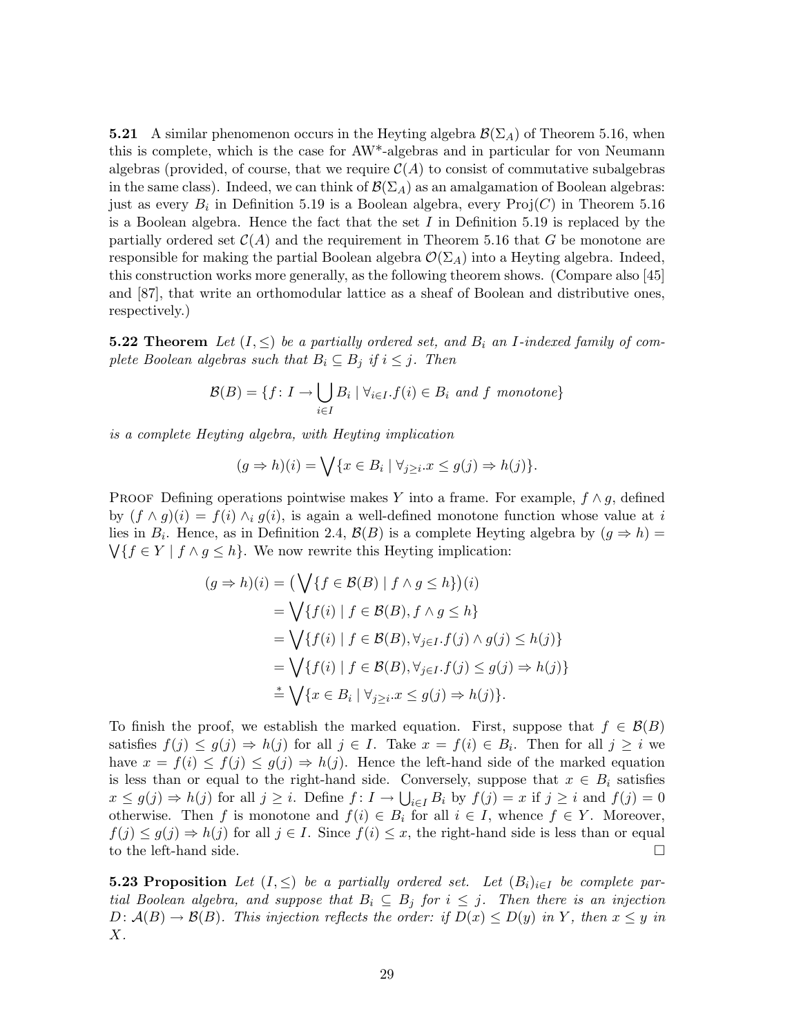**5.21** A similar phenomenon occurs in the Heyting algebra $\mathcal{B}(\Sigma_A)$ of Theorem 5.16, when this is complete, which is the case for AW*-algebras and in particular for von Neumann algebras (provided, of course, that we require $\mathcal{C}(A)$ to consist of commutative subalgebras in the same class). Indeed, we can think of $\mathcal{B}(\Sigma_A)$ as an amalgamation of Boolean algebras: just as every $B_i$ in Definition 5.19 is a Boolean algebra, every $\text{Proj}(C)$ in Theorem 5.16 is a Boolean algebra. Hence the fact that the set $I$ in Definition 5.19 is replaced by the partially ordered set $\mathcal{C}(A)$ and the requirement in Theorem 5.16 that $G$ be monotone are responsible for making the partial Boolean algebra $\mathcal{O}(\Sigma_A)$ into a Heyting algebra. Indeed, this construction works more generally, as the following theorem shows. (Compare also [45] and [87], that write an orthomodular lattice as a sheaf of Boolean and distributive ones, respectively.)

**5.22 Theorem** *Let $(I, \leq)$ be a partially ordered set, and $B_i$ an $I$-indexed family of complete Boolean algebras such that $B_i \subseteq B_j$ if $i \leq j$. Then*

$$\mathcal{B}(B) = \{f \colon I \to \bigcup_{i \in I} B_i \mid \forall_{i \in I}. f(i) \in B_i \text{ and } f \text{ monotone}\}$$

*is a complete Heyting algebra, with Heyting implication*

$$(g \Rightarrow h)(i) = \bigvee \{x \in B_i \mid \forall_{j \geq i}. x \leq g(j) \Rightarrow h(j)\}.$$

Proof Defining operations pointwise makes $Y$ into a frame. For example, $f \wedge g$, defined by $(f \wedge g)(i) = f(i) \wedge_i g(i)$, is again a well-defined monotone function whose value at $i$ lies in $B_i$. Hence, as in Definition 2.4, $\mathcal{B}(B)$ is a complete Heyting algebra by $(g \Rightarrow h) = \bigvee \{f \in Y \mid f \wedge g \leq h\}$. We now rewrite this Heyting implication:

$$\begin{aligned}
(g \Rightarrow h)(i) &= \big(\bigvee \{f \in \mathcal{B}(B) \mid f \wedge g \leq h\}\big)(i) \\
&= \bigvee \{f(i) \mid f \in \mathcal{B}(B), f \wedge g \leq h\} \\
&= \bigvee \{f(i) \mid f \in \mathcal{B}(B), \forall_{j \in I}. f(j) \wedge g(j) \leq h(j)\} \\
&= \bigvee \{f(i) \mid f \in \mathcal{B}(B), \forall_{j \in I}. f(j) \leq g(j) \Rightarrow h(j)\} \\
&\overset{*}{=} \bigvee \{x \in B_i \mid \forall_{j \geq i}. x \leq g(j) \Rightarrow h(j)\}.
\end{aligned}$$

To finish the proof, we establish the marked equation. First, suppose that $f \in \mathcal{B}(B)$ satisfies $f(j) \leq g(j) \Rightarrow h(j)$ for all $j \in I$. Take $x = f(i) \in B_i$. Then for all $j \geq i$ we have $x = f(i) \leq f(j) \leq g(j) \Rightarrow h(j)$. Hence the left-hand side of the marked equation is less than or equal to the right-hand side. Conversely, suppose that $x \in B_i$ satisfies $x \leq g(j) \Rightarrow h(j)$ for all $j \geq i$. Define $f \colon I \to \bigcup_{i \in I} B_i$ by $f(j) = x$ if $j \geq i$ and $f(j) = 0$ otherwise. Then $f$ is monotone and $f(i) \in B_i$ for all $i \in I$, whence $f \in Y$. Moreover, $f(j) \leq g(j) \Rightarrow h(j)$ for all $j \in I$. Since $f(i) \leq x$, the right-hand side is less than or equal to the left-hand side. $\square$

**5.23 Proposition** *Let $(I, \leq)$ be a partially ordered set. Let $(B_i)_{i \in I}$ be complete partial Boolean algebra, and suppose that $B_i \subseteq B_j$ for $i \leq j$. Then there is an injection $D \colon \mathcal{A}(B) \to \mathcal{B}(B)$. This injection reflects the order: if $D(x) \leq D(y)$ in $Y$, then $x \leq y$ in $X$.*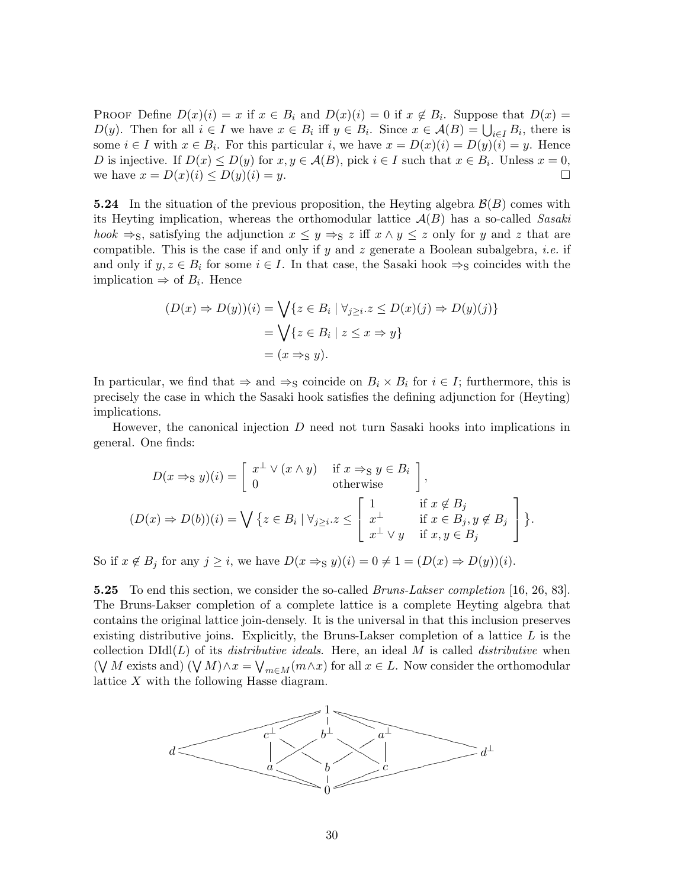Proof Define $D(x)(i) = x$ if $x \in B_i$ and $D(x)(i) = 0$ if $x \notin B_i$. Suppose that $D(x) = D(y)$. Then for all $i \in I$ we have $x \in B_i$ iff $y \in B_i$. Since $x \in \mathcal{A}(B) = \bigcup_{i \in I} B_i$, there is some $i \in I$ with $x \in B_i$. For this particular $i$, we have $x = D(x)(i) = D(y)(i) = y$. Hence $D$ is injective. If $D(x) \leq D(y)$ for $x, y \in \mathcal{A}(B)$, pick $i \in I$ such that $x \in B_i$. Unless $x = 0$, we have $x = D(x)(i) \leq D(y)(i) = y$. □

**5.24** In the situation of the previous proposition, the Heyting algebra $\mathcal{B}(B)$ comes with its Heyting implication, whereas the orthomodular lattice $\mathcal{A}(B)$ has a so-called *Sasaki hook* $\Rightarrow_S$, satisfying the adjunction $x \leq y \Rightarrow_S z$ iff $x \wedge y \leq z$ only for $y$ and $z$ that are compatible. This is the case if and only if $y$ and $z$ generate a Boolean subalgebra, *i.e.* if and only if $y, z \in B_i$ for some $i \in I$. In that case, the Sasaki hook $\Rightarrow_S$ coincides with the implication $\Rightarrow$ of $B_i$. Hence

$$
\begin{aligned}
(D(x) \Rightarrow D(y))(i) &= \bigvee \{ z \in B_i \mid \forall_{j \geq i}. z \leq D(x)(j) \Rightarrow D(y)(j) \} \\
&= \bigvee \{ z \in B_i \mid z \leq x \Rightarrow y \} \\
&= (x \Rightarrow_S y).
\end{aligned}
$$

In particular, we find that $\Rightarrow$ and $\Rightarrow_S$ coincide on $B_i \times B_i$ for $i \in I$; furthermore, this is precisely the case in which the Sasaki hook satisfies the defining adjunction for (Heyting) implications.

However, the canonical injection $D$ need not turn Sasaki hooks into implications in general. One finds:

$$
D(x \Rightarrow_S y)(i) = \left[ \begin{array}{ll} x^\perp \vee (x \wedge y) & \text{if } x \Rightarrow_S y \in B_i \\ 0 & \text{otherwise} \end{array} \right],
$$

$$
(D(x) \Rightarrow D(b))(i) = \bigvee \left\{ z \in B_i \mid \forall_{j \geq i}. z \leq \left[ \begin{array}{ll} 1 & \text{if } x \notin B_j \\ x^\perp & \text{if } x \in B_j, y \notin B_j \\ x^\perp \vee y & \text{if } x, y \in B_j \end{array} \right] \right\}.
$$

So if $x \notin B_j$ for any $j \geq i$, we have $D(x \Rightarrow_S y)(i) = 0 \neq 1 = (D(x) \Rightarrow D(y))(i)$.

**5.25** To end this section, we consider the so-called *Bruns-Lakser completion* [16, 26, 83]. The Bruns-Lakser completion of a complete lattice is a complete Heyting algebra that contains the original lattice join-densely. It is the universal in that this inclusion preserves existing distributive joins. Explicitly, the Bruns-Lakser completion of a lattice $L$ is the collection $\mathrm{DIdl}(L)$ of its *distributive ideals*. Here, an ideal $M$ is called *distributive* when ($\bigvee M$ exists and) $(\bigvee M) \wedge x = \bigvee_{m \in M}(m \wedge x)$ for all $x \in L$. Now consider the orthomodular lattice $X$ with the following Hasse diagram.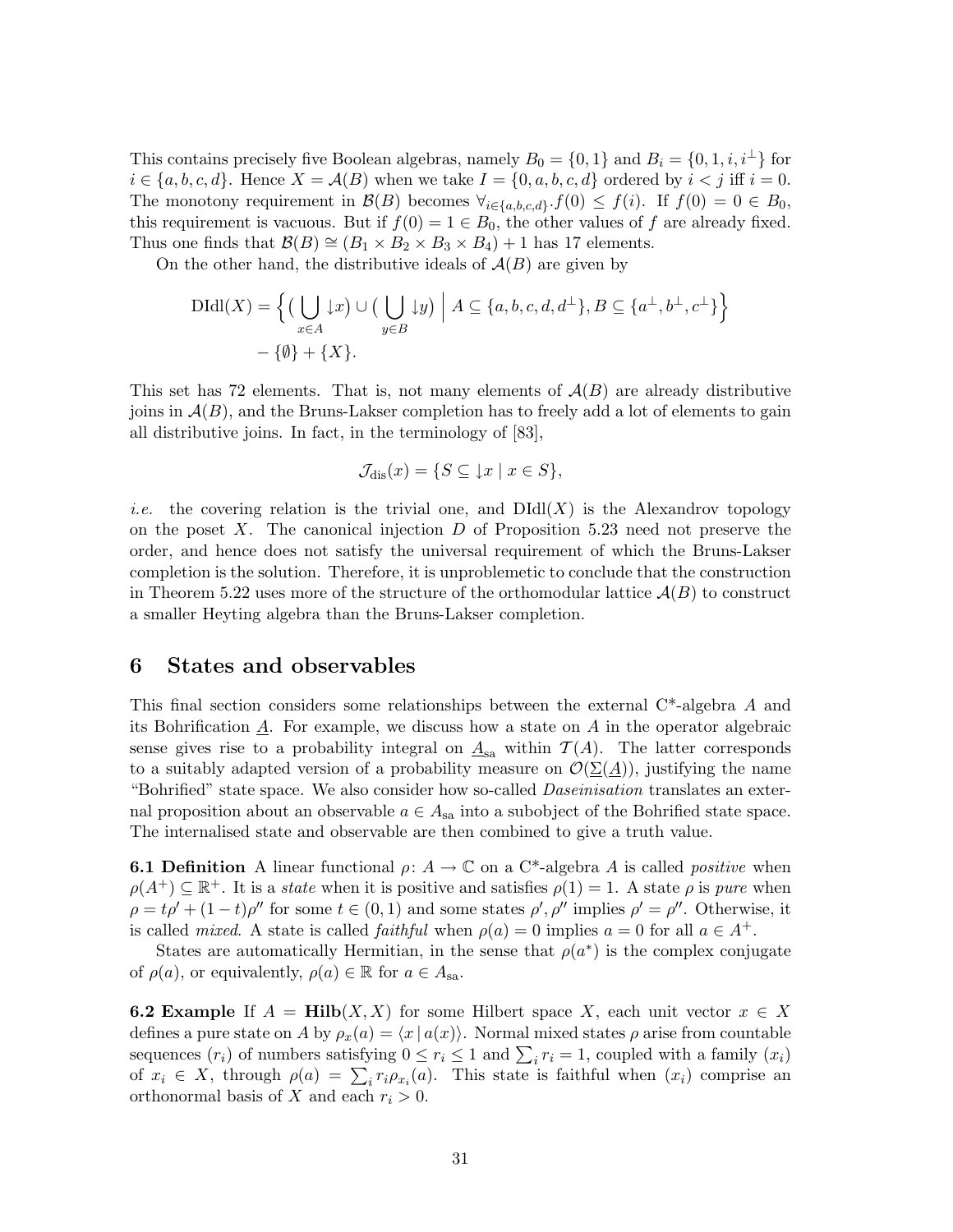This contains precisely five Boolean algebras, namely $B_0 = \{0, 1\}$ and $B_i = \{0, 1, i, i^\perp\}$ for $i \in \{a, b, c, d\}$. Hence $X = \mathcal{A}(B)$ when we take $I = \{0, a, b, c, d\}$ ordered by $i < j$ iff $i = 0$. The monotony requirement in $\mathcal{B}(B)$ becomes $\forall_{i \in \{a,b,c,d\}}. f(0) \leq f(i)$. If $f(0) = 0 \in B_0$, this requirement is vacuous. But if $f(0) = 1 \in B_0$, the other values of $f$ are already fixed. Thus one finds that $\mathcal{B}(B) \cong (B_1 \times B_2 \times B_3 \times B_4) + 1$ has 17 elements.

On the other hand, the distributive ideals of $\mathcal{A}(B)$ are given by

$$\begin{aligned}\mathrm{DIdl}(X) = \Big\{ \big( \bigcup_{x \in A} \downarrow x \big) \cup \big( \bigcup_{y \in B} \downarrow y \big) \;\Big|\; A \subseteq \{a, b, c, d, d^\perp\}, B \subseteq \{a^\perp, b^\perp, c^\perp\} \Big\} \\ - \{\emptyset\} + \{X\}.\end{aligned}$$

This set has 72 elements. That is, not many elements of $\mathcal{A}(B)$ are already distributive joins in $\mathcal{A}(B)$, and the Bruns-Lakser completion has to freely add a lot of elements to gain all distributive joins. In fact, in the terminology of [83],

$$\mathcal{J}_{\mathrm{dis}}(x) = \{ S \subseteq \downarrow x \mid x \in S \},$$

*i.e.* the covering relation is the trivial one, and $\mathrm{DIdl}(X)$ is the Alexandrov topology on the poset $X$. The canonical injection $D$ of Proposition 5.23 need not preserve the order, and hence does not satisfy the universal requirement of which the Bruns-Lakser completion is the solution. Therefore, it is unproblemetic to conclude that the construction in Theorem 5.22 uses more of the structure of the orthomodular lattice $\mathcal{A}(B)$ to construct a smaller Heyting algebra than the Bruns-Lakser completion.

# 6 States and observables

This final section considers some relationships between the external C\*-algebra $A$ and its Bohrification $\underline{A}$. For example, we discuss how a state on $A$ in the operator algebraic sense gives rise to a probability integral on $\underline{A}_{\mathrm{sa}}$ within $\mathcal{T}(A)$. The latter corresponds to a suitably adapted version of a probability measure on $\mathcal{O}(\underline{\Sigma}(\underline{A}))$, justifying the name "Bohrified" state space. We also consider how so-called *Daseinisation* translates an external proposition about an observable $a \in A_{\mathrm{sa}}$ into a subobject of the Bohrified state space. The internalised state and observable are then combined to give a truth value.

**6.1 Definition** A linear functional $\rho\colon A \to \mathbb{C}$ on a C\*-algebra $A$ is called *positive* when $\rho(A^+) \subseteq \mathbb{R}^+$. It is a *state* when it is positive and satisfies $\rho(1) = 1$. A state $\rho$ is *pure* when $\rho = t\rho' + (1-t)\rho''$ for some $t \in (0, 1)$ and some states $\rho', \rho''$ implies $\rho' = \rho''$. Otherwise, it is called *mixed*. A state is called *faithful* when $\rho(a) = 0$ implies $a = 0$ for all $a \in A^+$.

States are automatically Hermitian, in the sense that $\rho(a^*)$ is the complex conjugate of $\rho(a)$, or equivalently, $\rho(a) \in \mathbb{R}$ for $a \in A_{\mathrm{sa}}$.

**6.2 Example** If $A = \mathbf{Hilb}(X, X)$ for some Hilbert space $X$, each unit vector $x \in X$ defines a pure state on $A$ by $\rho_x(a) = \langle x \,|\, a(x) \rangle$. Normal mixed states $\rho$ arise from countable sequences $(r_i)$ of numbers satisfying $0 \leq r_i \leq 1$ and $\sum_i r_i = 1$, coupled with a family $(x_i)$ of $x_i \in X$, through $\rho(a) = \sum_i r_i \rho_{x_i}(a)$. This state is faithful when $(x_i)$ comprise an orthonormal basis of $X$ and each $r_i > 0$.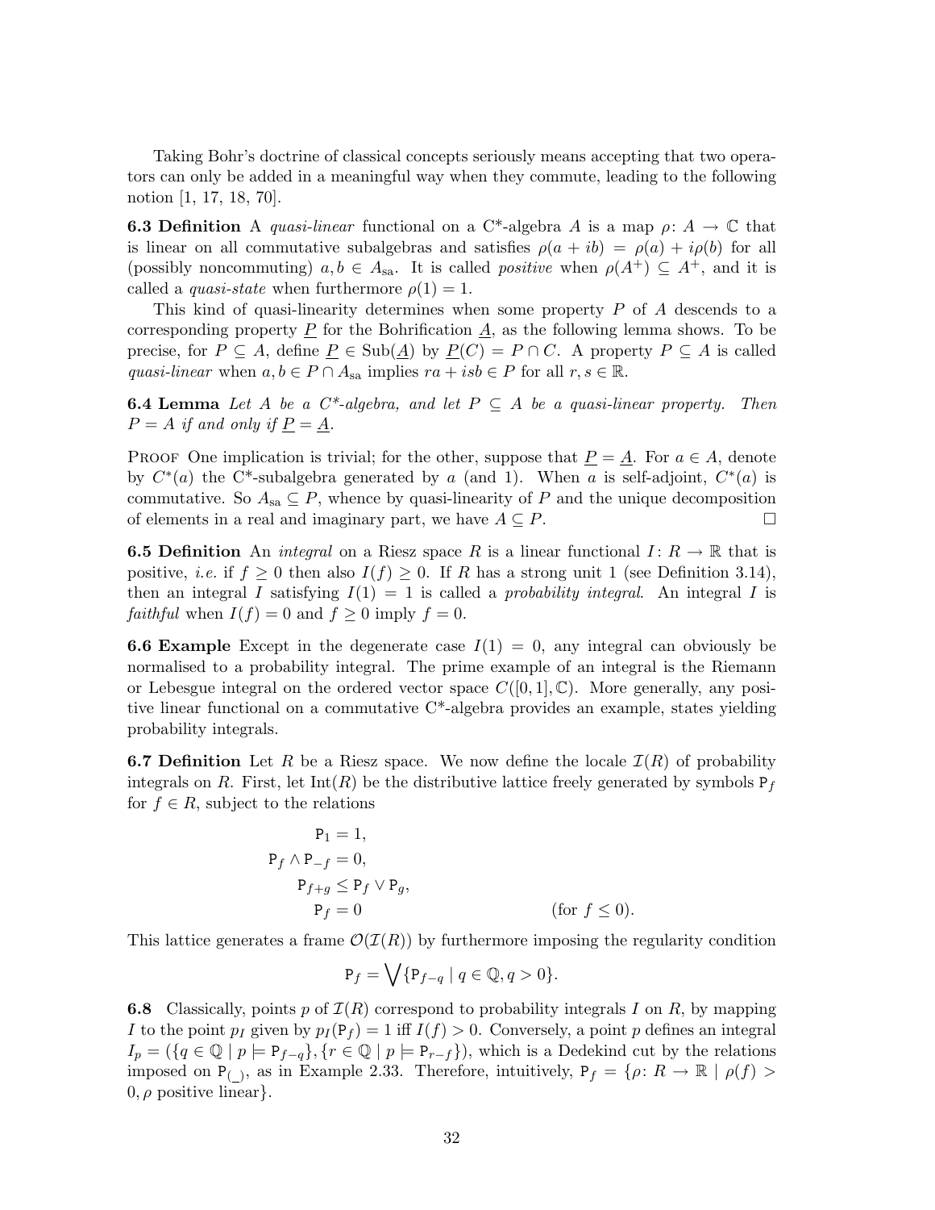Taking Bohr's doctrine of classical concepts seriously means accepting that two operators can only be added in a meaningful way when they commute, leading to the following notion [1, 17, 18, 70].

**6.3 Definition** A *quasi-linear* functional on a C*-algebra $A$ is a map $\rho\colon A \to \mathbb{C}$ that is linear on all commutative subalgebras and satisfies $\rho(a + ib) = \rho(a) + i\rho(b)$ for all (possibly noncommuting) $a, b \in A_{\mathrm{sa}}$. It is called *positive* when $\rho(A^+) \subseteq A^+$, and it is called a *quasi-state* when furthermore $\rho(1) = 1$.

This kind of quasi-linearity determines when some property $P$ of $A$ descends to a corresponding property $\underline{P}$ for the Bohrification $\underline{A}$, as the following lemma shows. To be precise, for $P \subseteq A$, define $\underline{P} \in \mathrm{Sub}(\underline{A})$ by $\underline{P}(C) = P \cap C$. A property $P \subseteq A$ is called *quasi-linear* when $a, b \in P \cap A_{\mathrm{sa}}$ implies $ra + isb \in P$ for all $r, s \in \mathbb{R}$.

**6.4 Lemma** *Let $A$ be a C\*-algebra, and let $P \subseteq A$ be a quasi-linear property. Then $P = A$ if and only if $\underline{P} = \underline{A}$.*

Proof One implication is trivial; for the other, suppose that $\underline{P} = \underline{A}$. For $a \in A$, denote by $C^*(a)$ the C*-subalgebra generated by $a$ (and 1). When $a$ is self-adjoint, $C^*(a)$ is commutative. So $A_{\mathrm{sa}} \subseteq P$, whence by quasi-linearity of $P$ and the unique decomposition of elements in a real and imaginary part, we have $A \subseteq P$. □

**6.5 Definition** An *integral* on a Riesz space $R$ is a linear functional $I\colon R \to \mathbb{R}$ that is positive, *i.e.* if $f \geq 0$ then also $I(f) \geq 0$. If $R$ has a strong unit 1 (see Definition 3.14), then an integral $I$ satisfying $I(1) = 1$ is called a *probability integral*. An integral $I$ is *faithful* when $I(f) = 0$ and $f \geq 0$ imply $f = 0$.

**6.6 Example** Except in the degenerate case $I(1) = 0$, any integral can obviously be normalised to a probability integral. The prime example of an integral is the Riemann or Lebesgue integral on the ordered vector space $C([0, 1], \mathbb{C})$. More generally, any positive linear functional on a commutative C*-algebra provides an example, states yielding probability integrals.

**6.7 Definition** Let $R$ be a Riesz space. We now define the locale $\mathcal{I}(R)$ of probability integrals on $R$. First, let $\mathrm{Int}(R)$ be the distributive lattice freely generated by symbols $\mathtt{P}_f$ for $f \in R$, subject to the relations

$$
\begin{aligned}
\mathtt{P}_1 &= 1, \\
\mathtt{P}_f \wedge \mathtt{P}_{-f} &= 0, \\
\mathtt{P}_{f+g} &\leq \mathtt{P}_f \vee \mathtt{P}_g, \\
\mathtt{P}_f &= 0 \qquad\qquad (\text{for } f \leq 0).
\end{aligned}
$$

This lattice generates a frame $\mathcal{O}(\mathcal{I}(R))$ by furthermore imposing the regularity condition

$$\mathtt{P}_f = \bigvee\{\mathtt{P}_{f-q} \mid q \in \mathbb{Q}, q > 0\}.$$

**6.8** Classically, points $p$ of $\mathcal{I}(R)$ correspond to probability integrals $I$ on $R$, by mapping $I$ to the point $p_I$ given by $p_I(\mathtt{P}_f) = 1$ iff $I(f) > 0$. Conversely, a point $p$ defines an integral $I_p = (\{q \in \mathbb{Q} \mid p \models \mathtt{P}_{f-q}\}, \{r \in \mathbb{Q} \mid p \models \mathtt{P}_{r-f}\})$, which is a Dedekind cut by the relations imposed on $\mathtt{P}_{(\_)}$, as in Example 2.33. Therefore, intuitively, $\mathtt{P}_f = \{\rho\colon R \to \mathbb{R} \mid \rho(f) > 0, \rho \text{ positive linear}\}$.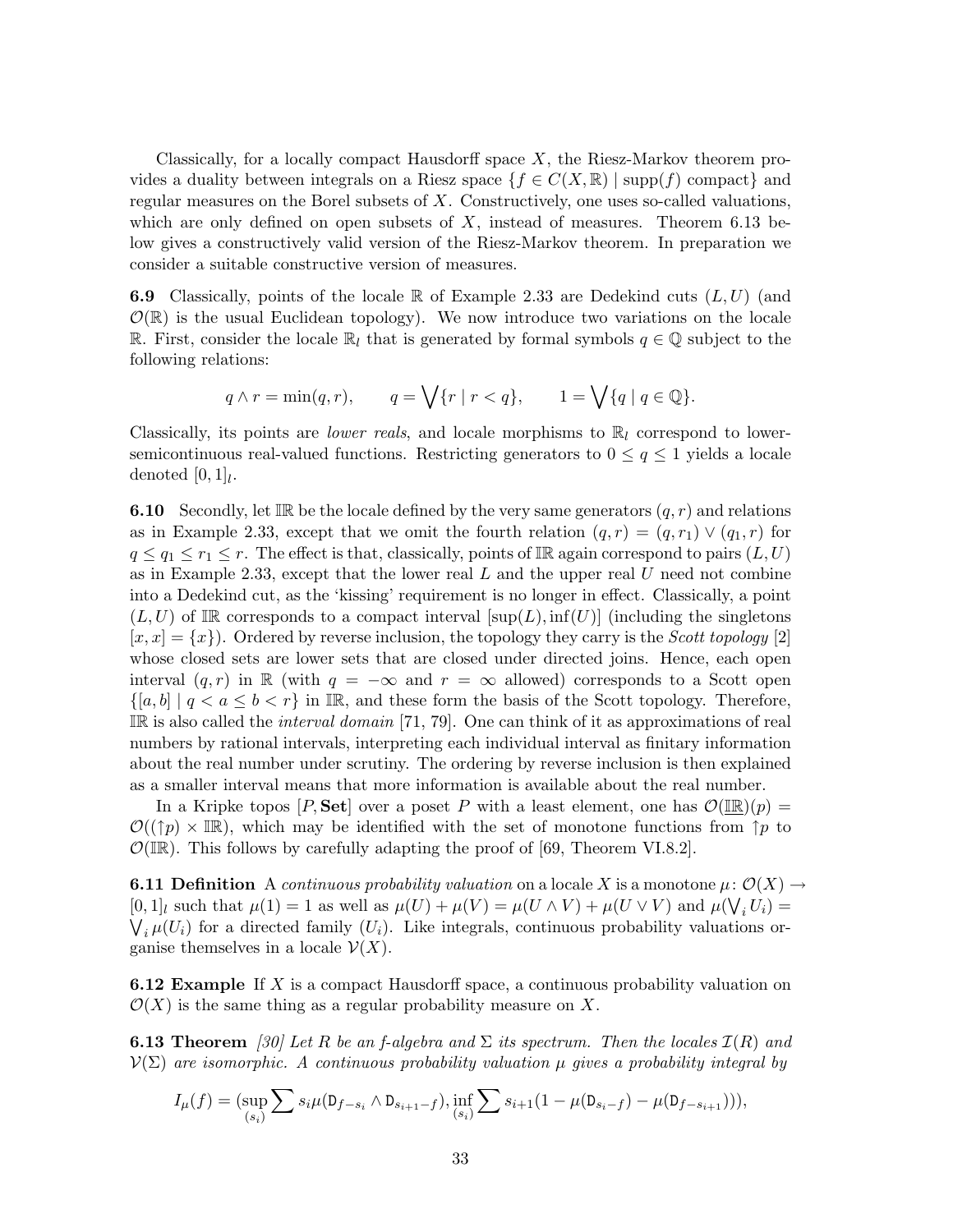Classically, for a locally compact Hausdorff space $X$, the Riesz-Markov theorem provides a duality between integrals on a Riesz space $\{f \in C(X, \mathbb{R}) \mid \mathrm{supp}(f) \text{ compact}\}$ and regular measures on the Borel subsets of $X$. Constructively, one uses so-called valuations, which are only defined on open subsets of $X$, instead of measures. Theorem 6.13 below gives a constructively valid version of the Riesz-Markov theorem. In preparation we consider a suitable constructive version of measures.

**6.9** Classically, points of the locale $\mathbb{R}$ of Example 2.33 are Dedekind cuts $(L, U)$ (and $\mathcal{O}(\mathbb{R})$ is the usual Euclidean topology). We now introduce two variations on the locale $\mathbb{R}$. First, consider the locale $\mathbb{R}_l$ that is generated by formal symbols $q \in \mathbb{Q}$ subject to the following relations:

$$q \wedge r = \min(q, r), \qquad q = \bigvee \{r \mid r < q\}, \qquad 1 = \bigvee \{q \mid q \in \mathbb{Q}\}.$$

Classically, its points are *lower reals*, and locale morphisms to $\mathbb{R}_l$ correspond to lower-semicontinuous real-valued functions. Restricting generators to $0 \leq q \leq 1$ yields a locale denoted $[0, 1]_l$.

**6.10** Secondly, let $\mathbb{IR}$ be the locale defined by the very same generators $(q, r)$ and relations as in Example 2.33, except that we omit the fourth relation $(q, r) = (q, r_1) \vee (q_1, r)$ for $q \leq q_1 \leq r_1 \leq r$. The effect is that, classically, points of $\mathbb{IR}$ again correspond to pairs $(L, U)$ as in Example 2.33, except that the lower real $L$ and the upper real $U$ need not combine into a Dedekind cut, as the 'kissing' requirement is no longer in effect. Classically, a point $(L, U)$ of $\mathbb{IR}$ corresponds to a compact interval $[\sup(L), \inf(U)]$ (including the singletons $[x, x] = \{x\}$). Ordered by reverse inclusion, the topology they carry is the *Scott topology* [2] whose closed sets are lower sets that are closed under directed joins. Hence, each open interval $(q, r)$ in $\mathbb{R}$ (with $q = -\infty$ and $r = \infty$ allowed) corresponds to a Scott open $\{[a, b] \mid q < a \leq b < r\}$ in $\mathbb{IR}$, and these form the basis of the Scott topology. Therefore, $\mathbb{IR}$ is also called the *interval domain* [71, 79]. One can think of it as approximations of real numbers by rational intervals, interpreting each individual interval as finitary information about the real number under scrutiny. The ordering by reverse inclusion is then explained as a smaller interval means that more information is available about the real number.

In a Kripke topos $[P, \mathbf{Set}]$ over a poset $P$ with a least element, one has $\mathcal{O}(\underline{\mathbb{IR}})(p) = \mathcal{O}((\uparrow p) \times \mathbb{IR})$, which may be identified with the set of monotone functions from $\uparrow p$ to $\mathcal{O}(\mathbb{IR})$. This follows by carefully adapting the proof of [69, Theorem VI.8.2].

**6.11 Definition** A *continuous probability valuation* on a locale $X$ is a monotone $\mu \colon \mathcal{O}(X) \to [0, 1]_l$ such that $\mu(1) = 1$ as well as $\mu(U) + \mu(V) = \mu(U \wedge V) + \mu(U \vee V)$ and $\mu(\bigvee_i U_i) = \bigvee_i \mu(U_i)$ for a directed family $(U_i)$. Like integrals, continuous probability valuations organise themselves in a locale $\mathcal{V}(X)$.

**6.12 Example** If $X$ is a compact Hausdorff space, a continuous probability valuation on $\mathcal{O}(X)$ is the same thing as a regular probability measure on $X$.

**6.13 Theorem** *[30] Let $R$ be an f-algebra and $\Sigma$ its spectrum. Then the locales $\mathcal{I}(R)$ and $\mathcal{V}(\Sigma)$ are isomorphic. A continuous probability valuation $\mu$ gives a probability integral by*

$$I_\mu(f) = \big(\sup_{(s_i)} \sum s_i \mu(\mathtt{D}_{f - s_i} \wedge \mathtt{D}_{s_{i+1} - f}), \inf_{(s_i)} \sum s_{i+1}(1 - \mu(\mathtt{D}_{s_i - f}) - \mu(\mathtt{D}_{f - s_{i+1}}))\big),$$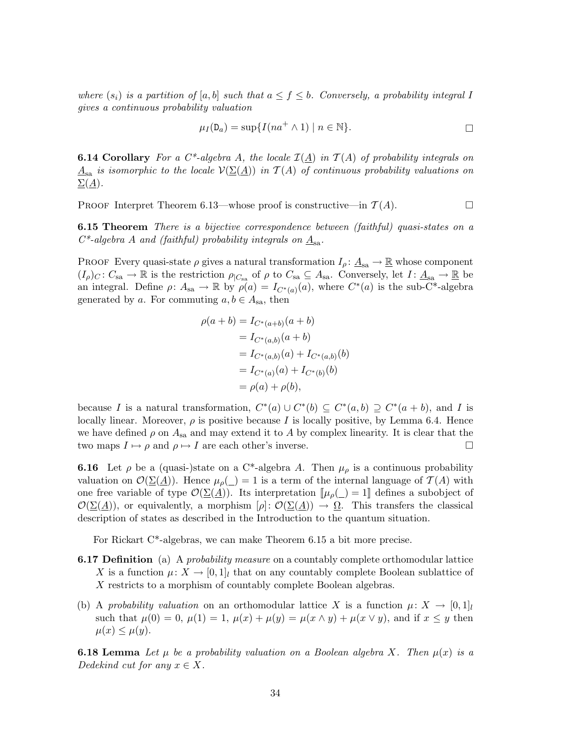*where* $(s_i)$ *is a partition of* $[a, b]$ *such that* $a \leq f \leq b$. *Conversely, a probability integral* $I$ *gives a continuous probability valuation*

$$\mu_I(\mathtt{D}_a) = \sup\{I(na^+ \wedge 1) \mid n \in \mathbb{N}\}. \qquad \square$$

**6.14 Corollary** *For a C\*-algebra* $A$, *the locale* $\mathcal{I}(\underline{A})$ *in* $\mathcal{T}(A)$ *of probability integrals on* $\underline{A}_{\mathrm{sa}}$ *is isomorphic to the locale* $\mathcal{V}(\underline{\Sigma}(\underline{A}))$ *in* $\mathcal{T}(A)$ *of continuous probability valuations on* $\underline{\Sigma}(\underline{A})$.

Proof Interpret Theorem 6.13—whose proof is constructive—in $\mathcal{T}(A)$. $\square$

**6.15 Theorem** *There is a bijective correspondence between (faithful) quasi-states on a C\*-algebra* $A$ *and (faithful) probability integrals on* $\underline{A}_{\mathrm{sa}}$.

Proof Every quasi-state $\rho$ gives a natural transformation $I_\rho \colon \underline{A}_{\mathrm{sa}} \to \underline{\mathbb{R}}$ whose component $(I_\rho)_C \colon C_{\mathrm{sa}} \to \mathbb{R}$ is the restriction $\rho_{|C_{\mathrm{sa}}}$ of $\rho$ to $C_{\mathrm{sa}} \subseteq A_{\mathrm{sa}}$. Conversely, let $I \colon \underline{A}_{\mathrm{sa}} \to \underline{\mathbb{R}}$ be an integral. Define $\rho \colon A_{\mathrm{sa}} \to \mathbb{R}$ by $\rho(a) = I_{C^*(a)}(a)$, where $C^*(a)$ is the sub-C\*-algebra generated by $a$. For commuting $a, b \in A_{\mathrm{sa}}$, then

$$\begin{aligned}
\rho(a+b) &= I_{C^*(a+b)}(a+b) \\
&= I_{C^*(a,b)}(a+b) \\
&= I_{C^*(a,b)}(a) + I_{C^*(a,b)}(b) \\
&= I_{C^*(a)}(a) + I_{C^*(b)}(b) \\
&= \rho(a) + \rho(b),
\end{aligned}$$

because $I$ is a natural transformation, $C^*(a) \cup C^*(b) \subseteq C^*(a,b) \supseteq C^*(a+b)$, and $I$ is locally linear. Moreover, $\rho$ is positive because $I$ is locally positive, by Lemma 6.4. Hence we have defined $\rho$ on $A_{\mathrm{sa}}$ and may extend it to $A$ by complex linearity. It is clear that the two maps $I \mapsto \rho$ and $\rho \mapsto I$ are each other's inverse. $\square$

**6.16** Let $\rho$ be a (quasi-)state on a C\*-algebra $A$. Then $\mu_\rho$ is a continuous probability valuation on $\mathcal{O}(\underline{\Sigma}(\underline{A}))$. Hence $\mu_\rho(\_) = 1$ is a term of the internal language of $\mathcal{T}(A)$ with one free variable of type $\mathcal{O}(\underline{\Sigma}(\underline{A}))$. Its interpretation $[\![\mu_\rho(\_) = 1]\!]$ defines a subobject of $\mathcal{O}(\underline{\Sigma}(\underline{A}))$, or equivalently, a morphism $[\rho] \colon \mathcal{O}(\underline{\Sigma}(\underline{A})) \to \underline{\Omega}$. This transfers the classical description of states as described in the Introduction to the quantum situation.

For Rickart C\*-algebras, we can make Theorem 6.15 a bit more precise.

**6.17 Definition** (a) A *probability measure* on a countably complete orthomodular lattice $X$ is a function $\mu \colon X \to [0,1]_l$ that on any countably complete Boolean sublattice of $X$ restricts to a morphism of countably complete Boolean algebras.

(b) A *probability valuation* on an orthomodular lattice $X$ is a function $\mu \colon X \to [0,1]_l$ such that $\mu(0) = 0$, $\mu(1) = 1$, $\mu(x) + \mu(y) = \mu(x \wedge y) + \mu(x \vee y)$, and if $x \leq y$ then $\mu(x) \leq \mu(y)$.

**6.18 Lemma** *Let* $\mu$ *be a probability valuation on a Boolean algebra* $X$. *Then* $\mu(x)$ *is a Dedekind cut for any* $x \in X$.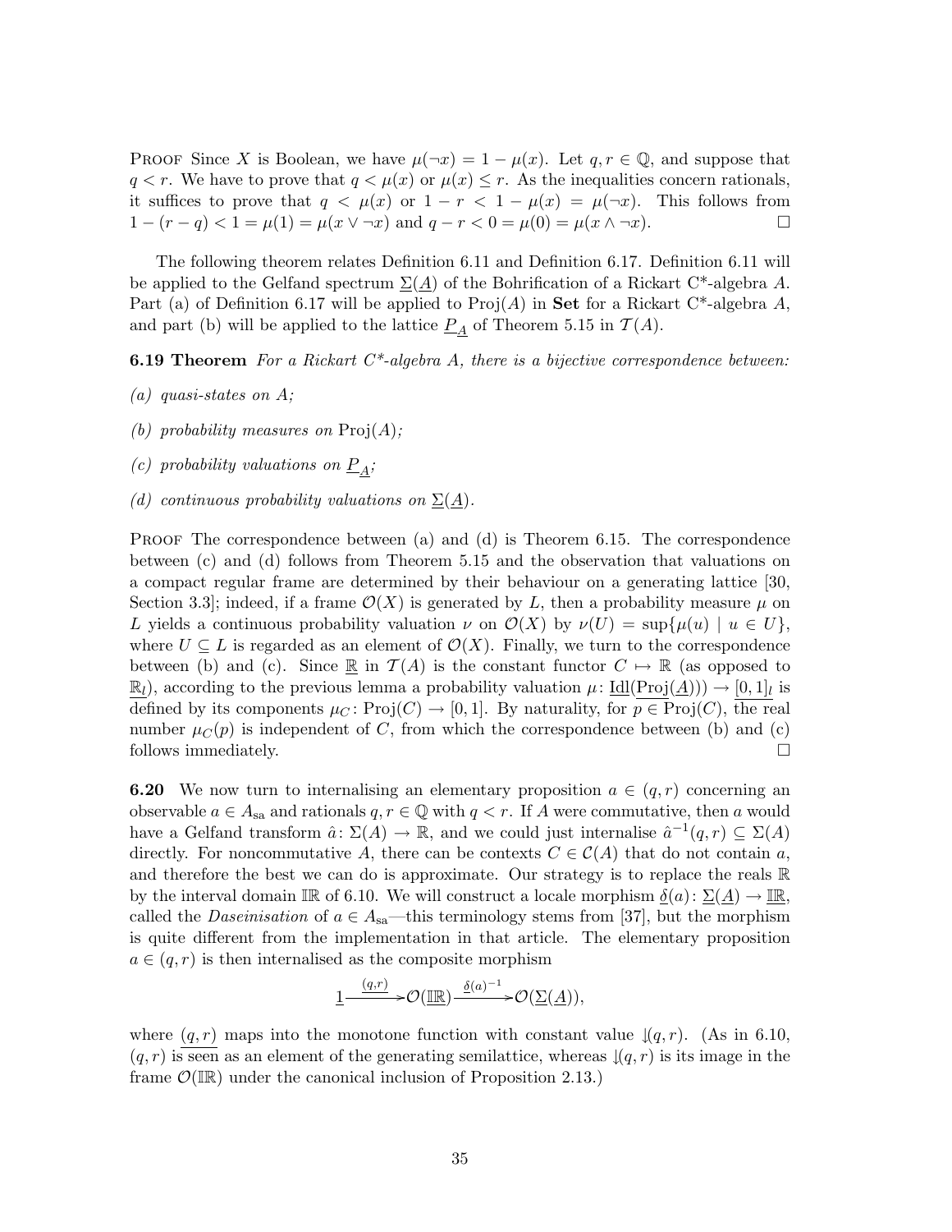Proof Since $X$ is Boolean, we have $\mu(\neg x) = 1 - \mu(x)$. Let $q, r \in \mathbb{Q}$, and suppose that $q < r$. We have to prove that $q < \mu(x)$ or $\mu(x) \leq r$. As the inequalities concern rationals, it suffices to prove that $q < \mu(x)$ or $1 - r < 1 - \mu(x) = \mu(\neg x)$. This follows from $1 - (r - q) < 1 = \mu(1) = \mu(x \vee \neg x)$ and $q - r < 0 = \mu(0) = \mu(x \wedge \neg x)$. □

The following theorem relates Definition 6.11 and Definition 6.17. Definition 6.11 will be applied to the Gelfand spectrum $\underline{\Sigma}(\underline{A})$ of the Bohrification of a Rickart C*-algebra $A$. Part (a) of Definition 6.17 will be applied to $\mathrm{Proj}(A)$ in **Set** for a Rickart C*-algebra $A$, and part (b) will be applied to the lattice $\underline{P}_{\underline{A}}$ of Theorem 5.15 in $\mathcal{T}(A)$.

**6.19 Theorem** *For a Rickart C\*-algebra $A$, there is a bijective correspondence between:*

*(a) quasi-states on $A$;*

*(b) probability measures on $\mathrm{Proj}(A)$;*

*(c) probability valuations on $\underline{P}_{\underline{A}}$;*

*(d) continuous probability valuations on $\underline{\Sigma}(\underline{A})$.*

Proof The correspondence between (a) and (d) is Theorem 6.15. The correspondence between (c) and (d) follows from Theorem 5.15 and the observation that valuations on a compact regular frame are determined by their behaviour on a generating lattice [30, Section 3.3]; indeed, if a frame $\mathcal{O}(X)$ is generated by $L$, then a probability measure $\mu$ on $L$ yields a continuous probability valuation $\nu$ on $\mathcal{O}(X)$ by $\nu(U) = \sup\{\mu(u) \mid u \in U\}$, where $U \subseteq L$ is regarded as an element of $\mathcal{O}(X)$. Finally, we turn to the correspondence between (b) and (c). Since $\underline{\mathbb{R}}$ in $\mathcal{T}(A)$ is the constant functor $C \mapsto \mathbb{R}$ (as opposed to $\underline{\mathbb{R}_l}$), according to the previous lemma a probability valuation $\mu\colon \underline{\mathrm{Idl}}(\underline{\mathrm{Proj}}(\underline{A}))) \to \underline{[0,1]}_l$ is defined by its components $\mu_C\colon \mathrm{Proj}(C) \to [0,1]$. By naturality, for $p \in \mathrm{Proj}(C)$, the real number $\mu_C(p)$ is independent of $C$, from which the correspondence between (b) and (c) follows immediately. □

**6.20** We now turn to internalising an elementary proposition $a \in (q, r)$ concerning an observable $a \in A_{\mathrm{sa}}$ and rationals $q, r \in \mathbb{Q}$ with $q < r$. If $A$ were commutative, then $a$ would have a Gelfand transform $\hat{a}\colon \Sigma(A) \to \mathbb{R}$, and we could just internalise $\hat{a}^{-1}(q, r) \subseteq \Sigma(A)$ directly. For noncommutative $A$, there can be contexts $C \in \mathcal{C}(A)$ that do not contain $a$, and therefore the best we can do is approximate. Our strategy is to replace the reals $\mathbb{R}$ by the interval domain $\mathbb{IR}$ of 6.10. We will construct a locale morphism $\underline{\delta}(a)\colon \underline{\Sigma}(\underline{A}) \to \underline{\mathbb{IR}}$, called the *Daseinisation* of $a \in A_{\mathrm{sa}}$—this terminology stems from [37], but the morphism is quite different from the implementation in that article. The elementary proposition $a \in (q, r)$ is then internalised as the composite morphism

$$\underline{1} \xrightarrow{\underline{(q,r)}} \mathcal{O}(\underline{\mathbb{IR}}) \xrightarrow{\underline{\delta}(a)^{-1}} \mathcal{O}(\underline{\Sigma}(\underline{A})),$$

where $\underline{(q,r)}$ maps into the monotone function with constant value $\Downarrow\!(q, r)$. (As in 6.10, $(q, r)$ is seen as an element of the generating semilattice, whereas $\Downarrow\!(q, r)$ is its image in the frame $\mathcal{O}(\mathbb{IR})$ under the canonical inclusion of Proposition 2.13.)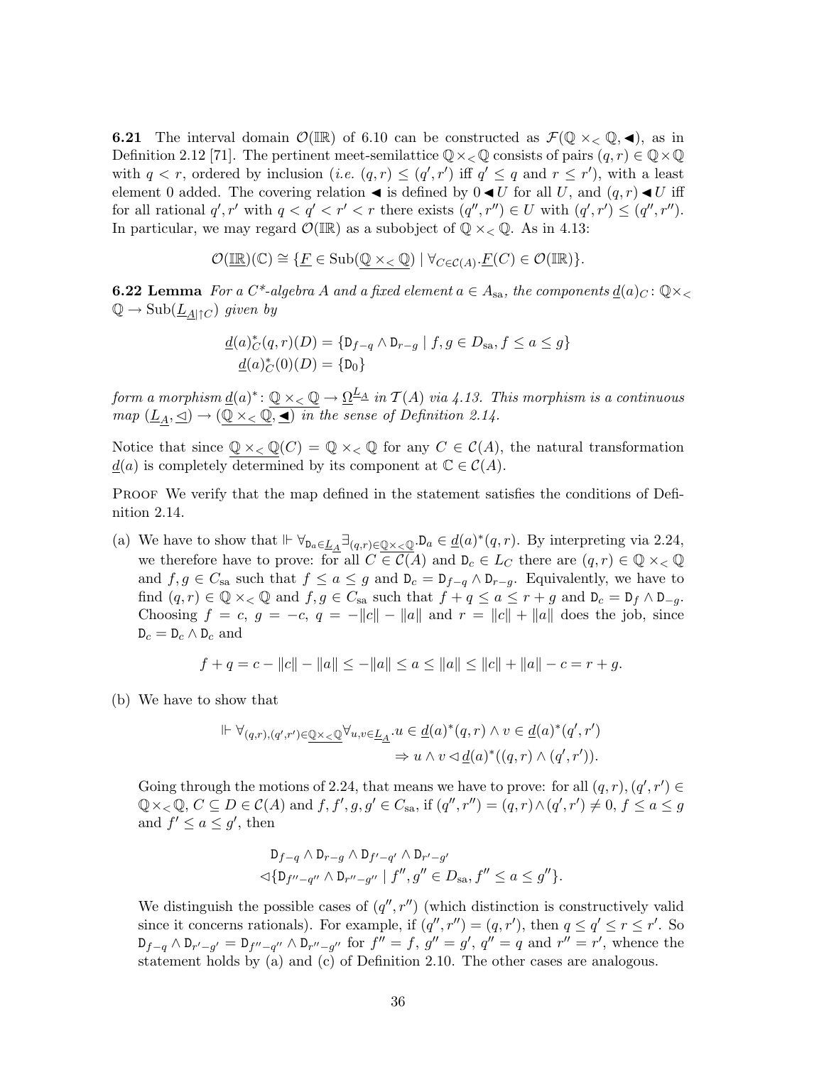**6.21** The interval domain $\mathcal{O}(\mathbb{IR})$ of 6.10 can be constructed as $\mathcal{F}(\mathbb{Q} \times_< \mathbb{Q}, \blacktriangleleft)$, as in Definition 2.12 [71]. The pertinent meet-semilattice $\mathbb{Q} \times_< \mathbb{Q}$ consists of pairs $(q,r) \in \mathbb{Q} \times \mathbb{Q}$ with $q < r$, ordered by inclusion (*i.e.* $(q,r) \leq (q',r')$ iff $q' \leq q$ and $r \leq r'$), with a least element 0 added. The covering relation $\blacktriangleleft$ is defined by $0 \blacktriangleleft U$ for all $U$, and $(q,r) \blacktriangleleft U$ iff for all rational $q', r'$ with $q < q' < r' < r$ there exists $(q'', r'') \in U$ with $(q', r') \leq (q'', r'')$. In particular, we may regard $\mathcal{O}(\mathbb{IR})$ as a subobject of $\mathbb{Q} \times_< \mathbb{Q}$. As in 4.13:

$$\mathcal{O}(\underline{\mathbb{IR}})(\mathbb{C}) \cong \{\underline{F} \in \mathrm{Sub}(\underline{\mathbb{Q} \times_< \mathbb{Q}}) \mid \forall_{C \in \mathcal{C}(A)}. \underline{F}(C) \in \mathcal{O}(\mathbb{IR})\}.$$

**6.22 Lemma** *For a C\*-algebra $A$ and a fixed element $a \in A_{\mathrm{sa}}$, the components $\underline{d}(a)_C \colon \mathbb{Q} \times_< \mathbb{Q} \to \mathrm{Sub}(\underline{L}_{\underline{A}|\uparrow C})$ given by*

$$\underline{d}(a)^*_C(q,r)(D) = \{\mathtt{D}_{f-q} \wedge \mathtt{D}_{r-g} \mid f, g \in D_{\mathrm{sa}}, f \leq a \leq g\}$$
$$\underline{d}(a)^*_C(0)(D) = \{\mathtt{D}_0\}$$

*form a morphism $\underline{d}(a)^* \colon \underline{\mathbb{Q} \times_< \mathbb{Q}} \to \underline{\Omega}^{\underline{L}_A}$ in $\mathcal{T}(A)$ via 4.13. This morphism is a continuous map $(\underline{L}_A, \lhd) \to (\underline{\mathbb{Q} \times_< \mathbb{Q}}, \underline{\blacktriangleleft})$ in the sense of Definition 2.14.*

Notice that since $\underline{\mathbb{Q} \times_< \mathbb{Q}}(C) = \mathbb{Q} \times_< \mathbb{Q}$ for any $C \in \mathcal{C}(A)$, the natural transformation $\underline{d}(a)$ is completely determined by its component at $\mathbb{C} \in \mathcal{C}(A)$.

Proof We verify that the map defined in the statement satisfies the conditions of Definition 2.14.

(a) We have to show that $\Vdash \forall_{\mathtt{D}_a \in \underline{L}_A} \exists_{(q,r) \in \underline{\mathbb{Q} \times_< \mathbb{Q}}}. \mathtt{D}_a \in \underline{d}(a)^*(q,r)$. By interpreting via 2.24, we therefore have to prove: for all $C \in \mathcal{C}(A)$ and $\mathtt{D}_c \in L_C$ there are $(q,r) \in \mathbb{Q} \times_< \mathbb{Q}$ and $f, g \in C_{\mathrm{sa}}$ such that $f \leq a \leq g$ and $\mathtt{D}_c = \mathtt{D}_{f-q} \wedge \mathtt{D}_{r-g}$. Equivalently, we have to find $(q,r) \in \mathbb{Q} \times_< \mathbb{Q}$ and $f, g \in C_{\mathrm{sa}}$ such that $f + q \leq a \leq r + g$ and $\mathtt{D}_c = \mathtt{D}_f \wedge \mathtt{D}_{-g}$. Choosing $f = c$, $g = -c$, $q = -\|c\| - \|a\|$ and $r = \|c\| + \|a\|$ does the job, since $\mathtt{D}_c = \mathtt{D}_c \wedge \mathtt{D}_c$ and

$$f + q = c - \|c\| - \|a\| \leq -\|a\| \leq a \leq \|a\| \leq \|c\| + \|a\| - c = r + g.$$

(b) We have to show that

$$\Vdash \forall_{(q,r),(q',r') \in \underline{\mathbb{Q} \times_< \mathbb{Q}}} \forall_{u,v \in \underline{L}_A}. u \in \underline{d}(a)^*(q,r) \wedge v \in \underline{d}(a)^*(q',r')$$
$$\Rightarrow u \wedge v \lhd \underline{d}(a)^*((q,r) \wedge (q',r')).$$

Going through the motions of 2.24, that means we have to prove: for all $(q,r), (q',r') \in \mathbb{Q} \times_< \mathbb{Q}$, $C \subseteq D \in \mathcal{C}(A)$ and $f, f', g, g' \in C_{\mathrm{sa}}$, if $(q'', r'') = (q,r) \wedge (q',r') \neq 0$, $f \leq a \leq g$ and $f' \leq a \leq g'$, then

$$\mathtt{D}_{f-q} \wedge \mathtt{D}_{r-g} \wedge \mathtt{D}_{f'-q'} \wedge \mathtt{D}_{r'-g'}$$
$$\lhd \{\mathtt{D}_{f''-q''} \wedge \mathtt{D}_{r''-g''} \mid f'', g'' \in D_{\mathrm{sa}}, f'' \leq a \leq g''\}.$$

We distinguish the possible cases of $(q'', r'')$ (which distinction is constructively valid since it concerns rationals). For example, if $(q'', r'') = (q, r')$, then $q \leq q' \leq r \leq r'$. So $\mathtt{D}_{f-q} \wedge \mathtt{D}_{r'-g'} = \mathtt{D}_{f''-q''} \wedge \mathtt{D}_{r''-g''}$ for $f'' = f$, $g'' = g'$, $q'' = q$ and $r'' = r'$, whence the statement holds by (a) and (c) of Definition 2.10. The other cases are analogous.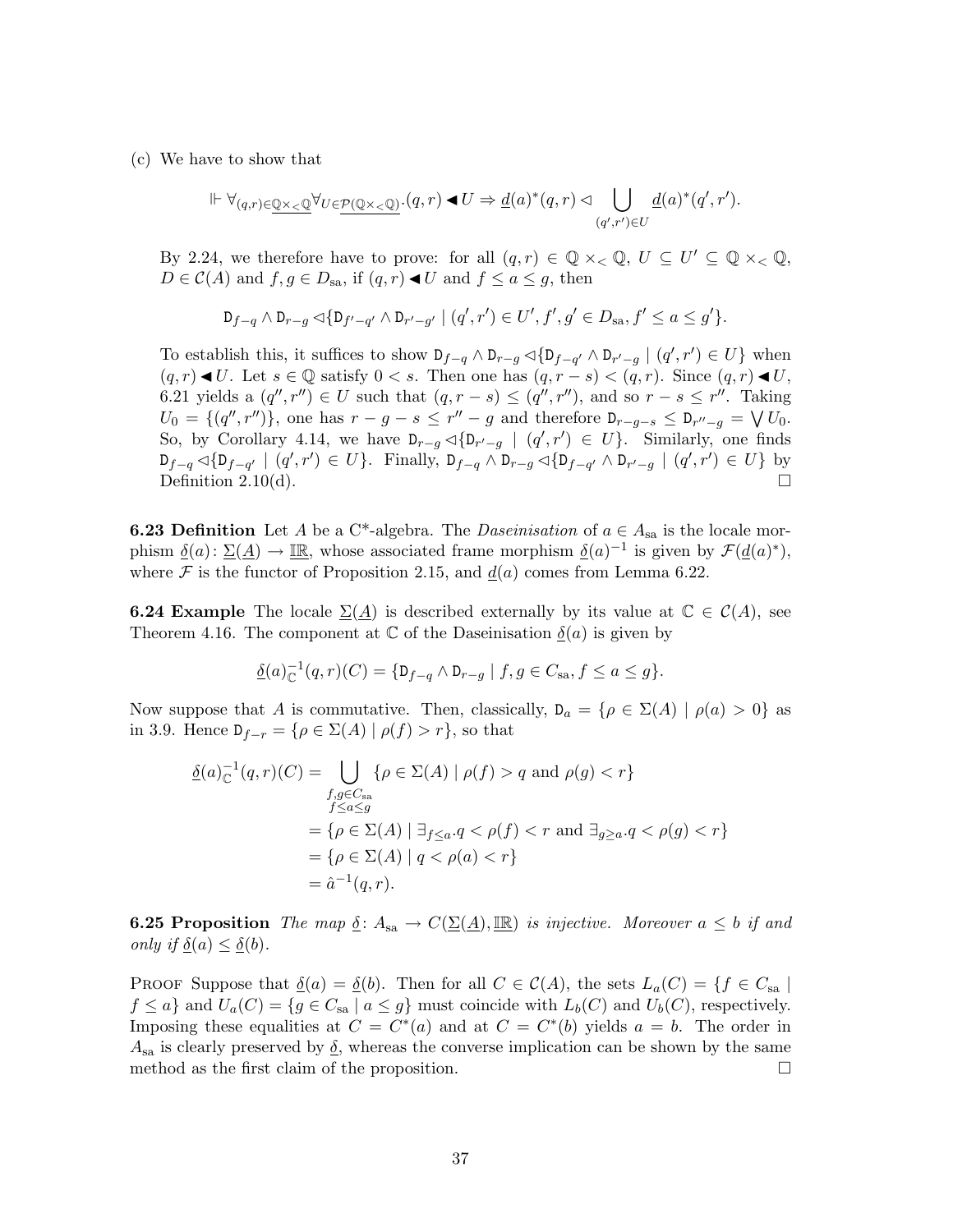(c) We have to show that

$$\Vdash \forall_{(q,r)\in\underline{\mathbb{Q}\times_<\mathbb{Q}}}\forall_{U\in\underline{\mathcal{P}(\mathbb{Q}\times_<\mathbb{Q})}}.(q,r)\blacktriangleleft U \Rightarrow \underline{d}(a)^*(q,r)\lhd \bigcup_{(q',r')\in U}\underline{d}(a)^*(q',r').$$

By 2.24, we therefore have to prove: for all $(q,r)\in\mathbb{Q}\times_<\mathbb{Q}$, $U\subseteq U'\subseteq\mathbb{Q}\times_<\mathbb{Q}$, $D\in\mathcal{C}(A)$ and $f,g\in D_{\mathrm{sa}}$, if $(q,r)\blacktriangleleft U$ and $f\leq a\leq g$, then

$$\mathtt{D}_{f-q}\wedge\mathtt{D}_{r-g}\lhd\{\mathtt{D}_{f'-q'}\wedge\mathtt{D}_{r'-g'}\mid(q',r')\in U', f',g'\in D_{\mathrm{sa}}, f'\leq a\leq g'\}.$$

To establish this, it suffices to show $\mathtt{D}_{f-q}\wedge\mathtt{D}_{r-g}\lhd\{\mathtt{D}_{f-q'}\wedge\mathtt{D}_{r'-g}\mid(q',r')\in U\}$ when $(q,r)\blacktriangleleft U$. Let $s\in\mathbb{Q}$ satisfy $0<s$. Then one has $(q,r-s)<(q,r)$. Since $(q,r)\blacktriangleleft U$, 6.21 yields a $(q'',r'')\in U$ such that $(q,r-s)\leq(q'',r'')$, and so $r-s\leq r''$. Taking $U_0=\{(q'',r'')\}$, one has $r-g-s\leq r''-g$ and therefore $\mathtt{D}_{r-g-s}\leq\mathtt{D}_{r''-g}=\bigvee U_0$. So, by Corollary 4.14, we have $\mathtt{D}_{r-g}\lhd\{\mathtt{D}_{r'-g}\mid(q',r')\in U\}$. Similarly, one finds $\mathtt{D}_{f-q}\lhd\{\mathtt{D}_{f-q'}\mid(q',r')\in U\}$. Finally, $\mathtt{D}_{f-q}\wedge\mathtt{D}_{r-g}\lhd\{\mathtt{D}_{f-q'}\wedge\mathtt{D}_{r'-g}\mid(q',r')\in U\}$ by Definition 2.10(d). □

**6.23 Definition** Let $A$ be a C*-algebra. The *Daseinisation* of $a\in A_{\mathrm{sa}}$ is the locale morphism $\underline{\delta}(a)\colon\underline{\Sigma}(\underline{A})\to\underline{\mathbb{IR}}$, whose associated frame morphism $\underline{\delta}(a)^{-1}$ is given by $\mathcal{F}(\underline{d}(a)^*)$, where $\mathcal{F}$ is the functor of Proposition 2.15, and $\underline{d}(a)$ comes from Lemma 6.22.

**6.24 Example** The locale $\underline{\Sigma}(\underline{A})$ is described externally by its value at $\mathbb{C}\in\mathcal{C}(A)$, see Theorem 4.16. The component at $\mathbb{C}$ of the Daseinisation $\underline{\delta}(a)$ is given by

$$\underline{\delta}(a)^{-1}_{\mathbb{C}}(q,r)(C)=\{\mathtt{D}_{f-q}\wedge\mathtt{D}_{r-g}\mid f,g\in C_{\mathrm{sa}}, f\leq a\leq g\}.$$

Now suppose that $A$ is commutative. Then, classically, $\mathtt{D}_a=\{\rho\in\Sigma(A)\mid\rho(a)>0\}$ as in 3.9. Hence $\mathtt{D}_{f-r}=\{\rho\in\Sigma(A)\mid\rho(f)>r\}$, so that

$$\begin{aligned}
\underline{\delta}(a)^{-1}_{\mathbb{C}}(q,r)(C)&=\bigcup_{\substack{f,g\in C_{\mathrm{sa}}\\ f\leq a\leq g}}\{\rho\in\Sigma(A)\mid\rho(f)>q\text{ and }\rho(g)<r\}\\
&=\{\rho\in\Sigma(A)\mid\exists_{f\leq a}.q<\rho(f)<r\text{ and }\exists_{g\geq a}.q<\rho(g)<r\}\\
&=\{\rho\in\Sigma(A)\mid q<\rho(a)<r\}\\
&=\hat{a}^{-1}(q,r).
\end{aligned}$$

**6.25 Proposition** *The map $\underline{\delta}\colon A_{\mathrm{sa}}\to C(\underline{\Sigma}(\underline{A}),\underline{\mathbb{IR}})$ is injective. Moreover $a\leq b$ if and only if $\underline{\delta}(a)\leq\underline{\delta}(b)$.*

Proof Suppose that $\underline{\delta}(a)=\underline{\delta}(b)$. Then for all $C\in\mathcal{C}(A)$, the sets $L_a(C)=\{f\in C_{\mathrm{sa}}\mid f\leq a\}$ and $U_a(C)=\{g\in C_{\mathrm{sa}}\mid a\leq g\}$ must coincide with $L_b(C)$ and $U_b(C)$, respectively. Imposing these equalities at $C=C^*(a)$ and at $C=C^*(b)$ yields $a=b$. The order in $A_{\mathrm{sa}}$ is clearly preserved by $\underline{\delta}$, whereas the converse implication can be shown by the same method as the first claim of the proposition. □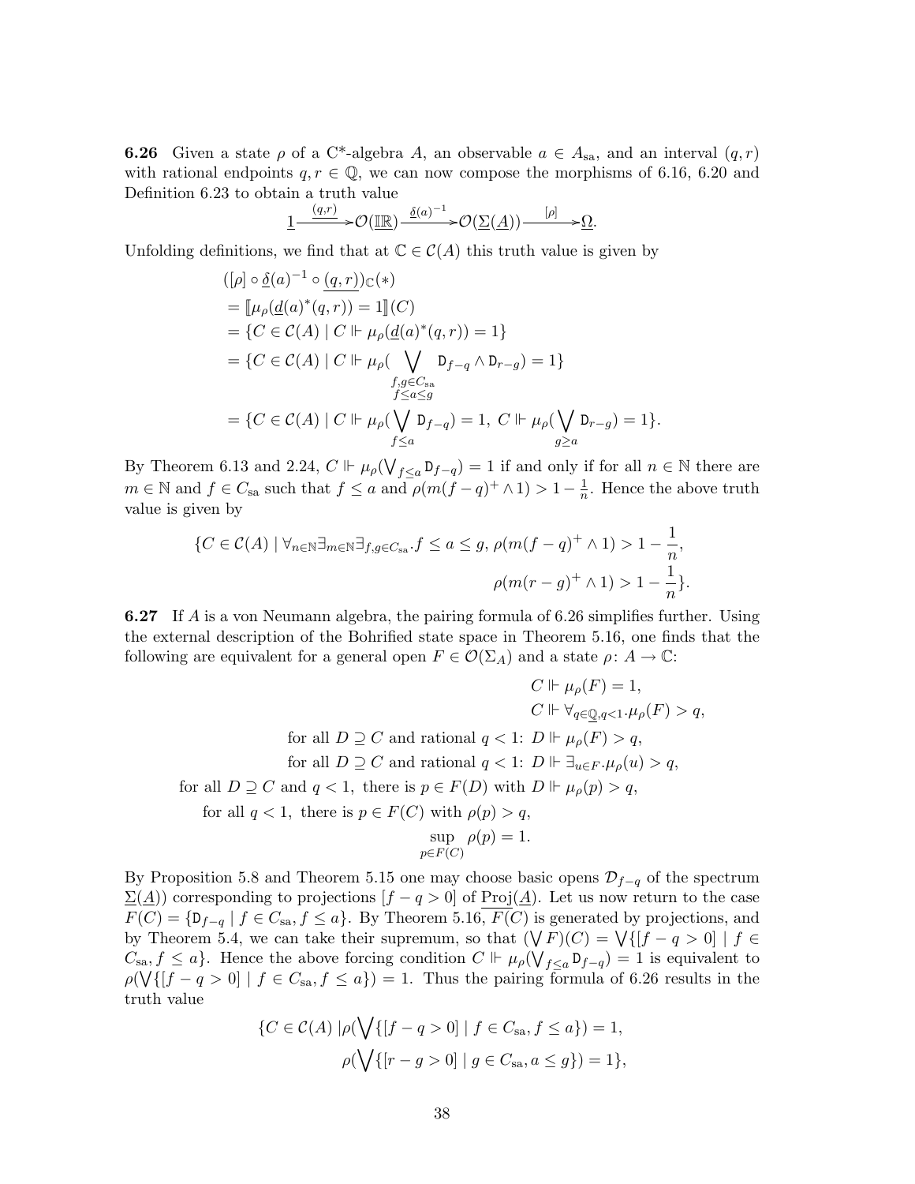**6.26** Given a state $\rho$ of a C*-algebra $A$, an observable $a \in A_{\mathrm{sa}}$, and an interval $(q,r)$ with rational endpoints $q, r \in \mathbb{Q}$, we can now compose the morphisms of 6.16, 6.20 and Definition 6.23 to obtain a truth value

$$\underline{1} \xrightarrow{\underline{(q,r)}} \mathcal{O}(\underline{\mathbb{IR}}) \xrightarrow{\underline{\delta}(a)^{-1}} \mathcal{O}(\underline{\Sigma}(\underline{A})) \xrightarrow{[\rho]} \underline{\Omega}.$$

Unfolding definitions, we find that at $\mathbb{C} \in \mathcal{C}(A)$ this truth value is given by

$$\begin{aligned}
&([\rho] \circ \underline{\delta}(a)^{-1} \circ \underline{(q,r)})_{\mathbb{C}}(*) \\
&= [\![\mu_\rho(\underline{d}(a)^*(q,r)) = 1]\!](C) \\
&= \{C \in \mathcal{C}(A) \mid C \Vdash \mu_\rho(\underline{d}(a)^*(q,r)) = 1\} \\
&= \{C \in \mathcal{C}(A) \mid C \Vdash \mu_\rho(\bigvee_{\substack{f,g \in C_{\mathrm{sa}} \\ f \leq a \leq g}} \mathtt{D}_{f-q} \wedge \mathtt{D}_{r-g}) = 1\} \\
&= \{C \in \mathcal{C}(A) \mid C \Vdash \mu_\rho(\bigvee_{f \leq a} \mathtt{D}_{f-q}) = 1,\ C \Vdash \mu_\rho(\bigvee_{g \geq a} \mathtt{D}_{r-g}) = 1\}.
\end{aligned}$$

By Theorem 6.13 and 2.24, $C \Vdash \mu_\rho(\bigvee_{f \leq a} \mathtt{D}_{f-q}) = 1$ if and only if for all $n \in \mathbb{N}$ there are $m \in \mathbb{N}$ and $f \in C_{\mathrm{sa}}$ such that $f \leq a$ and $\rho(m(f-q)^+ \wedge 1) > 1 - \frac{1}{n}$. Hence the above truth value is given by

$$\begin{aligned}
\{C \in \mathcal{C}(A) \mid \forall_{n \in \mathbb{N}} \exists_{m \in \mathbb{N}} \exists_{f,g \in C_{\mathrm{sa}}}. f \leq a \leq g,\ \rho(m(f-q)^+ \wedge 1) > 1 - \frac{1}{n}, \\
\rho(m(r-g)^+ \wedge 1) > 1 - \frac{1}{n}\}.
\end{aligned}$$

**6.27** If $A$ is a von Neumann algebra, the pairing formula of 6.26 simplifies further. Using the external description of the Bohrified state space in Theorem 5.16, one finds that the following are equivalent for a general open $F \in \mathcal{O}(\Sigma_A)$ and a state $\rho \colon A \to \mathbb{C}$:

$$\begin{aligned}
&C \Vdash \mu_\rho(F) = 1, \\
&C \Vdash \forall_{q \in \underline{\mathbb{Q}}, q < 1}. \mu_\rho(F) > q, \\
\text{for all } D \supseteq C \text{ and rational } q < 1\colon\ &D \Vdash \mu_\rho(F) > q, \\
\text{for all } D \supseteq C \text{ and rational } q < 1\colon\ &D \Vdash \exists_{u \in F}. \mu_\rho(u) > q, \\
\text{for all } D \supseteq C \text{ and } q < 1, \text{ there is } p \in F(D) \text{ with } &D \Vdash \mu_\rho(p) > q, \\
\text{for all } q < 1, \text{ there is } p \in F(C) \text{ with } &\rho(p) > q, \\
&\sup_{p \in F(C)} \rho(p) = 1.
\end{aligned}$$

By Proposition 5.8 and Theorem 5.15 one may choose basic opens $\mathcal{D}_{f-q}$ of the spectrum $\underline{\Sigma}(\underline{A}))$ corresponding to projections $[f - q > 0]$ of $\underline{\mathrm{Proj}}(\underline{A})$. Let us now return to the case $F(C) = \{\mathtt{D}_{f-q} \mid f \in C_{\mathrm{sa}}, f \leq a\}$. By Theorem 5.16, $\overline{F(C)}$ is generated by projections, and by Theorem 5.4, we can take their supremum, so that $(\bigvee F)(C) = \bigvee\{[f - q > 0] \mid f \in C_{\mathrm{sa}}, f \leq a\}$. Hence the above forcing condition $C \Vdash \mu_\rho(\bigvee_{f \leq a} \mathtt{D}_{f-q}) = 1$ is equivalent to $\rho(\bigvee\{[f - q > 0] \mid f \in C_{\mathrm{sa}}, f \leq a\}) = 1$. Thus the pairing formula of 6.26 results in the truth value

$$\begin{aligned}
\{C \in \mathcal{C}(A) \mid &\rho(\bigvee\{[f - q > 0] \mid f \in C_{\mathrm{sa}}, f \leq a\}) = 1, \\
&\rho(\bigvee\{[r - g > 0] \mid g \in C_{\mathrm{sa}}, a \leq g\}) = 1\},
\end{aligned}$$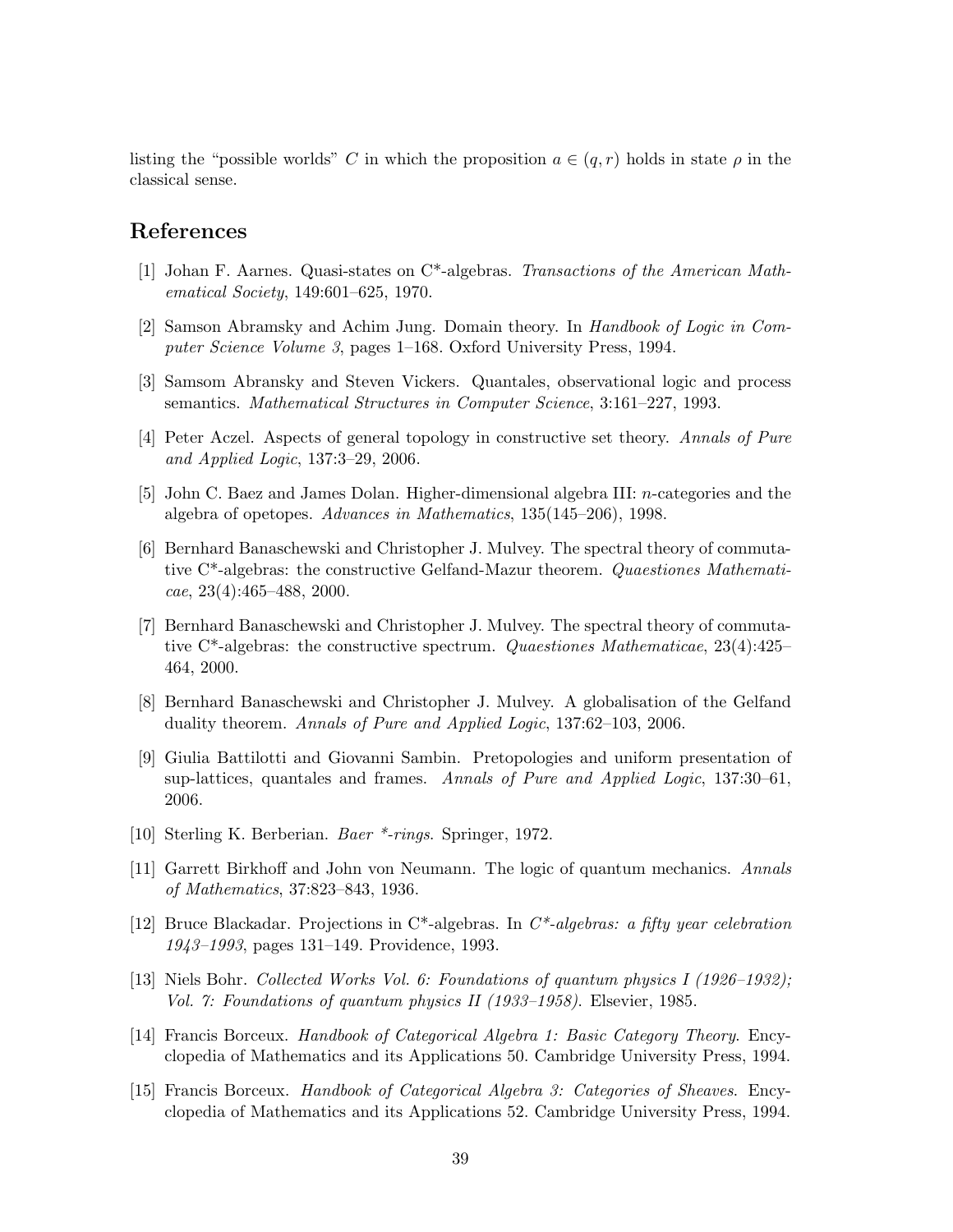listing the "possible worlds" $C$ in which the proposition $a \in (q, r)$ holds in state $\rho$ in the classical sense.

## References

[1] Johan F. Aarnes. Quasi-states on C*-algebras. *Transactions of the American Mathematical Society*, 149:601–625, 1970.

[2] Samson Abramsky and Achim Jung. Domain theory. In *Handbook of Logic in Computer Science Volume 3*, pages 1–168. Oxford University Press, 1994.

[3] Samsom Abransky and Steven Vickers. Quantales, observational logic and process semantics. *Mathematical Structures in Computer Science*, 3:161–227, 1993.

[4] Peter Aczel. Aspects of general topology in constructive set theory. *Annals of Pure and Applied Logic*, 137:3–29, 2006.

[5] John C. Baez and James Dolan. Higher-dimensional algebra III: $n$-categories and the algebra of opetopes. *Advances in Mathematics*, 135(145–206), 1998.

[6] Bernhard Banaschewski and Christopher J. Mulvey. The spectral theory of commutative C*-algebras: the constructive Gelfand-Mazur theorem. *Quaestiones Mathematicae*, 23(4):465–488, 2000.

[7] Bernhard Banaschewski and Christopher J. Mulvey. The spectral theory of commutative C*-algebras: the constructive spectrum. *Quaestiones Mathematicae*, 23(4):425–464, 2000.

[8] Bernhard Banaschewski and Christopher J. Mulvey. A globalisation of the Gelfand duality theorem. *Annals of Pure and Applied Logic*, 137:62–103, 2006.

[9] Giulia Battilotti and Giovanni Sambin. Pretopologies and uniform presentation of sup-lattices, quantales and frames. *Annals of Pure and Applied Logic*, 137:30–61, 2006.

[10] Sterling K. Berberian. *Baer *-rings*. Springer, 1972.

[11] Garrett Birkhoff and John von Neumann. The logic of quantum mechanics. *Annals of Mathematics*, 37:823–843, 1936.

[12] Bruce Blackadar. Projections in C*-algebras. In *C*-algebras: a fifty year celebration 1943–1993*, pages 131–149. Providence, 1993.

[13] Niels Bohr. *Collected Works Vol. 6: Foundations of quantum physics I (1926–1932); Vol. 7: Foundations of quantum physics II (1933–1958)*. Elsevier, 1985.

[14] Francis Borceux. *Handbook of Categorical Algebra 1: Basic Category Theory*. Encyclopedia of Mathematics and its Applications 50. Cambridge University Press, 1994.

[15] Francis Borceux. *Handbook of Categorical Algebra 3: Categories of Sheaves*. Encyclopedia of Mathematics and its Applications 52. Cambridge University Press, 1994.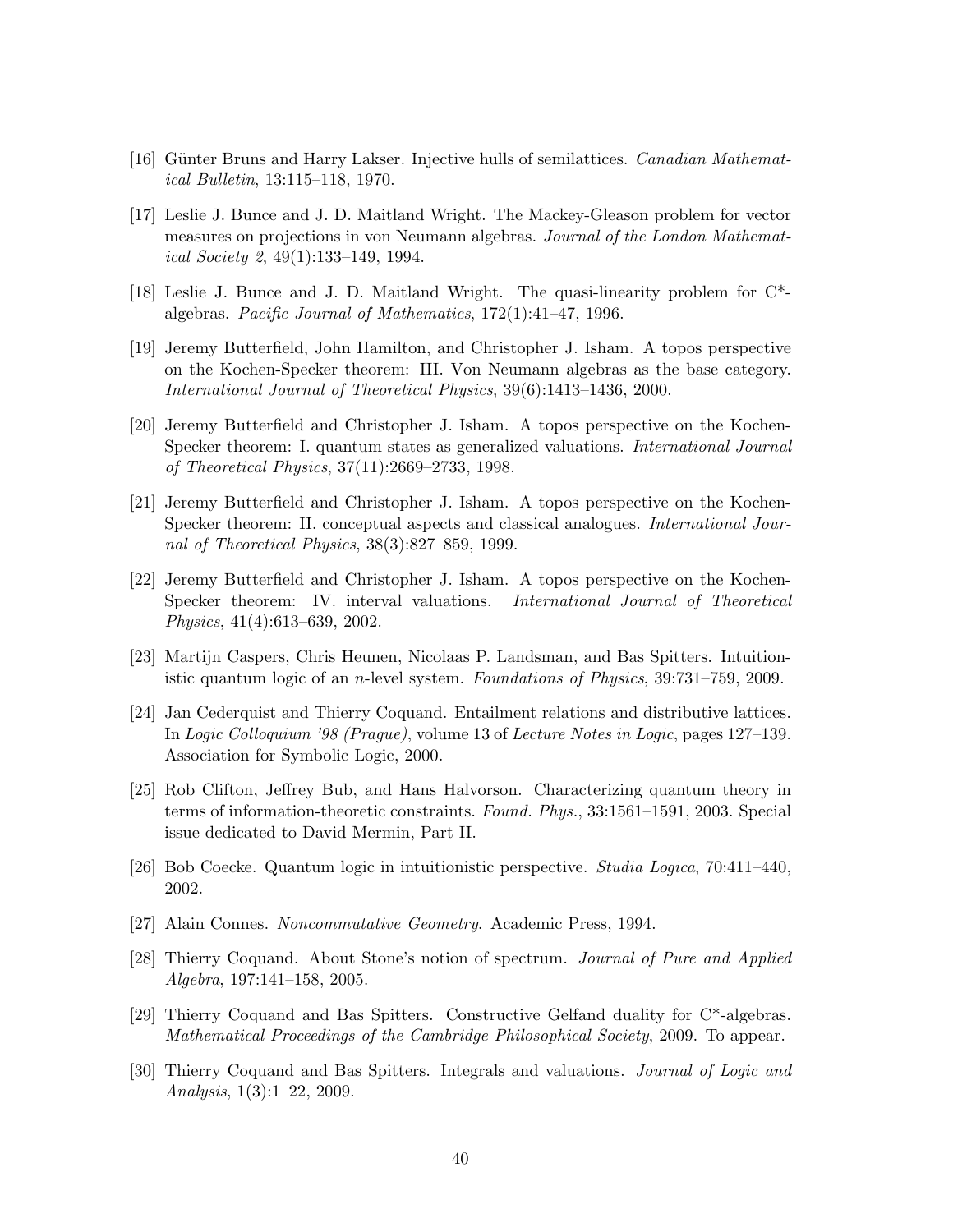[16] Günter Bruns and Harry Lakser. Injective hulls of semilattices. *Canadian Mathematical Bulletin*, 13:115–118, 1970.

[17] Leslie J. Bunce and J. D. Maitland Wright. The Mackey-Gleason problem for vector measures on projections in von Neumann algebras. *Journal of the London Mathematical Society 2*, 49(1):133–149, 1994.

[18] Leslie J. Bunce and J. D. Maitland Wright. The quasi-linearity problem for C*-algebras. *Pacific Journal of Mathematics*, 172(1):41–47, 1996.

[19] Jeremy Butterfield, John Hamilton, and Christopher J. Isham. A topos perspective on the Kochen-Specker theorem: III. Von Neumann algebras as the base category. *International Journal of Theoretical Physics*, 39(6):1413–1436, 2000.

[20] Jeremy Butterfield and Christopher J. Isham. A topos perspective on the Kochen-Specker theorem: I. quantum states as generalized valuations. *International Journal of Theoretical Physics*, 37(11):2669–2733, 1998.

[21] Jeremy Butterfield and Christopher J. Isham. A topos perspective on the Kochen-Specker theorem: II. conceptual aspects and classical analogues. *International Journal of Theoretical Physics*, 38(3):827–859, 1999.

[22] Jeremy Butterfield and Christopher J. Isham. A topos perspective on the Kochen-Specker theorem: IV. interval valuations. *International Journal of Theoretical Physics*, 41(4):613–639, 2002.

[23] Martijn Caspers, Chris Heunen, Nicolaas P. Landsman, and Bas Spitters. Intuitionistic quantum logic of an $n$-level system. *Foundations of Physics*, 39:731–759, 2009.

[24] Jan Cederquist and Thierry Coquand. Entailment relations and distributive lattices. In *Logic Colloquium '98 (Prague)*, volume 13 of *Lecture Notes in Logic*, pages 127–139. Association for Symbolic Logic, 2000.

[25] Rob Clifton, Jeffrey Bub, and Hans Halvorson. Characterizing quantum theory in terms of information-theoretic constraints. *Found. Phys.*, 33:1561–1591, 2003. Special issue dedicated to David Mermin, Part II.

[26] Bob Coecke. Quantum logic in intuitionistic perspective. *Studia Logica*, 70:411–440, 2002.

[27] Alain Connes. *Noncommutative Geometry*. Academic Press, 1994.

[28] Thierry Coquand. About Stone's notion of spectrum. *Journal of Pure and Applied Algebra*, 197:141–158, 2005.

[29] Thierry Coquand and Bas Spitters. Constructive Gelfand duality for C*-algebras. *Mathematical Proceedings of the Cambridge Philosophical Society*, 2009. To appear.

[30] Thierry Coquand and Bas Spitters. Integrals and valuations. *Journal of Logic and Analysis*, 1(3):1–22, 2009.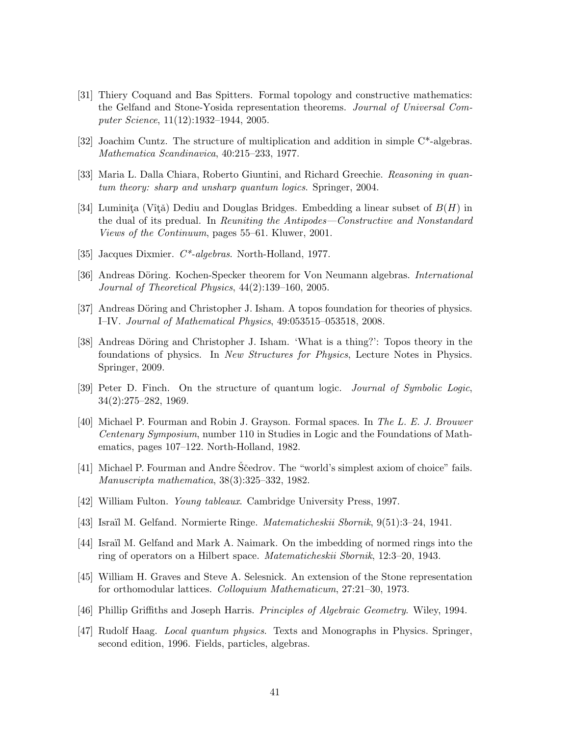[31] Thiery Coquand and Bas Spitters. Formal topology and constructive mathematics: the Gelfand and Stone-Yosida representation theorems. *Journal of Universal Computer Science*, 11(12):1932–1944, 2005.

[32] Joachim Cuntz. The structure of multiplication and addition in simple C*-algebras. *Mathematica Scandinavica*, 40:215–233, 1977.

[33] Maria L. Dalla Chiara, Roberto Giuntini, and Richard Greechie. *Reasoning in quantum theory: sharp and unsharp quantum logics*. Springer, 2004.

[34] Luminiţa (Vîţă) Dediu and Douglas Bridges. Embedding a linear subset of $B(H)$ in the dual of its predual. In *Reuniting the Antipodes—Constructive and Nonstandard Views of the Continuum*, pages 55–61. Kluwer, 2001.

[35] Jacques Dixmier. *C*-algebras*. North-Holland, 1977.

[36] Andreas Döring. Kochen-Specker theorem for Von Neumann algebras. *International Journal of Theoretical Physics*, 44(2):139–160, 2005.

[37] Andreas Döring and Christopher J. Isham. A topos foundation for theories of physics. I–IV. *Journal of Mathematical Physics*, 49:053515–053518, 2008.

[38] Andreas Döring and Christopher J. Isham. 'What is a thing?': Topos theory in the foundations of physics. In *New Structures for Physics*, Lecture Notes in Physics. Springer, 2009.

[39] Peter D. Finch. On the structure of quantum logic. *Journal of Symbolic Logic*, 34(2):275–282, 1969.

[40] Michael P. Fourman and Robin J. Grayson. Formal spaces. In *The L. E. J. Brouwer Centenary Symposium*, number 110 in Studies in Logic and the Foundations of Mathematics, pages 107–122. North-Holland, 1982.

[41] Michael P. Fourman and Andre Ščedrov. The "world's simplest axiom of choice" fails. *Manuscripta mathematica*, 38(3):325–332, 1982.

[42] William Fulton. *Young tableaux*. Cambridge University Press, 1997.

[43] Israïl M. Gelfand. Normierte Ringe. *Matematicheskii Sbornik*, 9(51):3–24, 1941.

[44] Israïl M. Gelfand and Mark A. Naimark. On the imbedding of normed rings into the ring of operators on a Hilbert space. *Matematicheskii Sbornik*, 12:3–20, 1943.

[45] William H. Graves and Steve A. Selesnick. An extension of the Stone representation for orthomodular lattices. *Colloquium Mathematicum*, 27:21–30, 1973.

[46] Phillip Griffiths and Joseph Harris. *Principles of Algebraic Geometry*. Wiley, 1994.

[47] Rudolf Haag. *Local quantum physics*. Texts and Monographs in Physics. Springer, second edition, 1996. Fields, particles, algebras.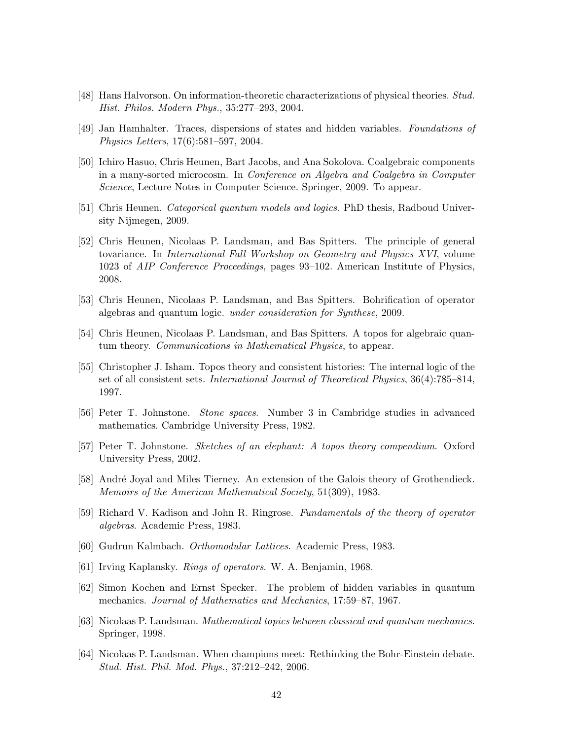[48] Hans Halvorson. On information-theoretic characterizations of physical theories. *Stud. Hist. Philos. Modern Phys.*, 35:277–293, 2004.

[49] Jan Hamhalter. Traces, dispersions of states and hidden variables. *Foundations of Physics Letters*, 17(6):581–597, 2004.

[50] Ichiro Hasuo, Chris Heunen, Bart Jacobs, and Ana Sokolova. Coalgebraic components in a many-sorted microcosm. In *Conference on Algebra and Coalgebra in Computer Science*, Lecture Notes in Computer Science. Springer, 2009. To appear.

[51] Chris Heunen. *Categorical quantum models and logics*. PhD thesis, Radboud University Nijmegen, 2009.

[52] Chris Heunen, Nicolaas P. Landsman, and Bas Spitters. The principle of general tovariance. In *International Fall Workshop on Geometry and Physics XVI*, volume 1023 of *AIP Conference Proceedings*, pages 93–102. American Institute of Physics, 2008.

[53] Chris Heunen, Nicolaas P. Landsman, and Bas Spitters. Bohrification of operator algebras and quantum logic. *under consideration for Synthese*, 2009.

[54] Chris Heunen, Nicolaas P. Landsman, and Bas Spitters. A topos for algebraic quantum theory. *Communications in Mathematical Physics*, to appear.

[55] Christopher J. Isham. Topos theory and consistent histories: The internal logic of the set of all consistent sets. *International Journal of Theoretical Physics*, 36(4):785–814, 1997.

[56] Peter T. Johnstone. *Stone spaces*. Number 3 in Cambridge studies in advanced mathematics. Cambridge University Press, 1982.

[57] Peter T. Johnstone. *Sketches of an elephant: A topos theory compendium*. Oxford University Press, 2002.

[58] André Joyal and Miles Tierney. An extension of the Galois theory of Grothendieck. *Memoirs of the American Mathematical Society*, 51(309), 1983.

[59] Richard V. Kadison and John R. Ringrose. *Fundamentals of the theory of operator algebras*. Academic Press, 1983.

[60] Gudrun Kalmbach. *Orthomodular Lattices*. Academic Press, 1983.

[61] Irving Kaplansky. *Rings of operators*. W. A. Benjamin, 1968.

[62] Simon Kochen and Ernst Specker. The problem of hidden variables in quantum mechanics. *Journal of Mathematics and Mechanics*, 17:59–87, 1967.

[63] Nicolaas P. Landsman. *Mathematical topics between classical and quantum mechanics*. Springer, 1998.

[64] Nicolaas P. Landsman. When champions meet: Rethinking the Bohr-Einstein debate. *Stud. Hist. Phil. Mod. Phys.*, 37:212–242, 2006.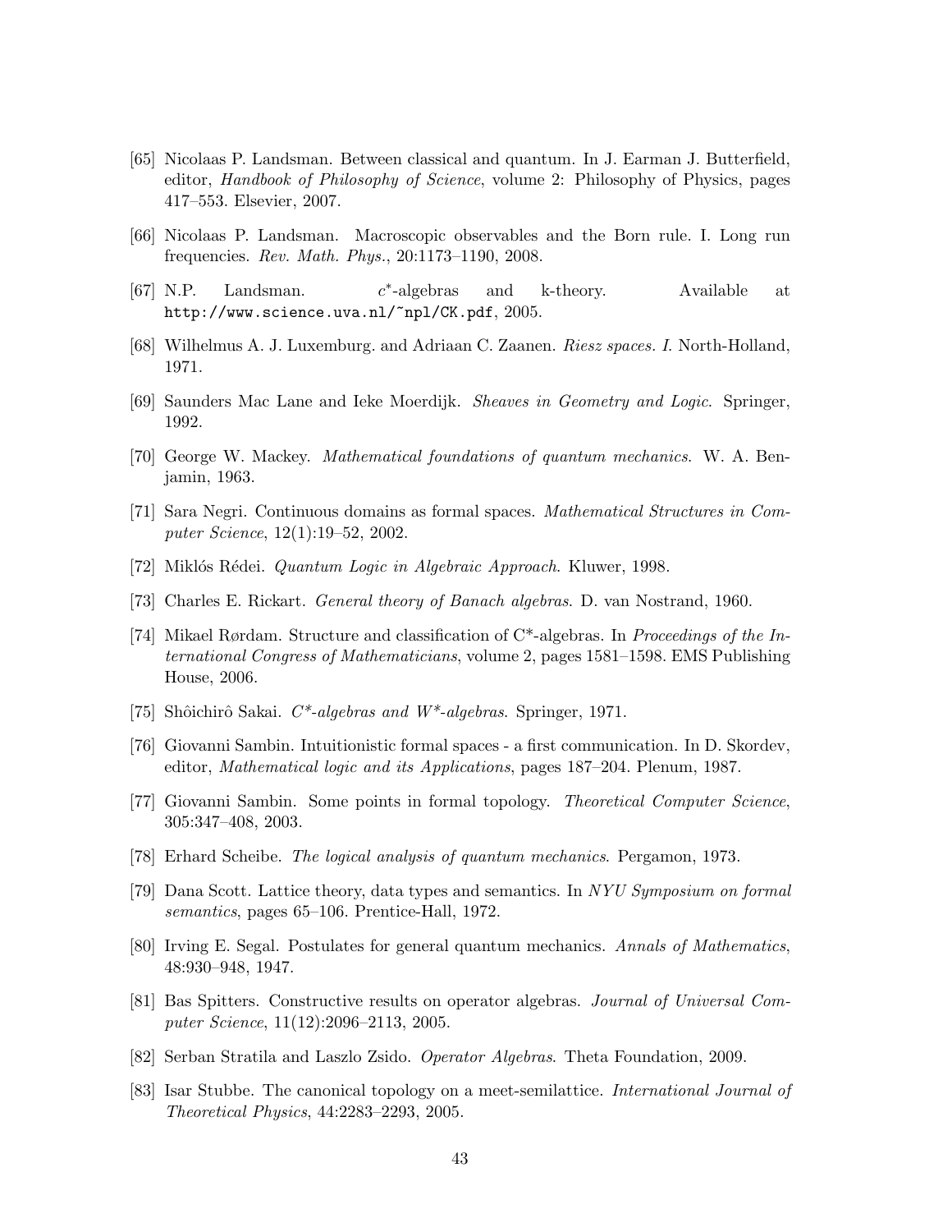[65] Nicolaas P. Landsman. Between classical and quantum. In J. Earman J. Butterfield, editor, *Handbook of Philosophy of Science*, volume 2: Philosophy of Physics, pages 417–553. Elsevier, 2007.

[66] Nicolaas P. Landsman. Macroscopic observables and the Born rule. I. Long run frequencies. *Rev. Math. Phys.*, 20:1173–1190, 2008.

[67] N.P. Landsman. $c^*$-algebras and k-theory. Available at `http://www.science.uva.nl/~npl/CK.pdf`, 2005.

[68] Wilhelmus A. J. Luxemburg. and Adriaan C. Zaanen. *Riesz spaces. I*. North-Holland, 1971.

[69] Saunders Mac Lane and Ieke Moerdijk. *Sheaves in Geometry and Logic*. Springer, 1992.

[70] George W. Mackey. *Mathematical foundations of quantum mechanics*. W. A. Benjamin, 1963.

[71] Sara Negri. Continuous domains as formal spaces. *Mathematical Structures in Computer Science*, 12(1):19–52, 2002.

[72] Miklós Rédei. *Quantum Logic in Algebraic Approach*. Kluwer, 1998.

[73] Charles E. Rickart. *General theory of Banach algebras*. D. van Nostrand, 1960.

[74] Mikael Rørdam. Structure and classification of C*-algebras. In *Proceedings of the International Congress of Mathematicians*, volume 2, pages 1581–1598. EMS Publishing House, 2006.

[75] Shôichirô Sakai. *C*-algebras and W*-algebras*. Springer, 1971.

[76] Giovanni Sambin. Intuitionistic formal spaces - a first communication. In D. Skordev, editor, *Mathematical logic and its Applications*, pages 187–204. Plenum, 1987.

[77] Giovanni Sambin. Some points in formal topology. *Theoretical Computer Science*, 305:347–408, 2003.

[78] Erhard Scheibe. *The logical analysis of quantum mechanics*. Pergamon, 1973.

[79] Dana Scott. Lattice theory, data types and semantics. In *NYU Symposium on formal semantics*, pages 65–106. Prentice-Hall, 1972.

[80] Irving E. Segal. Postulates for general quantum mechanics. *Annals of Mathematics*, 48:930–948, 1947.

[81] Bas Spitters. Constructive results on operator algebras. *Journal of Universal Computer Science*, 11(12):2096–2113, 2005.

[82] Serban Stratila and Laszlo Zsido. *Operator Algebras*. Theta Foundation, 2009.

[83] Isar Stubbe. The canonical topology on a meet-semilattice. *International Journal of Theoretical Physics*, 44:2283–2293, 2005.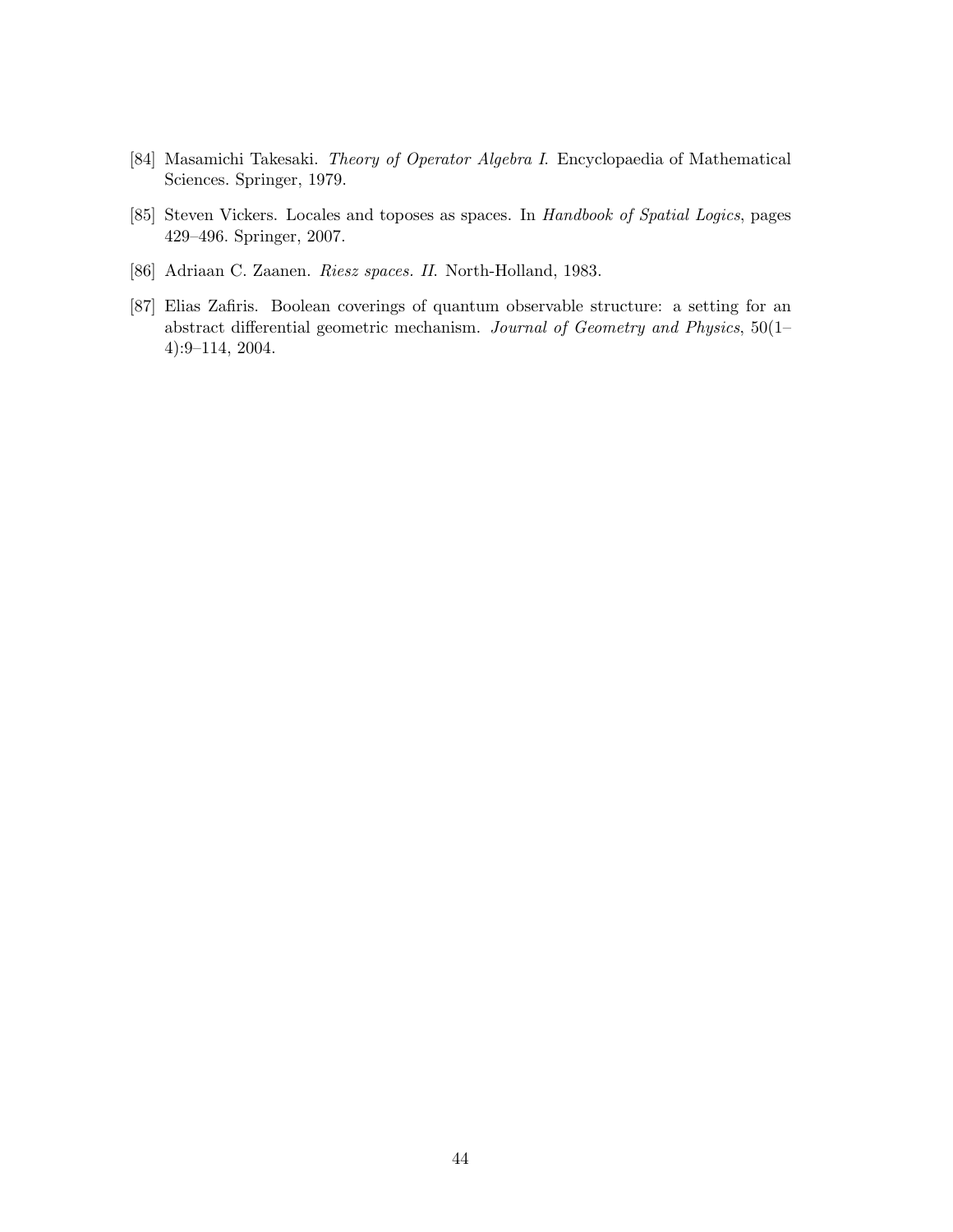[84] Masamichi Takesaki. *Theory of Operator Algebra I.* Encyclopaedia of Mathematical Sciences. Springer, 1979.

[85] Steven Vickers. Locales and toposes as spaces. In *Handbook of Spatial Logics*, pages 429–496. Springer, 2007.

[86] Adriaan C. Zaanen. *Riesz spaces. II.* North-Holland, 1983.

[87] Elias Zafiris. Boolean coverings of quantum observable structure: a setting for an abstract differential geometric mechanism. *Journal of Geometry and Physics*, 50(1–4):9–114, 2004.